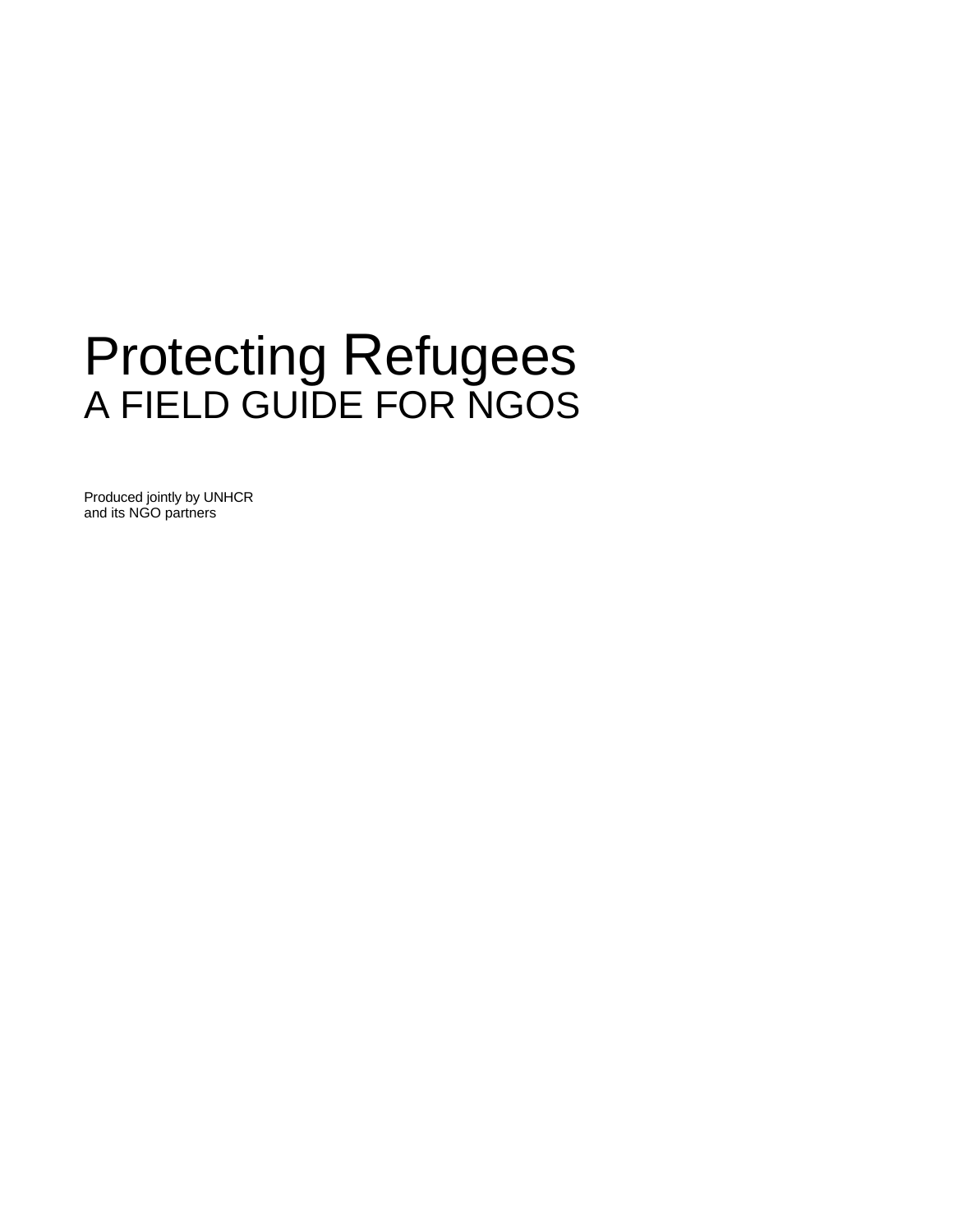# Protecting Refugees

## A FIELD GUIDE FOR NGOS

Produced jointly by UNHCR
and its NGO partners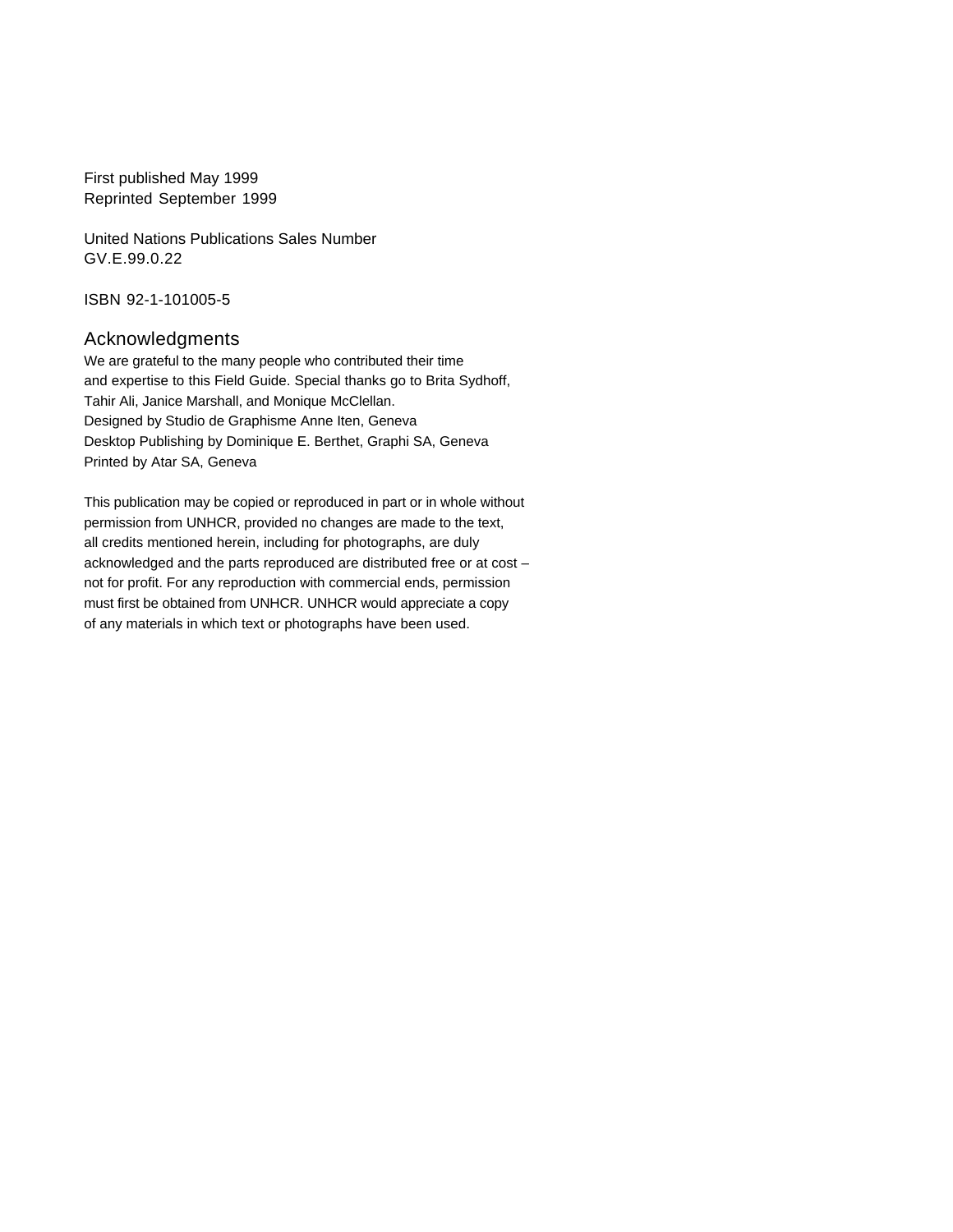First published May 1999
Reprinted September 1999

United Nations Publications Sales Number
GV.E.99.0.22

ISBN 92-1-101005-5

## Acknowledgments

We are grateful to the many people who contributed their time and expertise to this Field Guide. Special thanks go to Brita Sydhoff, Tahir Ali, Janice Marshall, and Monique McClellan.
Designed by Studio de Graphisme Anne Iten, Geneva
Desktop Publishing by Dominique E. Berthet, Graphi SA, Geneva
Printed by Atar SA, Geneva

This publication may be copied or reproduced in part or in whole without permission from UNHCR, provided no changes are made to the text, all credits mentioned herein, including for photographs, are duly acknowledged and the parts reproduced are distributed free or at cost – not for profit. For any reproduction with commercial ends, permission must first be obtained from UNHCR. UNHCR would appreciate a copy of any materials in which text or photographs have been used.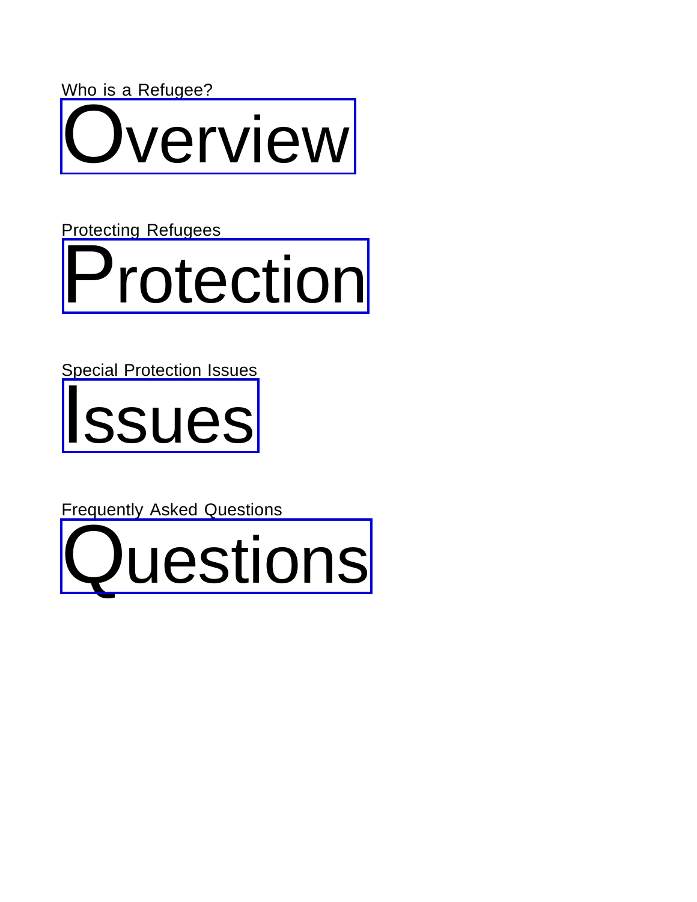Who is a Refugee?

# Overview

Protecting Refugees

# Protection

Special Protection Issues

# Issues

Frequently Asked Questions

# Questions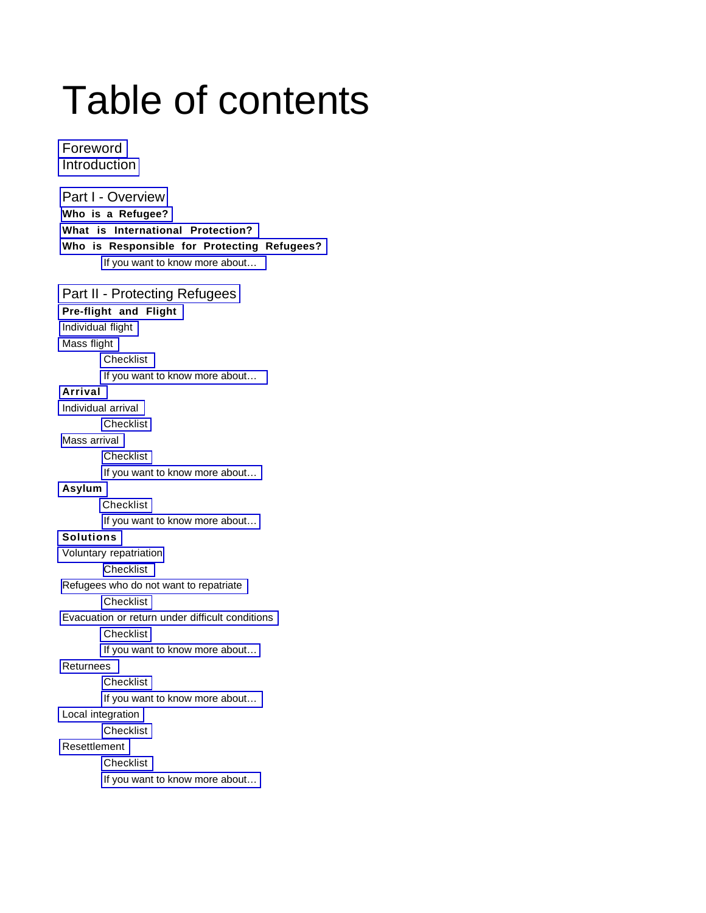# Table of contents

Foreword
Introduction

Part I - Overview
**Who is a Refugee?**
**What is International Protection?**
**Who is Responsible for Protecting Refugees?**
- If you want to know more about…

Part II - Protecting Refugees
**Pre-flight and Flight**
Individual flight
Mass flight
- Checklist
- If you want to know more about…

**Arrival**
Individual arrival
- Checklist

Mass arrival
- Checklist
- If you want to know more about…

**Asylum**
- Checklist
- If you want to know more about…

**Solutions**
Voluntary repatriation
- Checklist

Refugees who do not want to repatriate
- Checklist

Evacuation or return under difficult conditions
- Checklist
- If you want to know more about…

Returnees
- Checklist
- If you want to know more about…

Local integration
- Checklist

Resettlement
- Checklist
- If you want to know more about…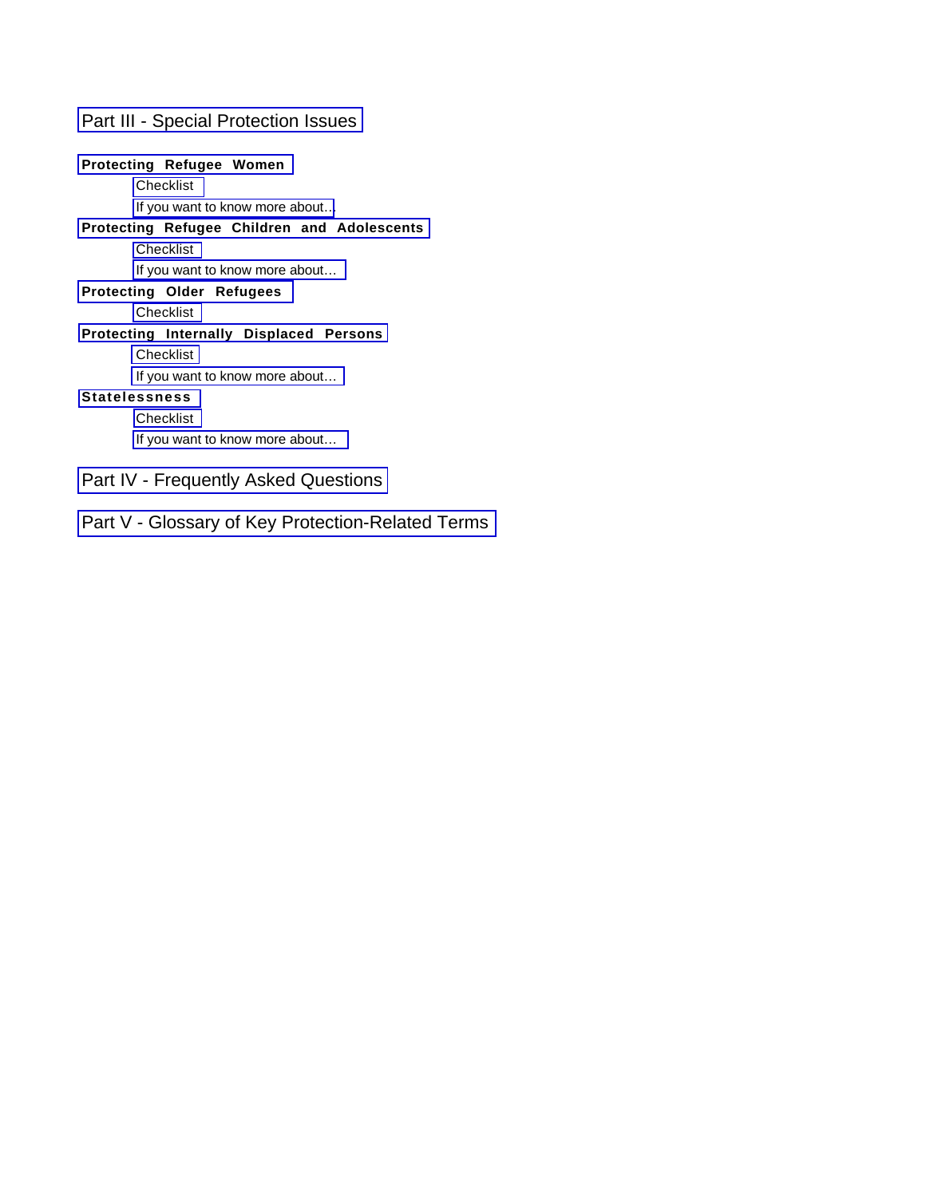# Part III - Special Protection Issues

**Protecting Refugee Women**

- Checklist
- If you want to know more about…

**Protecting Refugee Children and Adolescents**

- Checklist
- If you want to know more about…

**Protecting Older Refugees**

- Checklist

**Protecting Internally Displaced Persons**

- Checklist
- If you want to know more about…

**Statelessness**

- Checklist
- If you want to know more about…

# Part IV - Frequently Asked Questions

# Part V - Glossary of Key Protection-Related Terms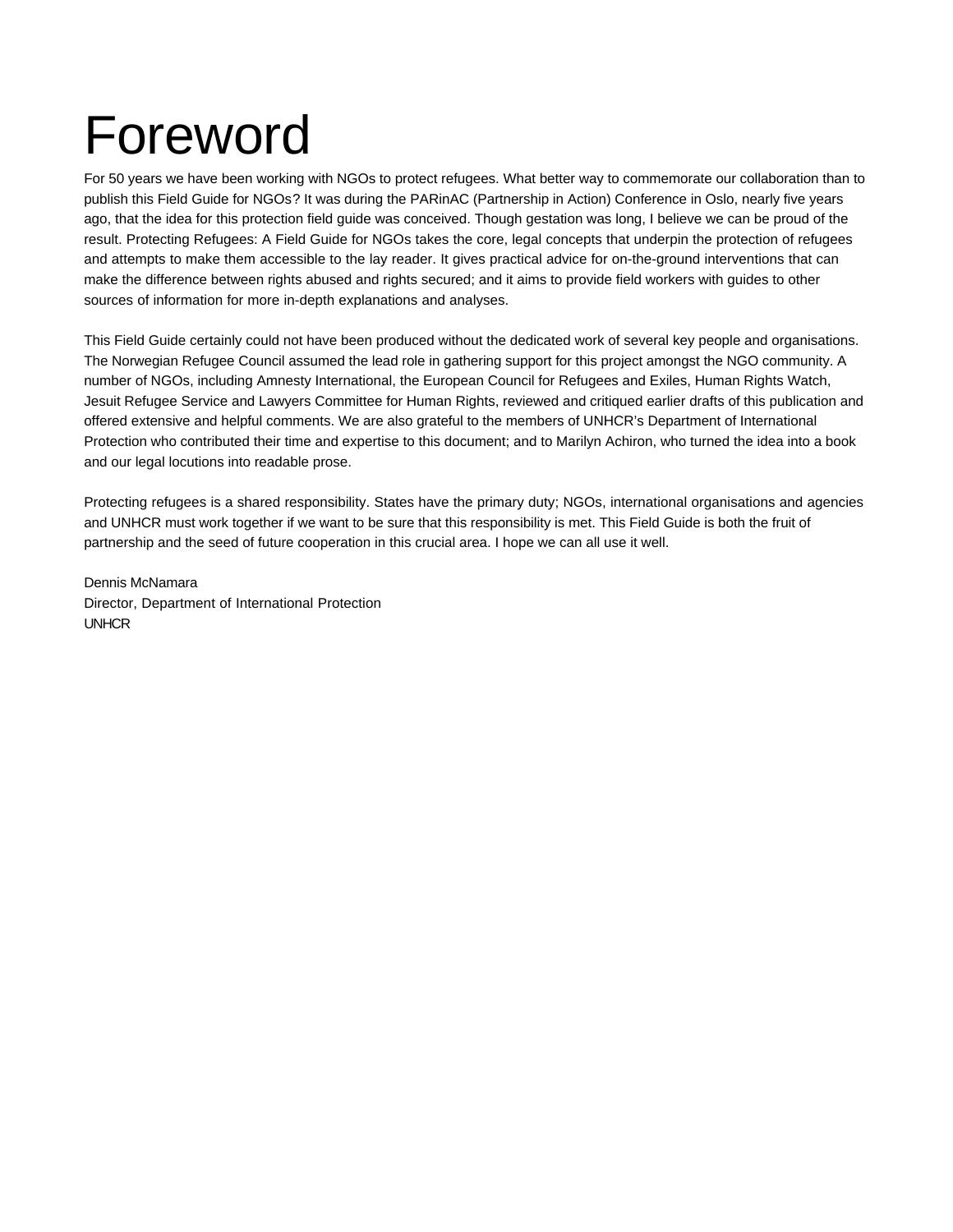# Foreword

For 50 years we have been working with NGOs to protect refugees. What better way to commemorate our collaboration than to publish this Field Guide for NGOs? It was during the PARinAC (Partnership in Action) Conference in Oslo, nearly five years ago, that the idea for this protection field guide was conceived. Though gestation was long, I believe we can be proud of the result. Protecting Refugees: A Field Guide for NGOs takes the core, legal concepts that underpin the protection of refugees and attempts to make them accessible to the lay reader. It gives practical advice for on-the-ground interventions that can make the difference between rights abused and rights secured; and it aims to provide field workers with guides to other sources of information for more in-depth explanations and analyses.

This Field Guide certainly could not have been produced without the dedicated work of several key people and organisations. The Norwegian Refugee Council assumed the lead role in gathering support for this project amongst the NGO community. A number of NGOs, including Amnesty International, the European Council for Refugees and Exiles, Human Rights Watch, Jesuit Refugee Service and Lawyers Committee for Human Rights, reviewed and critiqued earlier drafts of this publication and offered extensive and helpful comments. We are also grateful to the members of UNHCR's Department of International Protection who contributed their time and expertise to this document; and to Marilyn Achiron, who turned the idea into a book and our legal locutions into readable prose.

Protecting refugees is a shared responsibility. States have the primary duty; NGOs, international organisations and agencies and UNHCR must work together if we want to be sure that this responsibility is met. This Field Guide is both the fruit of partnership and the seed of future cooperation in this crucial area. I hope we can all use it well.

Dennis McNamara
Director, Department of International Protection
UNHCR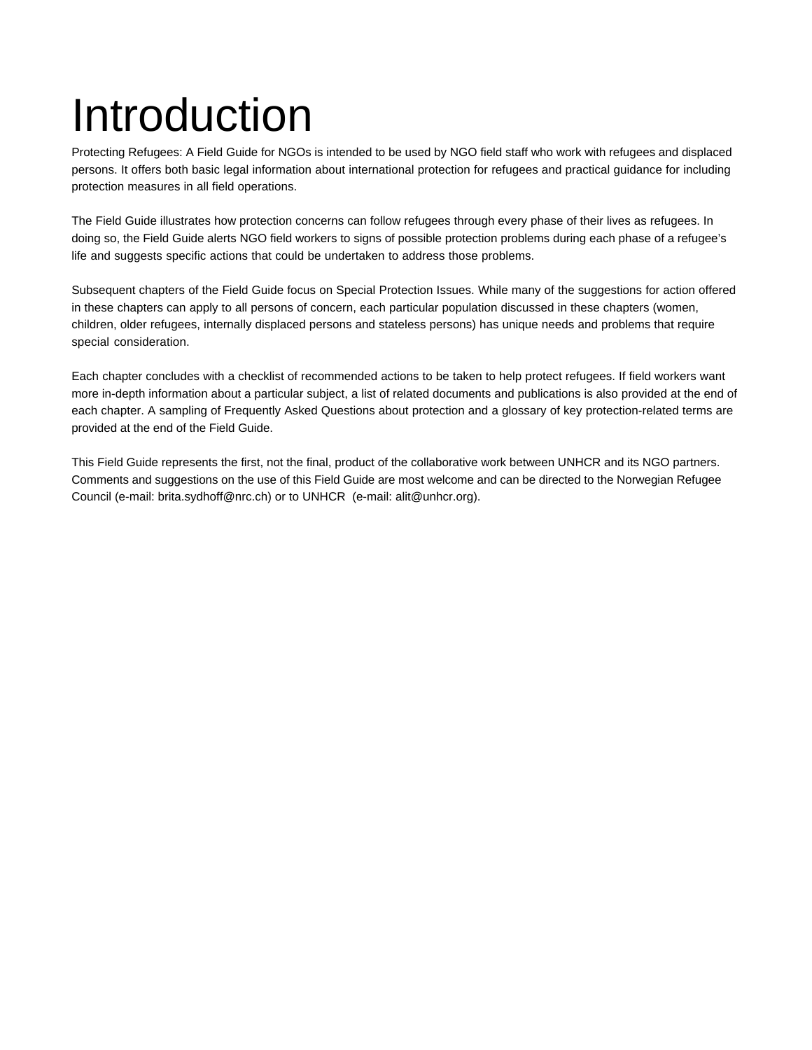# Introduction

Protecting Refugees: A Field Guide for NGOs is intended to be used by NGO field staff who work with refugees and displaced persons. It offers both basic legal information about international protection for refugees and practical guidance for including protection measures in all field operations.

The Field Guide illustrates how protection concerns can follow refugees through every phase of their lives as refugees. In doing so, the Field Guide alerts NGO field workers to signs of possible protection problems during each phase of a refugee's life and suggests specific actions that could be undertaken to address those problems.

Subsequent chapters of the Field Guide focus on Special Protection Issues. While many of the suggestions for action offered in these chapters can apply to all persons of concern, each particular population discussed in these chapters (women, children, older refugees, internally displaced persons and stateless persons) has unique needs and problems that require special consideration.

Each chapter concludes with a checklist of recommended actions to be taken to help protect refugees. If field workers want more in-depth information about a particular subject, a list of related documents and publications is also provided at the end of each chapter. A sampling of Frequently Asked Questions about protection and a glossary of key protection-related terms are provided at the end of the Field Guide.

This Field Guide represents the first, not the final, product of the collaborative work between UNHCR and its NGO partners. Comments and suggestions on the use of this Field Guide are most welcome and can be directed to the Norwegian Refugee Council (e-mail: brita.sydhoff@nrc.ch) or to UNHCR (e-mail: alit@unhcr.org).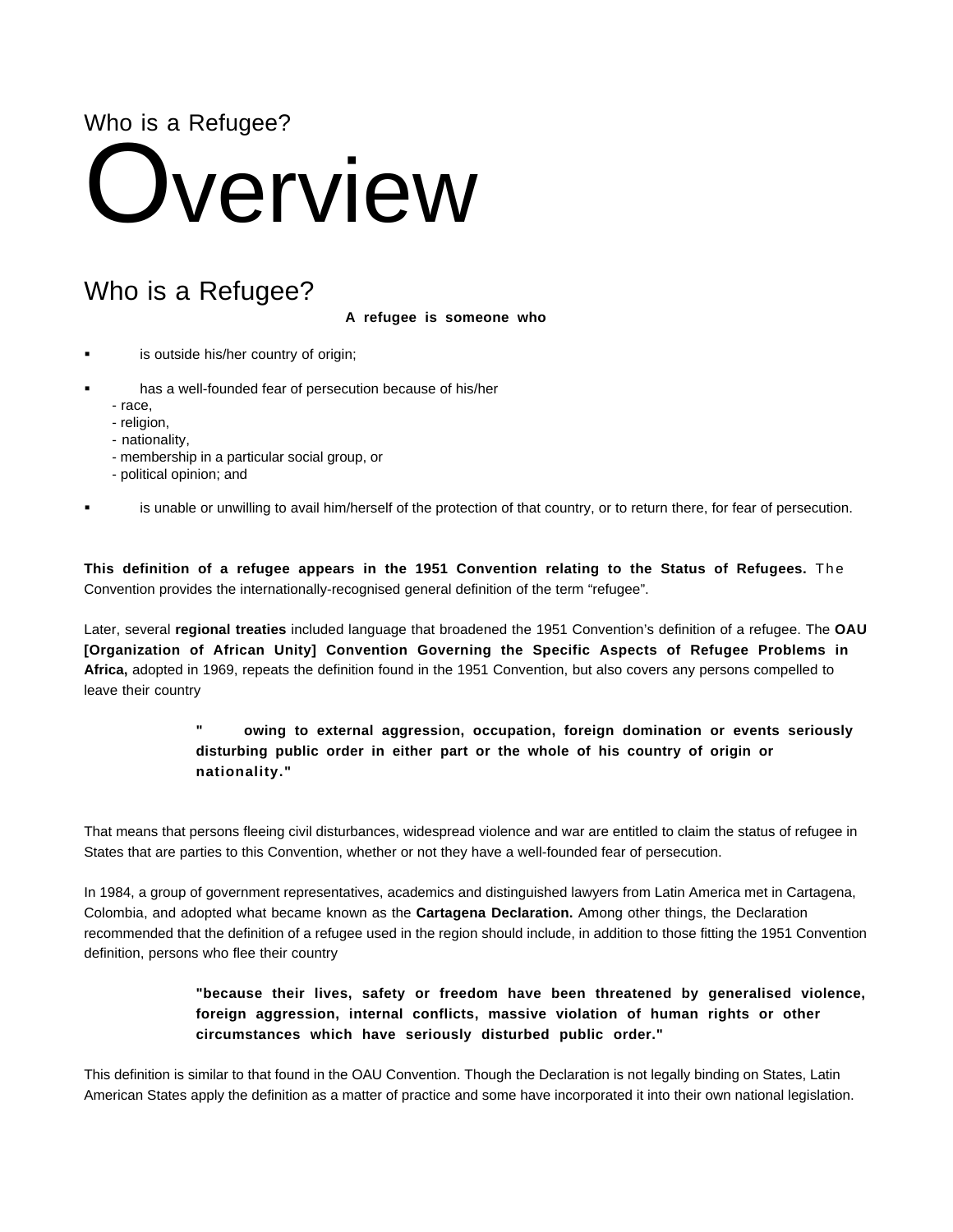Who is a Refugee?

# Overview

## Who is a Refugee?

**A refugee is someone who**

- is outside his/her country of origin;
- has a well-founded fear of persecution because of his/her
  - race,
  - religion,
  - nationality,
  - membership in a particular social group, or
  - political opinion; and
- is unable or unwilling to avail him/herself of the protection of that country, or to return there, for fear of persecution.

**This definition of a refugee appears in the 1951 Convention relating to the Status of Refugees.** The Convention provides the internationally-recognised general definition of the term "refugee".

Later, several **regional treaties** included language that broadened the 1951 Convention's definition of a refugee. The **OAU [Organization of African Unity] Convention Governing the Specific Aspects of Refugee Problems in Africa,** adopted in 1969, repeats the definition found in the 1951 Convention, but also covers any persons compelled to leave their country

> **" owing to external aggression, occupation, foreign domination or events seriously disturbing public order in either part or the whole of his country of origin or nationality."**

That means that persons fleeing civil disturbances, widespread violence and war are entitled to claim the status of refugee in States that are parties to this Convention, whether or not they have a well-founded fear of persecution.

In 1984, a group of government representatives, academics and distinguished lawyers from Latin America met in Cartagena, Colombia, and adopted what became known as the **Cartagena Declaration.** Among other things, the Declaration recommended that the definition of a refugee used in the region should include, in addition to those fitting the 1951 Convention definition, persons who flee their country

> **"because their lives, safety or freedom have been threatened by generalised violence, foreign aggression, internal conflicts, massive violation of human rights or other circumstances which have seriously disturbed public order."**

This definition is similar to that found in the OAU Convention. Though the Declaration is not legally binding on States, Latin American States apply the definition as a matter of practice and some have incorporated it into their own national legislation.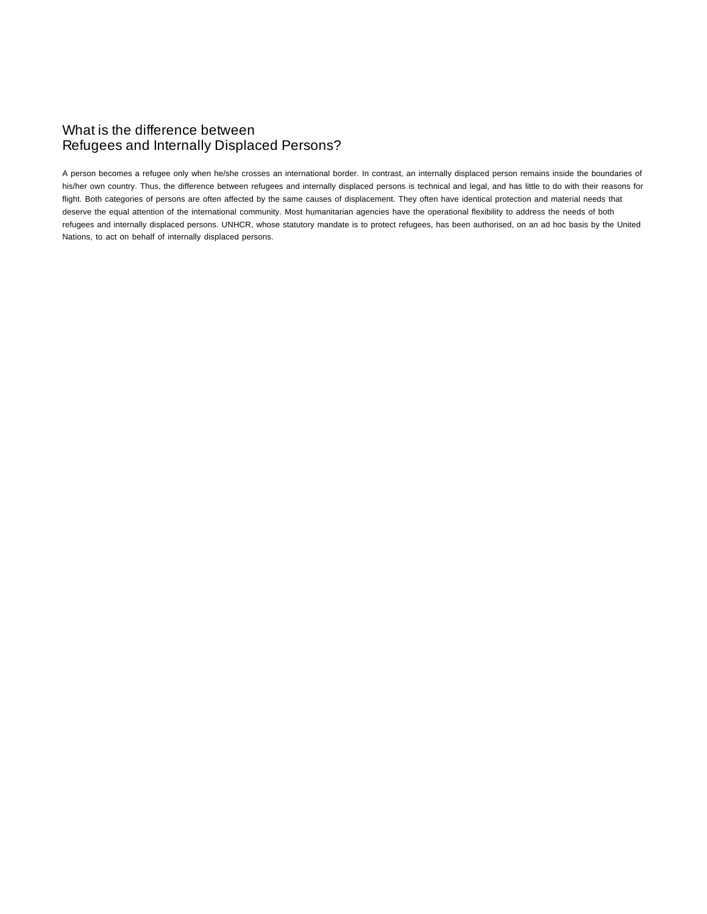## What is the difference between Refugees and Internally Displaced Persons?

A person becomes a refugee only when he/she crosses an international border. In contrast, an internally displaced person remains inside the boundaries of his/her own country. Thus, the difference between refugees and internally displaced persons is technical and legal, and has little to do with their reasons for flight. Both categories of persons are often affected by the same causes of displacement. They often have identical protection and material needs that deserve the equal attention of the international community. Most humanitarian agencies have the operational flexibility to address the needs of both refugees and internally displaced persons. UNHCR, whose statutory mandate is to protect refugees, has been authorised, on an ad hoc basis by the United Nations, to act on behalf of internally displaced persons.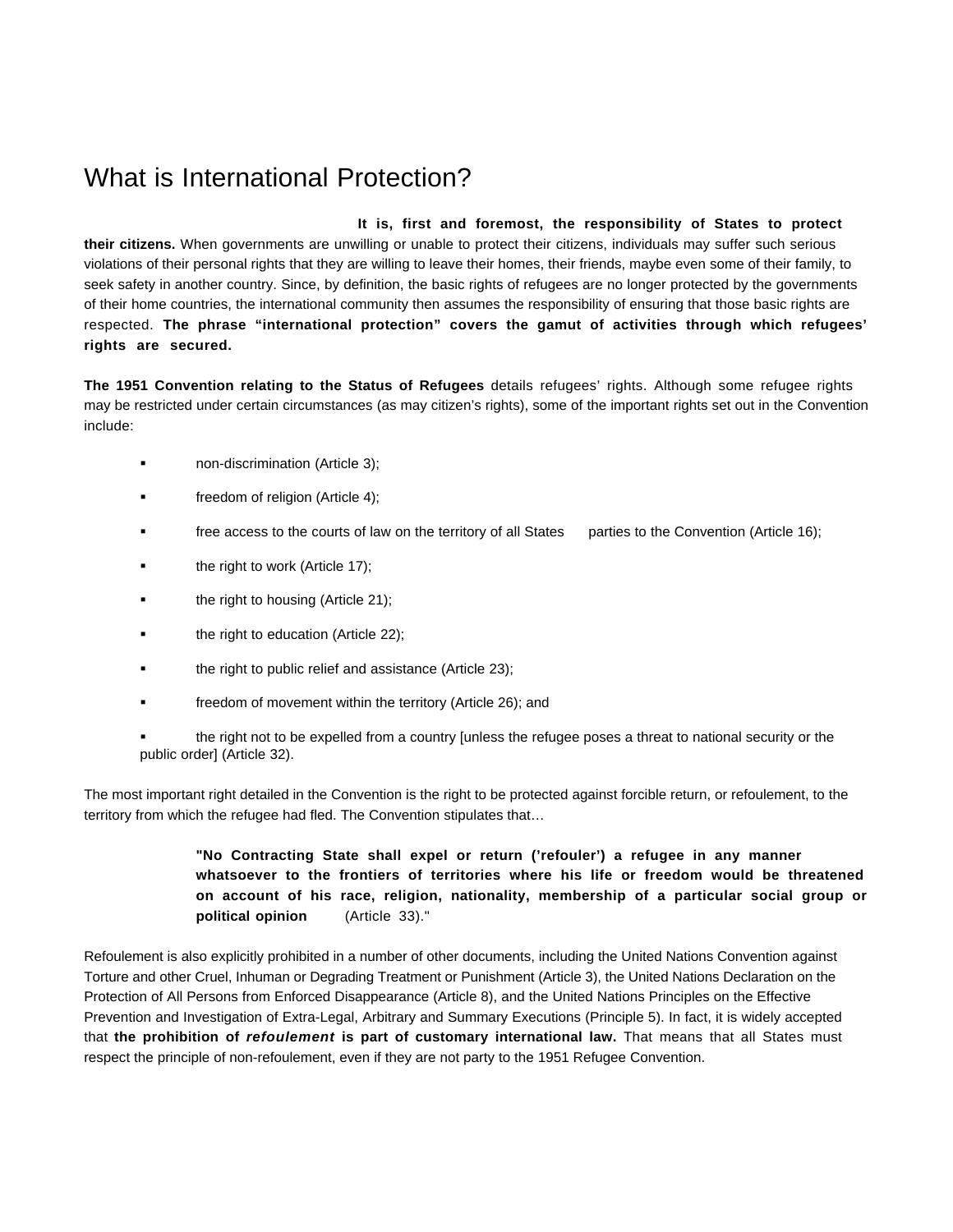# What is International Protection?

**It is, first and foremost, the responsibility of States to protect their citizens.** When governments are unwilling or unable to protect their citizens, individuals may suffer such serious violations of their personal rights that they are willing to leave their homes, their friends, maybe even some of their family, to seek safety in another country. Since, by definition, the basic rights of refugees are no longer protected by the governments of their home countries, the international community then assumes the responsibility of ensuring that those basic rights are respected. **The phrase "international protection" covers the gamut of activities through which refugees' rights are secured.**

**The 1951 Convention relating to the Status of Refugees** details refugees' rights. Although some refugee rights may be restricted under certain circumstances (as may citizen's rights), some of the important rights set out in the Convention include:

- non-discrimination (Article 3);
- freedom of religion (Article 4);
- free access to the courts of law on the territory of all States parties to the Convention (Article 16);
- the right to work (Article 17);
- the right to housing (Article 21);
- the right to education (Article 22);
- the right to public relief and assistance (Article 23);
- freedom of movement within the territory (Article 26); and
- the right not to be expelled from a country [unless the refugee poses a threat to national security or the public order] (Article 32).

The most important right detailed in the Convention is the right to be protected against forcible return, or refoulement, to the territory from which the refugee had fled. The Convention stipulates that…

> **"No Contracting State shall expel or return ('refouler') a refugee in any manner whatsoever to the frontiers of territories where his life or freedom would be threatened on account of his race, religion, nationality, membership of a particular social group or political opinion** (Article 33)."

Refoulement is also explicitly prohibited in a number of other documents, including the United Nations Convention against Torture and other Cruel, Inhuman or Degrading Treatment or Punishment (Article 3), the United Nations Declaration on the Protection of All Persons from Enforced Disappearance (Article 8), and the United Nations Principles on the Effective Prevention and Investigation of Extra-Legal, Arbitrary and Summary Executions (Principle 5). In fact, it is widely accepted that **the prohibition of *refoulement* is part of customary international law.** That means that all States must respect the principle of non-refoulement, even if they are not party to the 1951 Refugee Convention.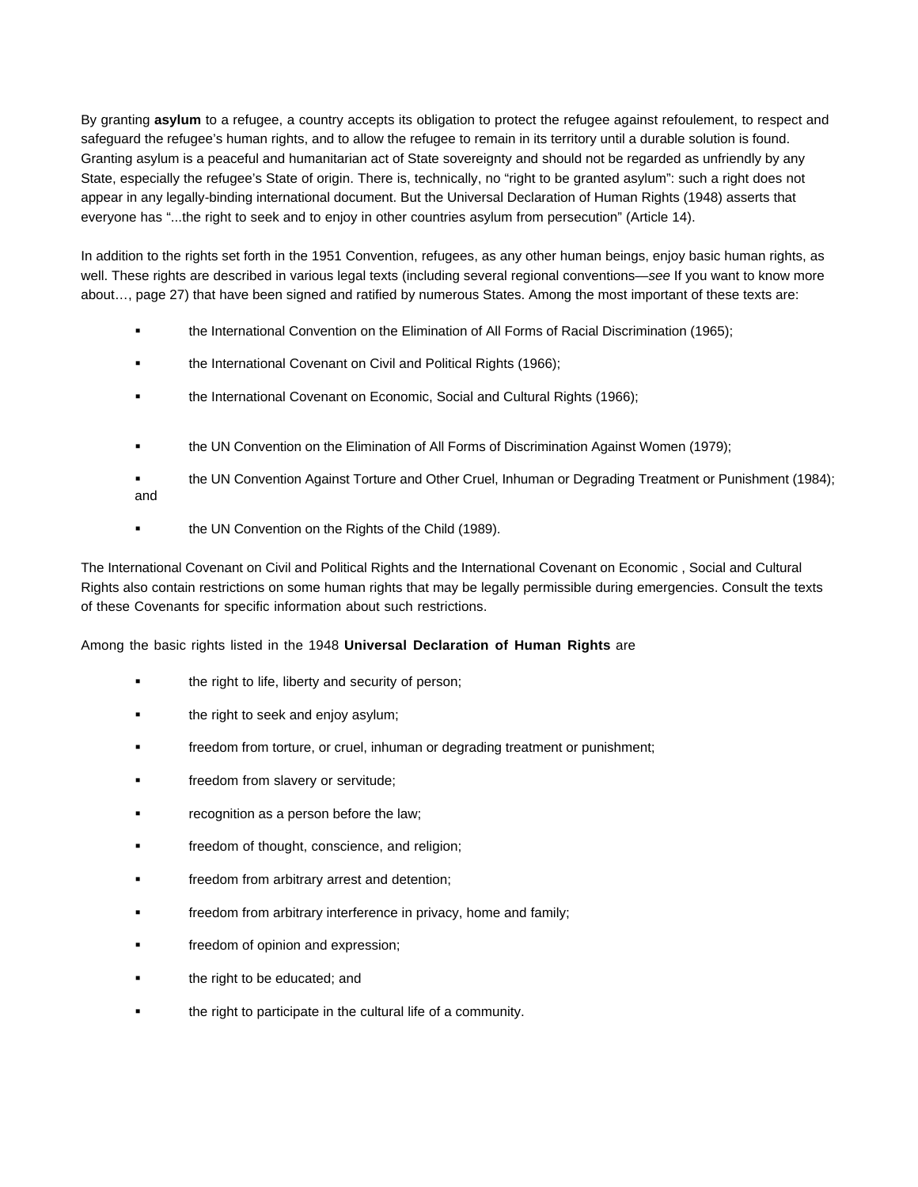By granting **asylum** to a refugee, a country accepts its obligation to protect the refugee against refoulement, to respect and safeguard the refugee's human rights, and to allow the refugee to remain in its territory until a durable solution is found. Granting asylum is a peaceful and humanitarian act of State sovereignty and should not be regarded as unfriendly by any State, especially the refugee's State of origin. There is, technically, no "right to be granted asylum": such a right does not appear in any legally-binding international document. But the Universal Declaration of Human Rights (1948) asserts that everyone has "...the right to seek and to enjoy in other countries asylum from persecution" (Article 14).

In addition to the rights set forth in the 1951 Convention, refugees, as any other human beings, enjoy basic human rights, as well. These rights are described in various legal texts (including several regional conventions—*see* If you want to know more about…, page 27) that have been signed and ratified by numerous States. Among the most important of these texts are:

- the International Convention on the Elimination of All Forms of Racial Discrimination (1965);
- the International Covenant on Civil and Political Rights (1966);
- the International Covenant on Economic, Social and Cultural Rights (1966);
- the UN Convention on the Elimination of All Forms of Discrimination Against Women (1979);
- the UN Convention Against Torture and Other Cruel, Inhuman or Degrading Treatment or Punishment (1984); and
- the UN Convention on the Rights of the Child (1989).

The International Covenant on Civil and Political Rights and the International Covenant on Economic , Social and Cultural Rights also contain restrictions on some human rights that may be legally permissible during emergencies. Consult the texts of these Covenants for specific information about such restrictions.

Among the basic rights listed in the 1948 **Universal Declaration of Human Rights** are

- the right to life, liberty and security of person;
- the right to seek and enjoy asylum;
- freedom from torture, or cruel, inhuman or degrading treatment or punishment;
- freedom from slavery or servitude;
- recognition as a person before the law;
- freedom of thought, conscience, and religion;
- freedom from arbitrary arrest and detention;
- freedom from arbitrary interference in privacy, home and family;
- freedom of opinion and expression;
- the right to be educated; and
- the right to participate in the cultural life of a community.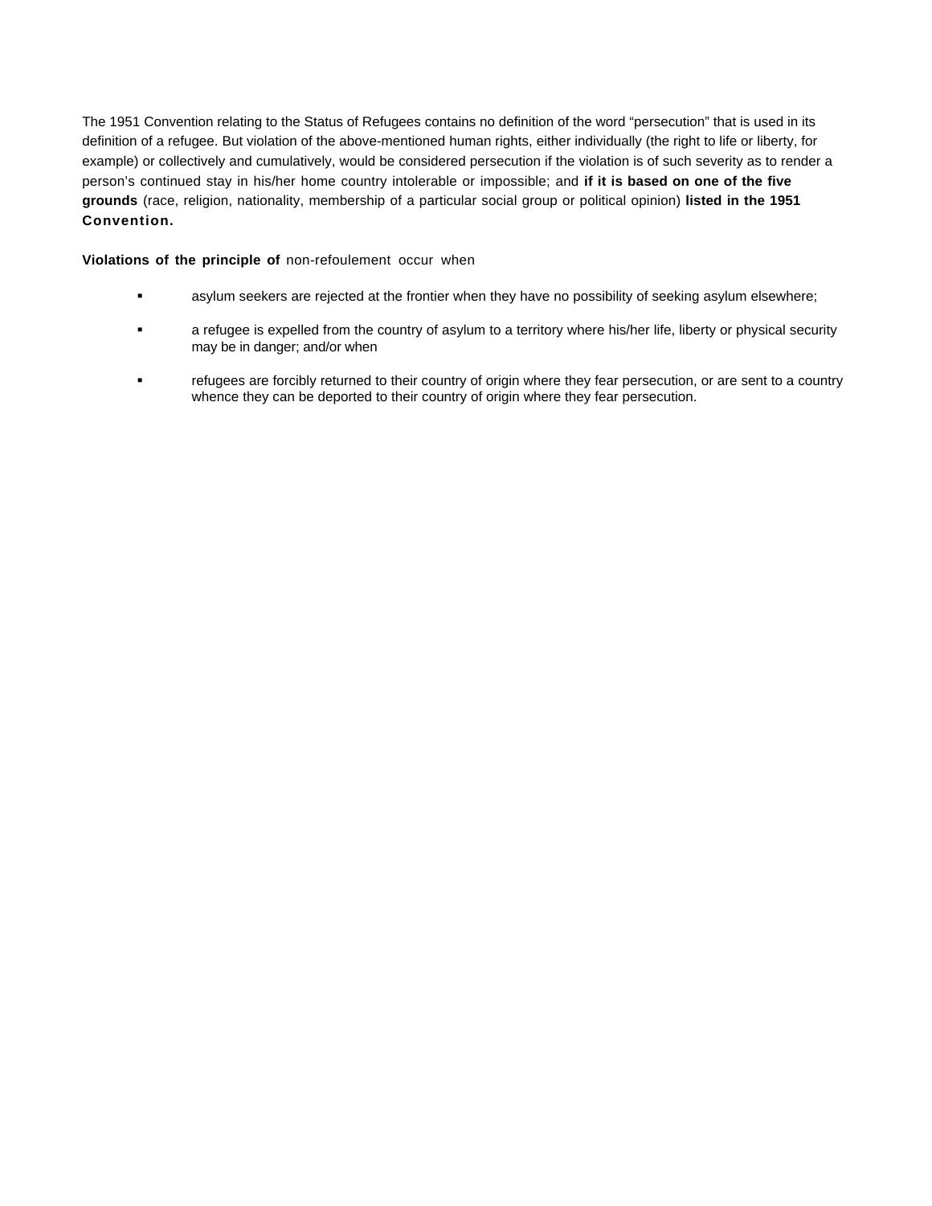The 1951 Convention relating to the Status of Refugees contains no definition of the word "persecution" that is used in its definition of a refugee. But violation of the above-mentioned human rights, either individually (the right to life or liberty, for example) or collectively and cumulatively, would be considered persecution if the violation is of such severity as to render a person's continued stay in his/her home country intolerable or impossible; and **if it is based on one of the five grounds** (race, religion, nationality, membership of a particular social group or political opinion) **listed in the 1951 Convention.**

**Violations of the principle of** non-refoulement occur when

- asylum seekers are rejected at the frontier when they have no possibility of seeking asylum elsewhere;
- a refugee is expelled from the country of asylum to a territory where his/her life, liberty or physical security may be in danger; and/or when
- refugees are forcibly returned to their country of origin where they fear persecution, or are sent to a country whence they can be deported to their country of origin where they fear persecution.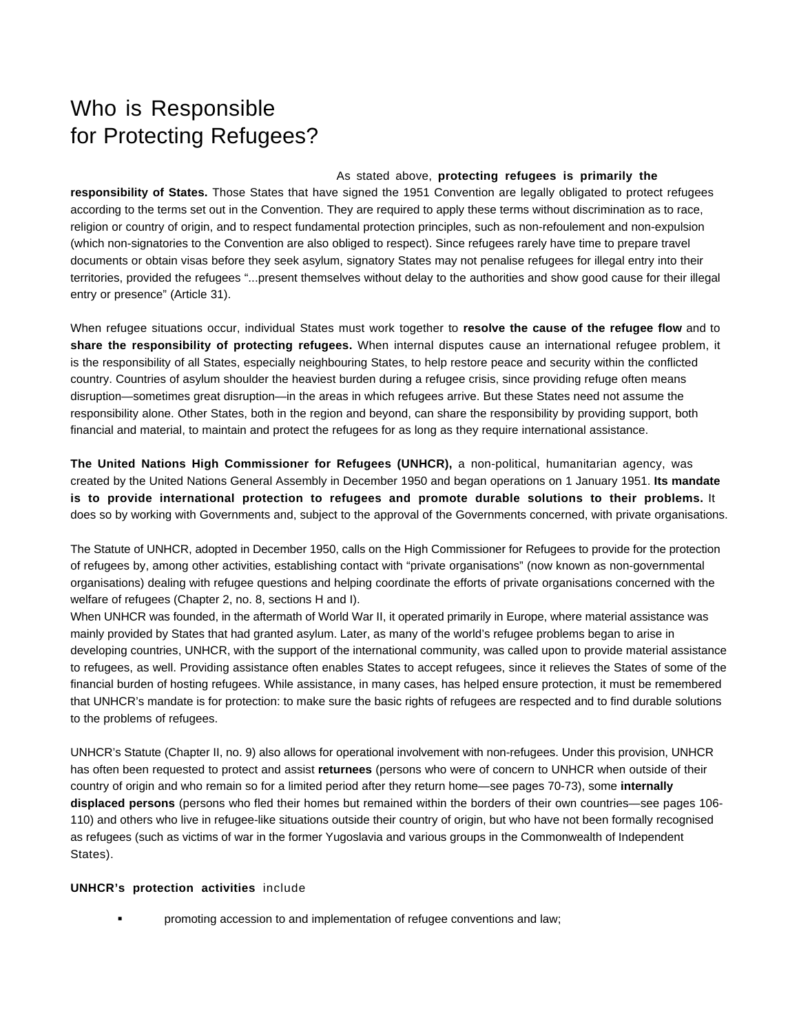# Who is Responsible for Protecting Refugees?

As stated above, **protecting refugees is primarily the responsibility of States.** Those States that have signed the 1951 Convention are legally obligated to protect refugees according to the terms set out in the Convention. They are required to apply these terms without discrimination as to race, religion or country of origin, and to respect fundamental protection principles, such as non-refoulement and non-expulsion (which non-signatories to the Convention are also obliged to respect). Since refugees rarely have time to prepare travel documents or obtain visas before they seek asylum, signatory States may not penalise refugees for illegal entry into their territories, provided the refugees "...present themselves without delay to the authorities and show good cause for their illegal entry or presence" (Article 31).

When refugee situations occur, individual States must work together to **resolve the cause of the refugee flow** and to **share the responsibility of protecting refugees.** When internal disputes cause an international refugee problem, it is the responsibility of all States, especially neighbouring States, to help restore peace and security within the conflicted country. Countries of asylum shoulder the heaviest burden during a refugee crisis, since providing refuge often means disruption—sometimes great disruption—in the areas in which refugees arrive. But these States need not assume the responsibility alone. Other States, both in the region and beyond, can share the responsibility by providing support, both financial and material, to maintain and protect the refugees for as long as they require international assistance.

**The United Nations High Commissioner for Refugees (UNHCR),** a non-political, humanitarian agency, was created by the United Nations General Assembly in December 1950 and began operations on 1 January 1951. **Its mandate is to provide international protection to refugees and promote durable solutions to their problems.** It does so by working with Governments and, subject to the approval of the Governments concerned, with private organisations.

The Statute of UNHCR, adopted in December 1950, calls on the High Commissioner for Refugees to provide for the protection of refugees by, among other activities, establishing contact with "private organisations" (now known as non-governmental organisations) dealing with refugee questions and helping coordinate the efforts of private organisations concerned with the welfare of refugees (Chapter 2, no. 8, sections H and I).

When UNHCR was founded, in the aftermath of World War II, it operated primarily in Europe, where material assistance was mainly provided by States that had granted asylum. Later, as many of the world's refugee problems began to arise in developing countries, UNHCR, with the support of the international community, was called upon to provide material assistance to refugees, as well. Providing assistance often enables States to accept refugees, since it relieves the States of some of the financial burden of hosting refugees. While assistance, in many cases, has helped ensure protection, it must be remembered that UNHCR's mandate is for protection: to make sure the basic rights of refugees are respected and to find durable solutions to the problems of refugees.

UNHCR's Statute (Chapter II, no. 9) also allows for operational involvement with non-refugees. Under this provision, UNHCR has often been requested to protect and assist **returnees** (persons who were of concern to UNHCR when outside of their country of origin and who remain so for a limited period after they return home—see pages 70-73), some **internally displaced persons** (persons who fled their homes but remained within the borders of their own countries—see pages 106-110) and others who live in refugee-like situations outside their country of origin, but who have not been formally recognised as refugees (such as victims of war in the former Yugoslavia and various groups in the Commonwealth of Independent States).

**UNHCR's protection activities** include

- promoting accession to and implementation of refugee conventions and law;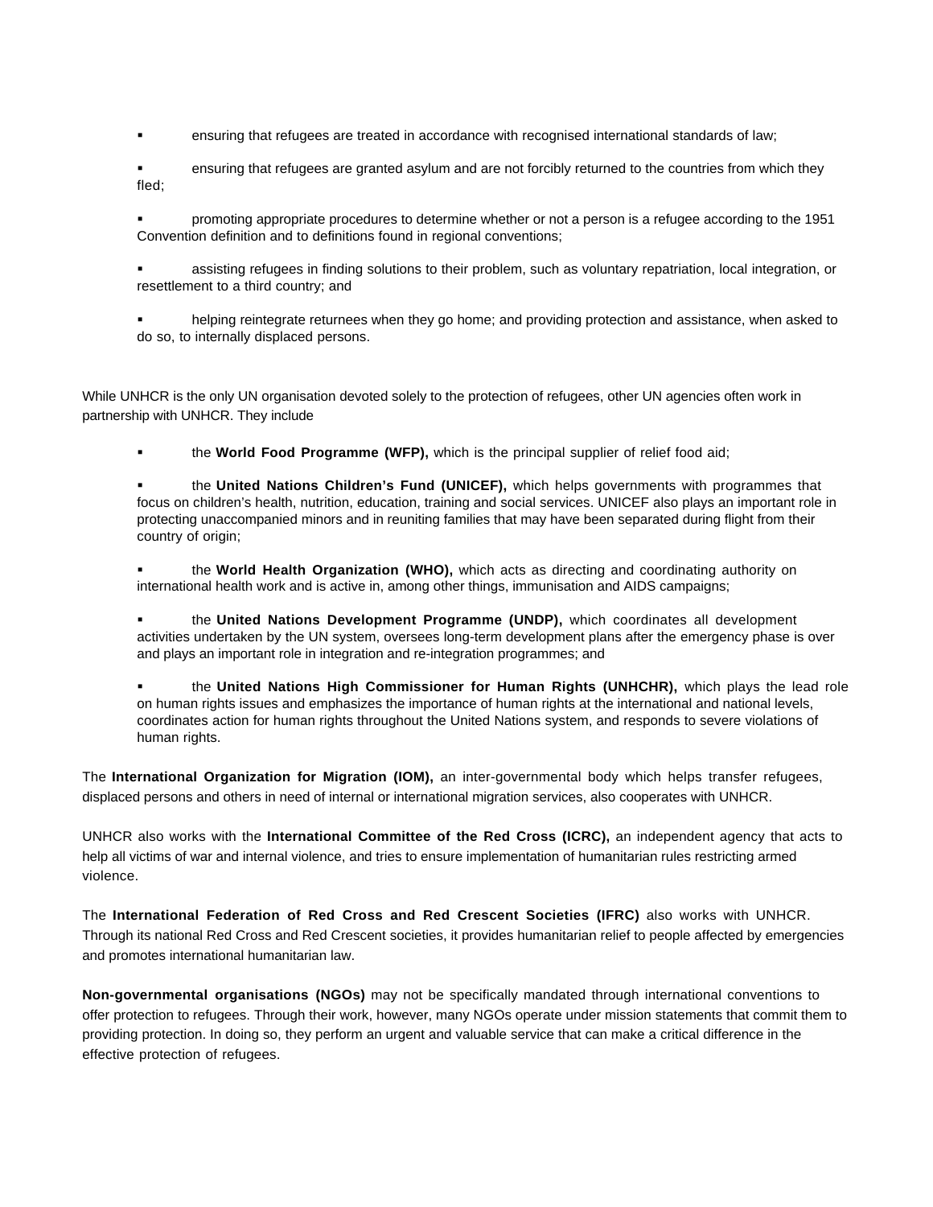- ensuring that refugees are treated in accordance with recognised international standards of law;
- ensuring that refugees are granted asylum and are not forcibly returned to the countries from which they fled;
- promoting appropriate procedures to determine whether or not a person is a refugee according to the 1951 Convention definition and to definitions found in regional conventions;
- assisting refugees in finding solutions to their problem, such as voluntary repatriation, local integration, or resettlement to a third country; and
- helping reintegrate returnees when they go home; and providing protection and assistance, when asked to do so, to internally displaced persons.

While UNHCR is the only UN organisation devoted solely to the protection of refugees, other UN agencies often work in partnership with UNHCR. They include

- the **World Food Programme (WFP),** which is the principal supplier of relief food aid;
- the **United Nations Children's Fund (UNICEF),** which helps governments with programmes that focus on children's health, nutrition, education, training and social services. UNICEF also plays an important role in protecting unaccompanied minors and in reuniting families that may have been separated during flight from their country of origin;
- the **World Health Organization (WHO),** which acts as directing and coordinating authority on international health work and is active in, among other things, immunisation and AIDS campaigns;
- the **United Nations Development Programme (UNDP),** which coordinates all development activities undertaken by the UN system, oversees long-term development plans after the emergency phase is over and plays an important role in integration and re-integration programmes; and
- the **United Nations High Commissioner for Human Rights (UNHCHR),** which plays the lead role on human rights issues and emphasizes the importance of human rights at the international and national levels, coordinates action for human rights throughout the United Nations system, and responds to severe violations of human rights.

The **International Organization for Migration (IOM),** an inter-governmental body which helps transfer refugees, displaced persons and others in need of internal or international migration services, also cooperates with UNHCR.

UNHCR also works with the **International Committee of the Red Cross (ICRC),** an independent agency that acts to help all victims of war and internal violence, and tries to ensure implementation of humanitarian rules restricting armed violence.

The **International Federation of Red Cross and Red Crescent Societies (IFRC)** also works with UNHCR. Through its national Red Cross and Red Crescent societies, it provides humanitarian relief to people affected by emergencies and promotes international humanitarian law.

**Non-governmental organisations (NGOs)** may not be specifically mandated through international conventions to offer protection to refugees. Through their work, however, many NGOs operate under mission statements that commit them to providing protection. In doing so, they perform an urgent and valuable service that can make a critical difference in the effective protection of refugees.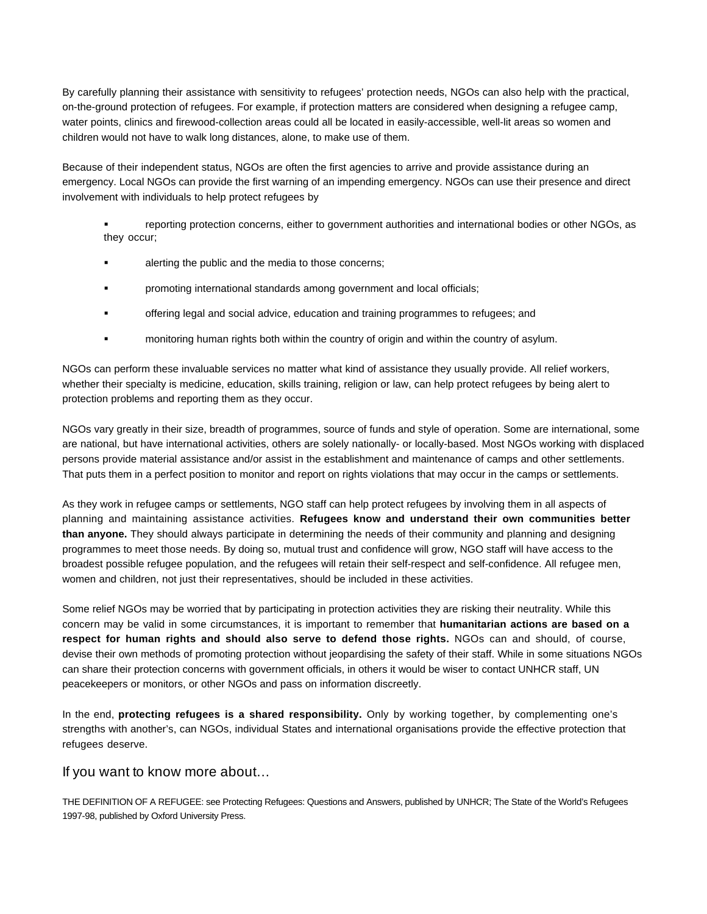By carefully planning their assistance with sensitivity to refugees' protection needs, NGOs can also help with the practical, on-the-ground protection of refugees. For example, if protection matters are considered when designing a refugee camp, water points, clinics and firewood-collection areas could all be located in easily-accessible, well-lit areas so women and children would not have to walk long distances, alone, to make use of them.

Because of their independent status, NGOs are often the first agencies to arrive and provide assistance during an emergency. Local NGOs can provide the first warning of an impending emergency. NGOs can use their presence and direct involvement with individuals to help protect refugees by

- reporting protection concerns, either to government authorities and international bodies or other NGOs, as they occur;
- alerting the public and the media to those concerns;
- promoting international standards among government and local officials;
- offering legal and social advice, education and training programmes to refugees; and
- monitoring human rights both within the country of origin and within the country of asylum.

NGOs can perform these invaluable services no matter what kind of assistance they usually provide. All relief workers, whether their specialty is medicine, education, skills training, religion or law, can help protect refugees by being alert to protection problems and reporting them as they occur.

NGOs vary greatly in their size, breadth of programmes, source of funds and style of operation. Some are international, some are national, but have international activities, others are solely nationally- or locally-based. Most NGOs working with displaced persons provide material assistance and/or assist in the establishment and maintenance of camps and other settlements. That puts them in a perfect position to monitor and report on rights violations that may occur in the camps or settlements.

As they work in refugee camps or settlements, NGO staff can help protect refugees by involving them in all aspects of planning and maintaining assistance activities. **Refugees know and understand their own communities better than anyone.** They should always participate in determining the needs of their community and planning and designing programmes to meet those needs. By doing so, mutual trust and confidence will grow, NGO staff will have access to the broadest possible refugee population, and the refugees will retain their self-respect and self-confidence. All refugee men, women and children, not just their representatives, should be included in these activities.

Some relief NGOs may be worried that by participating in protection activities they are risking their neutrality. While this concern may be valid in some circumstances, it is important to remember that **humanitarian actions are based on a respect for human rights and should also serve to defend those rights.** NGOs can and should, of course, devise their own methods of promoting protection without jeopardising the safety of their staff. While in some situations NGOs can share their protection concerns with government officials, in others it would be wiser to contact UNHCR staff, UN peacekeepers or monitors, or other NGOs and pass on information discreetly.

In the end, **protecting refugees is a shared responsibility.** Only by working together, by complementing one's strengths with another's, can NGOs, individual States and international organisations provide the effective protection that refugees deserve.

## If you want to know more about…

THE DEFINITION OF A REFUGEE: see Protecting Refugees: Questions and Answers, published by UNHCR; The State of the World's Refugees 1997-98, published by Oxford University Press.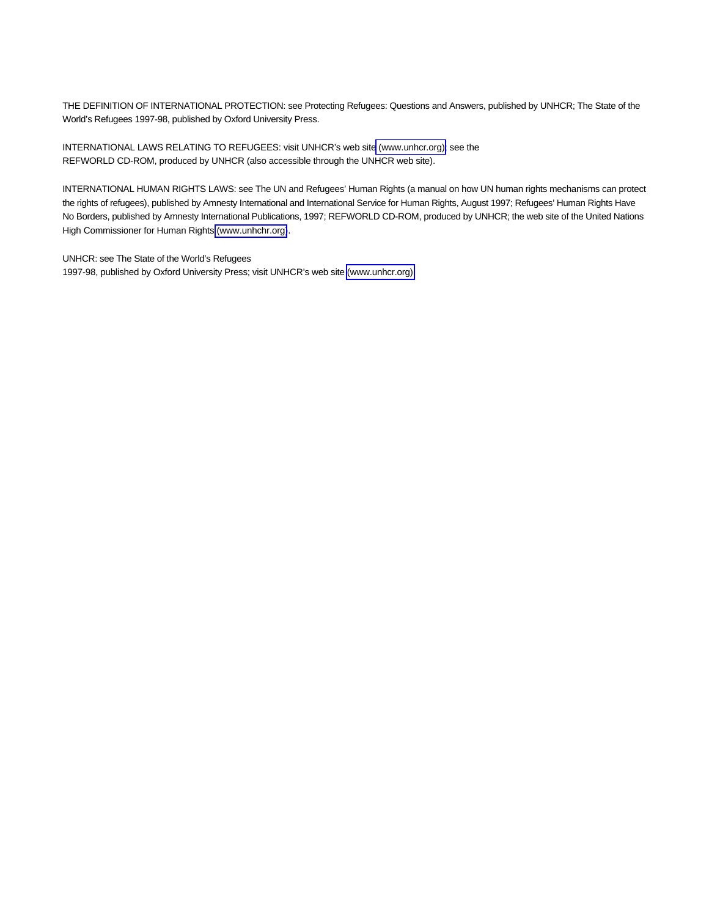THE DEFINITION OF INTERNATIONAL PROTECTION: see Protecting Refugees: Questions and Answers, published by UNHCR; The State of the World's Refugees 1997-98, published by Oxford University Press.

INTERNATIONAL LAWS RELATING TO REFUGEES: visit UNHCR's web site (www.unhcr.org); see the REFWORLD CD-ROM, produced by UNHCR (also accessible through the UNHCR web site).

INTERNATIONAL HUMAN RIGHTS LAWS: see The UN and Refugees' Human Rights (a manual on how UN human rights mechanisms can protect the rights of refugees), published by Amnesty International and International Service for Human Rights, August 1997; Refugees' Human Rights Have No Borders, published by Amnesty International Publications, 1997; REFWORLD CD-ROM, produced by UNHCR; the web site of the United Nations High Commissioner for Human Rights (www.unhchr.org).

UNHCR: see The State of the World's Refugees 1997-98, published by Oxford University Press; visit UNHCR's web site (www.unhcr.org)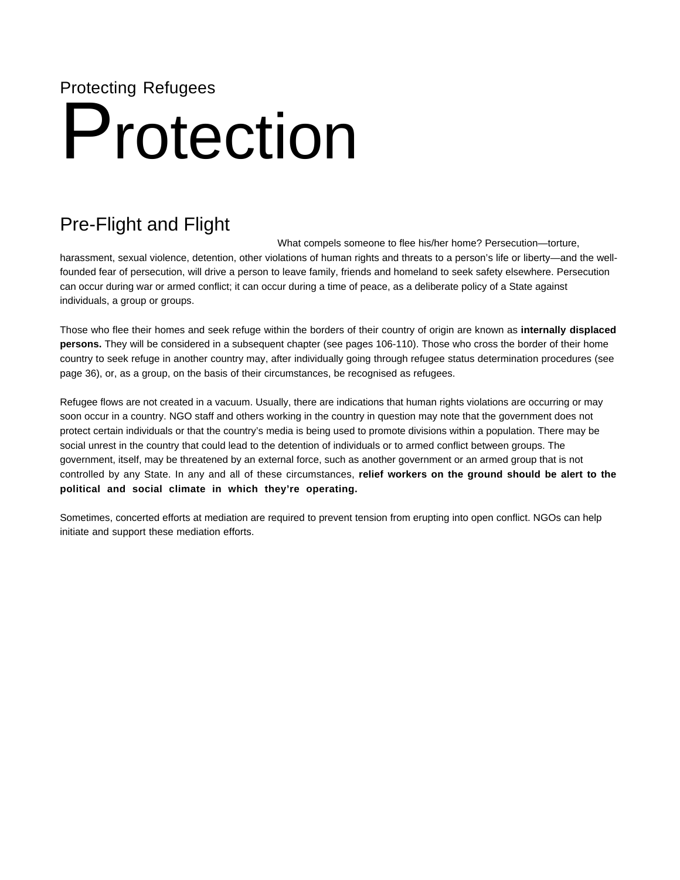Protecting Refugees

# Protection

## Pre-Flight and Flight

What compels someone to flee his/her home? Persecution—torture, harassment, sexual violence, detention, other violations of human rights and threats to a person's life or liberty—and the well-founded fear of persecution, will drive a person to leave family, friends and homeland to seek safety elsewhere. Persecution can occur during war or armed conflict; it can occur during a time of peace, as a deliberate policy of a State against individuals, a group or groups.

Those who flee their homes and seek refuge within the borders of their country of origin are known as **internally displaced persons.** They will be considered in a subsequent chapter (see pages 106-110). Those who cross the border of their home country to seek refuge in another country may, after individually going through refugee status determination procedures (see page 36), or, as a group, on the basis of their circumstances, be recognised as refugees.

Refugee flows are not created in a vacuum. Usually, there are indications that human rights violations are occurring or may soon occur in a country. NGO staff and others working in the country in question may note that the government does not protect certain individuals or that the country's media is being used to promote divisions within a population. There may be social unrest in the country that could lead to the detention of individuals or to armed conflict between groups. The government, itself, may be threatened by an external force, such as another government or an armed group that is not controlled by any State. In any and all of these circumstances, **relief workers on the ground should be alert to the political and social climate in which they're operating.**

Sometimes, concerted efforts at mediation are required to prevent tension from erupting into open conflict. NGOs can help initiate and support these mediation efforts.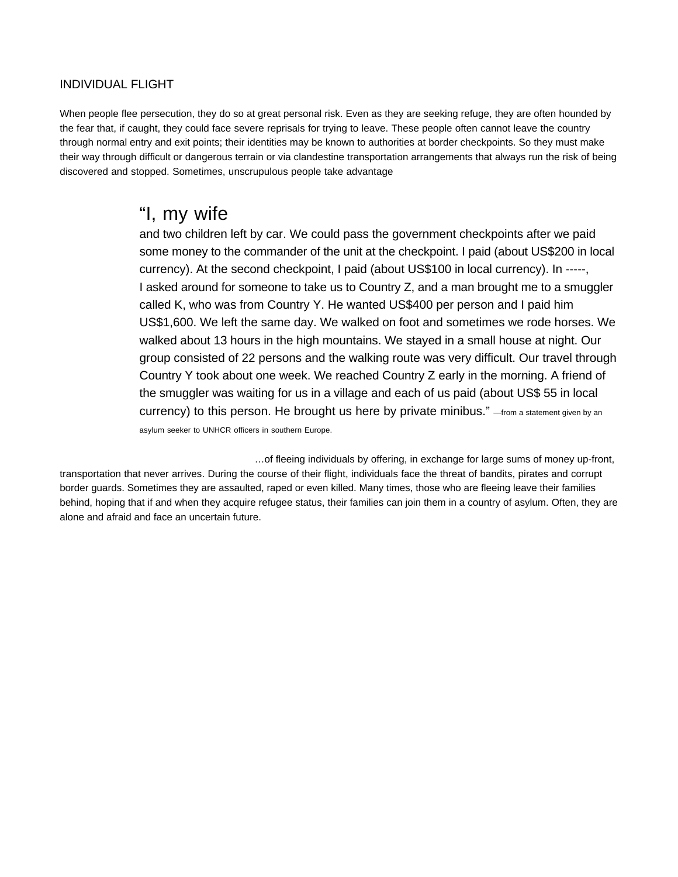## INDIVIDUAL FLIGHT

When people flee persecution, they do so at great personal risk. Even as they are seeking refuge, they are often hounded by the fear that, if caught, they could face severe reprisals for trying to leave. These people often cannot leave the country through normal entry and exit points; their identities may be known to authorities at border checkpoints. So they must make their way through difficult or dangerous terrain or via clandestine transportation arrangements that always run the risk of being discovered and stopped. Sometimes, unscrupulous people take advantage

> "I, my wife and two children left by car. We could pass the government checkpoints after we paid some money to the commander of the unit at the checkpoint. I paid (about US$200 in local currency). At the second checkpoint, I paid (about US$100 in local currency). In -----, I asked around for someone to take us to Country Z, and a man brought me to a smuggler called K, who was from Country Y. He wanted US$400 per person and I paid him US$1,600. We left the same day. We walked on foot and sometimes we rode horses. We walked about 13 hours in the high mountains. We stayed in a small house at night. Our group consisted of 22 persons and the walking route was very difficult. Our travel through Country Y took about one week. We reached Country Z early in the morning. A friend of the smuggler was waiting for us in a village and each of us paid (about US$ 55 in local currency) to this person. He brought us here by private minibus." —from a statement given by an asylum seeker to UNHCR officers in southern Europe.

…of fleeing individuals by offering, in exchange for large sums of money up-front, transportation that never arrives. During the course of their flight, individuals face the threat of bandits, pirates and corrupt border guards. Sometimes they are assaulted, raped or even killed. Many times, those who are fleeing leave their families behind, hoping that if and when they acquire refugee status, their families can join them in a country of asylum. Often, they are alone and afraid and face an uncertain future.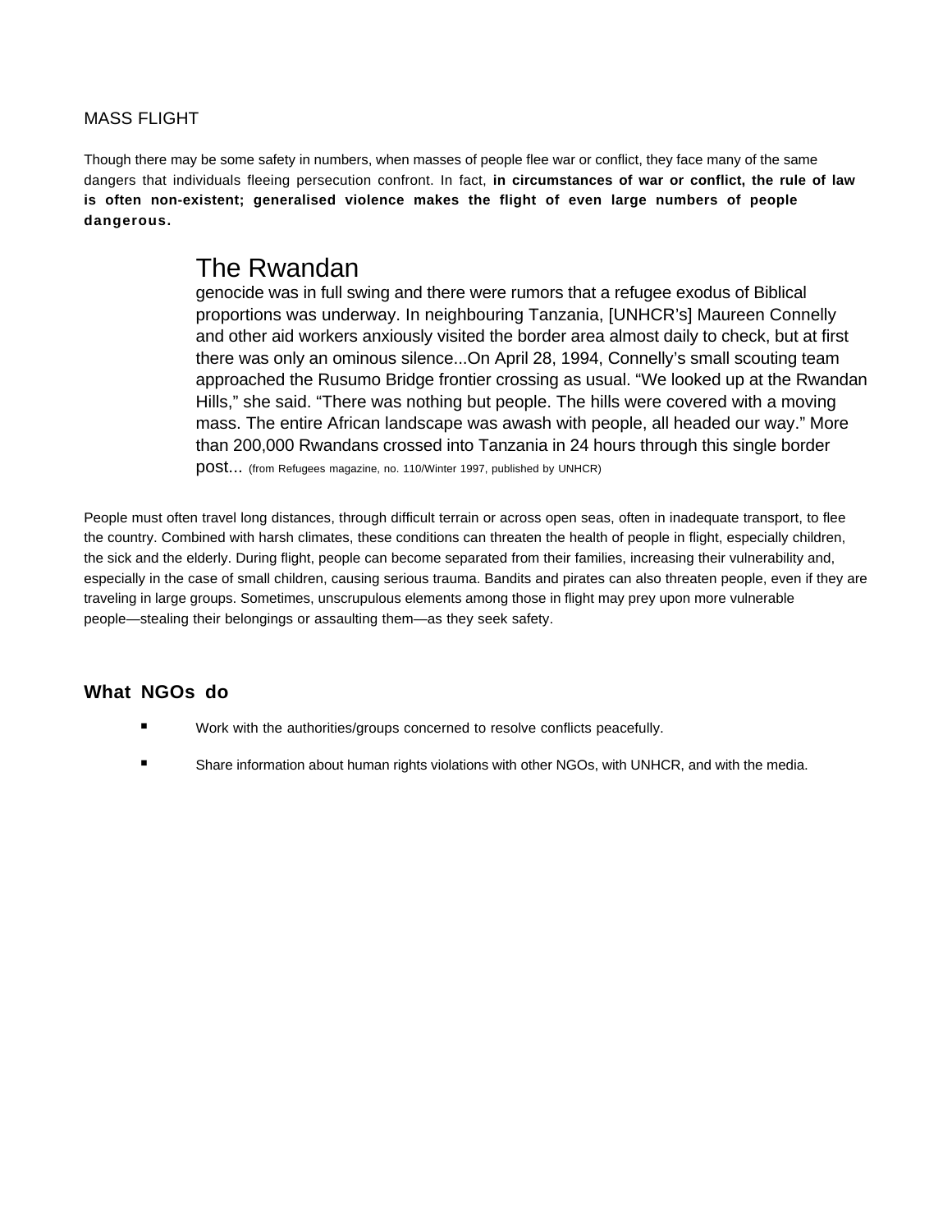## MASS FLIGHT

Though there may be some safety in numbers, when masses of people flee war or conflict, they face many of the same dangers that individuals fleeing persecution confront. In fact, **in circumstances of war or conflict, the rule of law is often non-existent; generalised violence makes the flight of even large numbers of people dangerous.**

> The Rwandan genocide was in full swing and there were rumors that a refugee exodus of Biblical proportions was underway. In neighbouring Tanzania, [UNHCR's] Maureen Connelly and other aid workers anxiously visited the border area almost daily to check, but at first there was only an ominous silence...On April 28, 1994, Connelly's small scouting team approached the Rusumo Bridge frontier crossing as usual. "We looked up at the Rwandan Hills," she said. "There was nothing but people. The hills were covered with a moving mass. The entire African landscape was awash with people, all headed our way." More than 200,000 Rwandans crossed into Tanzania in 24 hours through this single border post... (from Refugees magazine, no. 110/Winter 1997, published by UNHCR)

People must often travel long distances, through difficult terrain or across open seas, often in inadequate transport, to flee the country. Combined with harsh climates, these conditions can threaten the health of people in flight, especially children, the sick and the elderly. During flight, people can become separated from their families, increasing their vulnerability and, especially in the case of small children, causing serious trauma. Bandits and pirates can also threaten people, even if they are traveling in large groups. Sometimes, unscrupulous elements among those in flight may prey upon more vulnerable people—stealing their belongings or assaulting them—as they seek safety.

### What NGOs do

- Work with the authorities/groups concerned to resolve conflicts peacefully.
- Share information about human rights violations with other NGOs, with UNHCR, and with the media.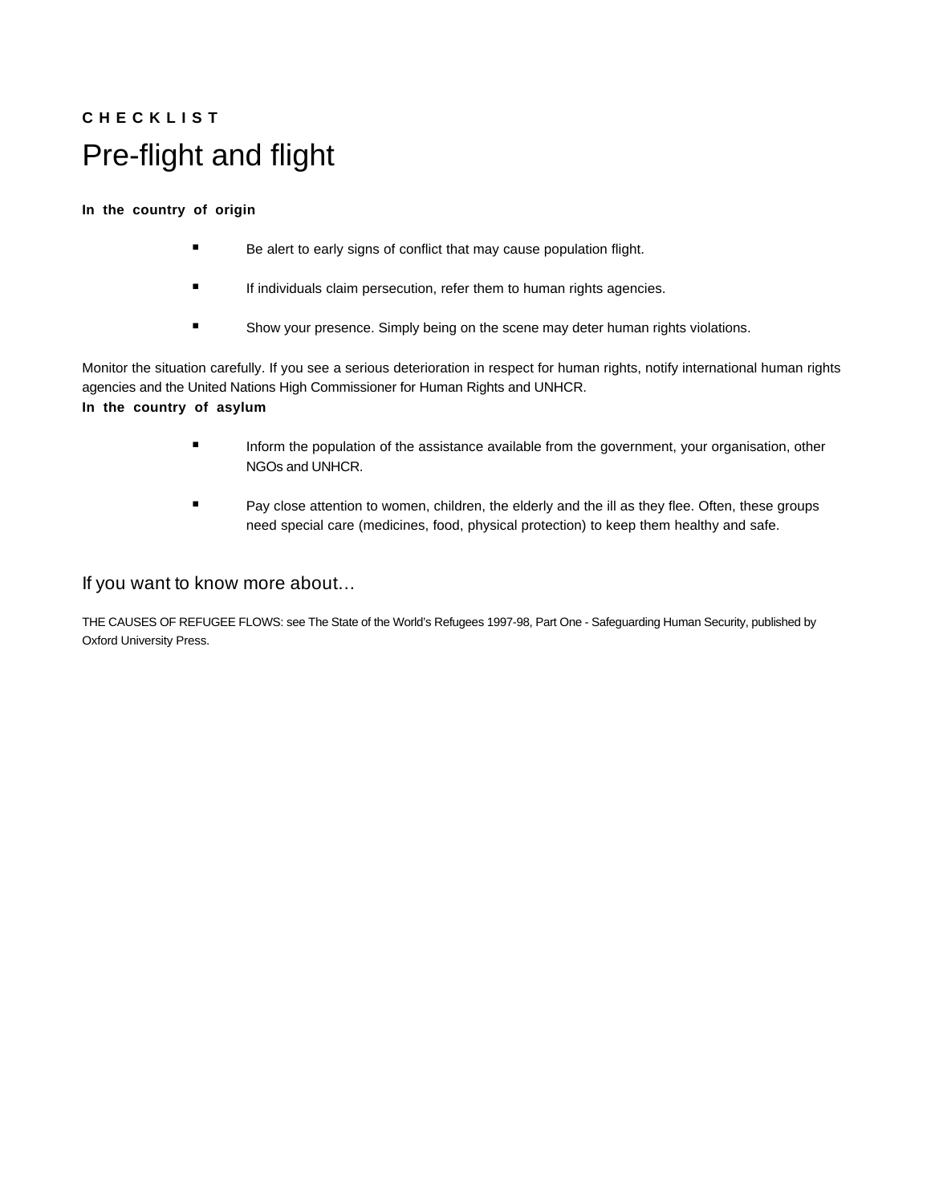**CHECKLIST**

# Pre-flight and flight

**In the country of origin**

- Be alert to early signs of conflict that may cause population flight.
- If individuals claim persecution, refer them to human rights agencies.
- Show your presence. Simply being on the scene may deter human rights violations.

Monitor the situation carefully. If you see a serious deterioration in respect for human rights, notify international human rights agencies and the United Nations High Commissioner for Human Rights and UNHCR.

**In the country of asylum**

- Inform the population of the assistance available from the government, your organisation, other NGOs and UNHCR.
- Pay close attention to women, children, the elderly and the ill as they flee. Often, these groups need special care (medicines, food, physical protection) to keep them healthy and safe.

## If you want to know more about…

THE CAUSES OF REFUGEE FLOWS: see The State of the World's Refugees 1997-98, Part One - Safeguarding Human Security, published by Oxford University Press.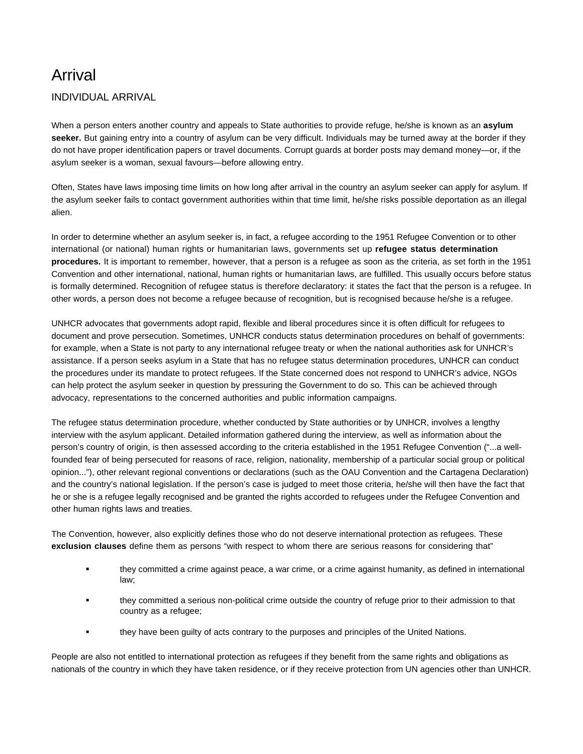# Arrival

## INDIVIDUAL ARRIVAL

When a person enters another country and appeals to State authorities to provide refuge, he/she is known as an **asylum seeker.** But gaining entry into a country of asylum can be very difficult. Individuals may be turned away at the border if they do not have proper identification papers or travel documents. Corrupt guards at border posts may demand money—or, if the asylum seeker is a woman, sexual favours—before allowing entry.

Often, States have laws imposing time limits on how long after arrival in the country an asylum seeker can apply for asylum. If the asylum seeker fails to contact government authorities within that time limit, he/she risks possible deportation as an illegal alien.

In order to determine whether an asylum seeker is, in fact, a refugee according to the 1951 Refugee Convention or to other international (or national) human rights or humanitarian laws, governments set up **refugee status determination procedures.** It is important to remember, however, that a person is a refugee as soon as the criteria, as set forth in the 1951 Convention and other international, national, human rights or humanitarian laws, are fulfilled. This usually occurs before status is formally determined. Recognition of refugee status is therefore declaratory: it states the fact that the person is a refugee. In other words, a person does not become a refugee because of recognition, but is recognised because he/she is a refugee.

UNHCR advocates that governments adopt rapid, flexible and liberal procedures since it is often difficult for refugees to document and prove persecution. Sometimes, UNHCR conducts status determination procedures on behalf of governments: for example, when a State is not party to any international refugee treaty or when the national authorities ask for UNHCR's assistance. If a person seeks asylum in a State that has no refugee status determination procedures, UNHCR can conduct the procedures under its mandate to protect refugees. If the State concerned does not respond to UNHCR's advice, NGOs can help protect the asylum seeker in question by pressuring the Government to do so. This can be achieved through advocacy, representations to the concerned authorities and public information campaigns.

The refugee status determination procedure, whether conducted by State authorities or by UNHCR, involves a lengthy interview with the asylum applicant. Detailed information gathered during the interview, as well as information about the person's country of origin, is then assessed according to the criteria established in the 1951 Refugee Convention ("...a well-founded fear of being persecuted for reasons of race, religion, nationality, membership of a particular social group or political opinion..."), other relevant regional conventions or declarations (such as the OAU Convention and the Cartagena Declaration) and the country's national legislation. If the person's case is judged to meet those criteria, he/she will then have the fact that he or she is a refugee legally recognised and be granted the rights accorded to refugees under the Refugee Convention and other human rights laws and treaties.

The Convention, however, also explicitly defines those who do not deserve international protection as refugees. These **exclusion clauses** define them as persons "with respect to whom there are serious reasons for considering that"

- they committed a crime against peace, a war crime, or a crime against humanity, as defined in international law;
- they committed a serious non-political crime outside the country of refuge prior to their admission to that country as a refugee;
- they have been guilty of acts contrary to the purposes and principles of the United Nations.

People are also not entitled to international protection as refugees if they benefit from the same rights and obligations as nationals of the country in which they have taken residence, or if they receive protection from UN agencies other than UNHCR.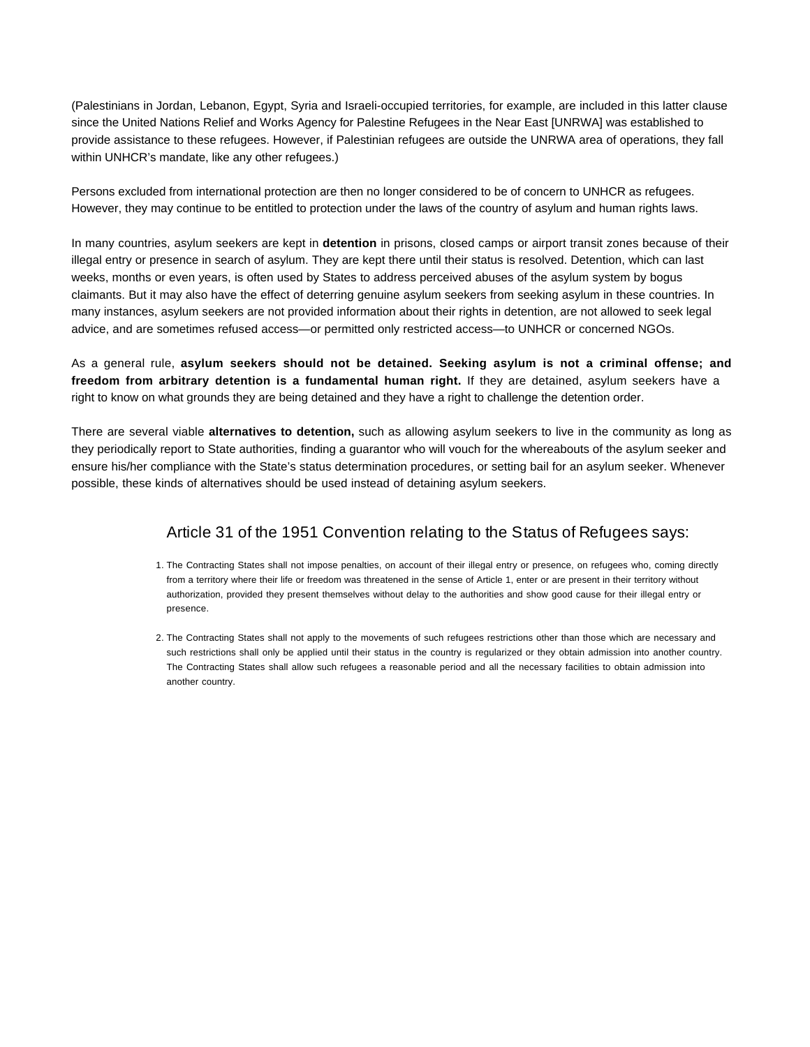(Palestinians in Jordan, Lebanon, Egypt, Syria and Israeli-occupied territories, for example, are included in this latter clause since the United Nations Relief and Works Agency for Palestine Refugees in the Near East [UNRWA] was established to provide assistance to these refugees. However, if Palestinian refugees are outside the UNRWA area of operations, they fall within UNHCR's mandate, like any other refugees.)

Persons excluded from international protection are then no longer considered to be of concern to UNHCR as refugees. However, they may continue to be entitled to protection under the laws of the country of asylum and human rights laws.

In many countries, asylum seekers are kept in **detention** in prisons, closed camps or airport transit zones because of their illegal entry or presence in search of asylum. They are kept there until their status is resolved. Detention, which can last weeks, months or even years, is often used by States to address perceived abuses of the asylum system by bogus claimants. But it may also have the effect of deterring genuine asylum seekers from seeking asylum in these countries. In many instances, asylum seekers are not provided information about their rights in detention, are not allowed to seek legal advice, and are sometimes refused access—or permitted only restricted access—to UNHCR or concerned NGOs.

As a general rule, **asylum seekers should not be detained. Seeking asylum is not a criminal offense; and freedom from arbitrary detention is a fundamental human right.** If they are detained, asylum seekers have a right to know on what grounds they are being detained and they have a right to challenge the detention order.

There are several viable **alternatives to detention,** such as allowing asylum seekers to live in the community as long as they periodically report to State authorities, finding a guarantor who will vouch for the whereabouts of the asylum seeker and ensure his/her compliance with the State's status determination procedures, or setting bail for an asylum seeker. Whenever possible, these kinds of alternatives should be used instead of detaining asylum seekers.

### Article 31 of the 1951 Convention relating to the Status of Refugees says:

1. The Contracting States shall not impose penalties, on account of their illegal entry or presence, on refugees who, coming directly from a territory where their life or freedom was threatened in the sense of Article 1, enter or are present in their territory without authorization, provided they present themselves without delay to the authorities and show good cause for their illegal entry or presence.

2. The Contracting States shall not apply to the movements of such refugees restrictions other than those which are necessary and such restrictions shall only be applied until their status in the country is regularized or they obtain admission into another country. The Contracting States shall allow such refugees a reasonable period and all the necessary facilities to obtain admission into another country.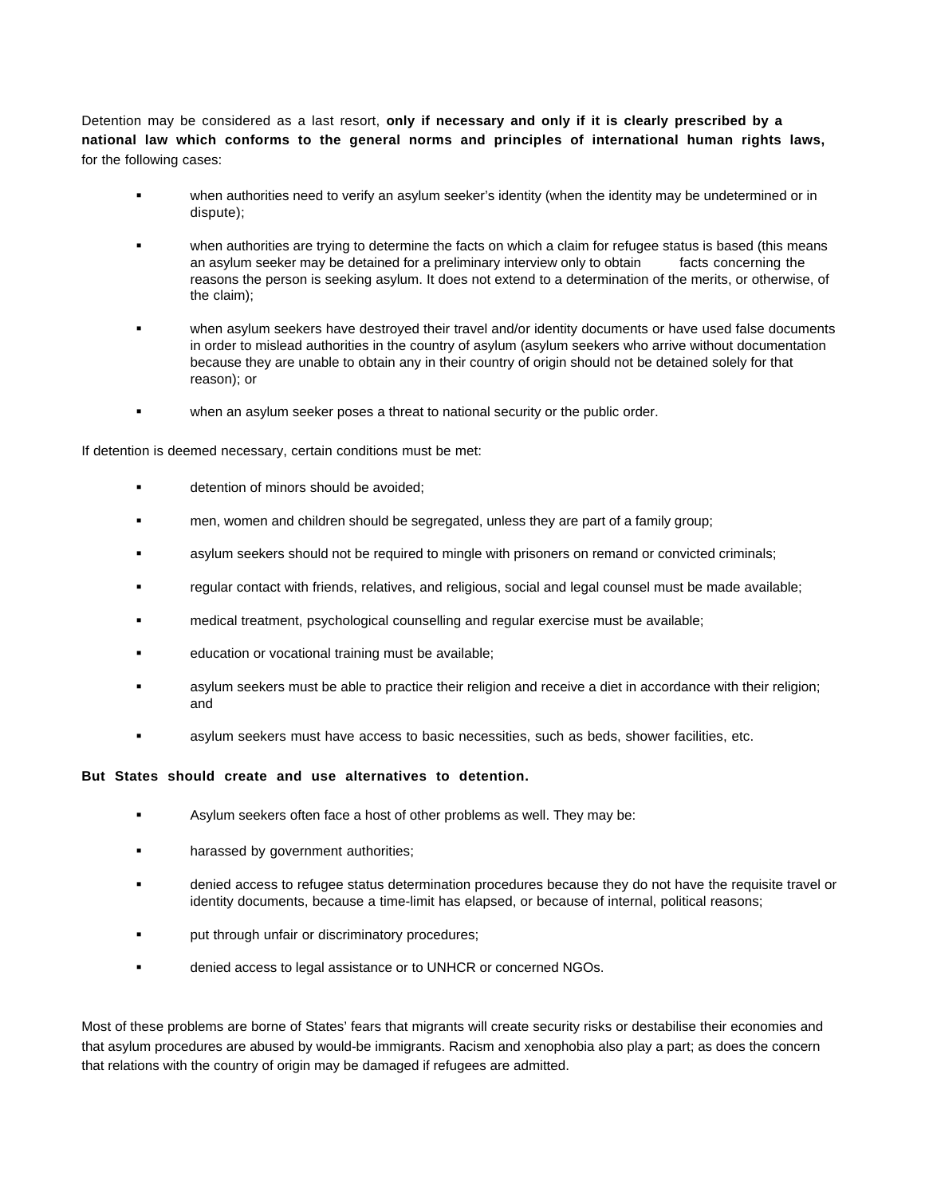Detention may be considered as a last resort, **only if necessary and only if it is clearly prescribed by a national law which conforms to the general norms and principles of international human rights laws,** for the following cases:

- when authorities need to verify an asylum seeker's identity (when the identity may be undetermined or in dispute);
- when authorities are trying to determine the facts on which a claim for refugee status is based (this means an asylum seeker may be detained for a preliminary interview only to obtain facts concerning the reasons the person is seeking asylum. It does not extend to a determination of the merits, or otherwise, of the claim);
- when asylum seekers have destroyed their travel and/or identity documents or have used false documents in order to mislead authorities in the country of asylum (asylum seekers who arrive without documentation because they are unable to obtain any in their country of origin should not be detained solely for that reason); or
- when an asylum seeker poses a threat to national security or the public order.

If detention is deemed necessary, certain conditions must be met:

- detention of minors should be avoided;
- men, women and children should be segregated, unless they are part of a family group;
- asylum seekers should not be required to mingle with prisoners on remand or convicted criminals;
- regular contact with friends, relatives, and religious, social and legal counsel must be made available;
- medical treatment, psychological counselling and regular exercise must be available;
- education or vocational training must be available;
- asylum seekers must be able to practice their religion and receive a diet in accordance with their religion; and
- asylum seekers must have access to basic necessities, such as beds, shower facilities, etc.

**But States should create and use alternatives to detention.**

- Asylum seekers often face a host of other problems as well. They may be:
- harassed by government authorities;
- denied access to refugee status determination procedures because they do not have the requisite travel or identity documents, because a time-limit has elapsed, or because of internal, political reasons;
- put through unfair or discriminatory procedures;
- denied access to legal assistance or to UNHCR or concerned NGOs.

Most of these problems are borne of States' fears that migrants will create security risks or destabilise their economies and that asylum procedures are abused by would-be immigrants. Racism and xenophobia also play a part; as does the concern that relations with the country of origin may be damaged if refugees are admitted.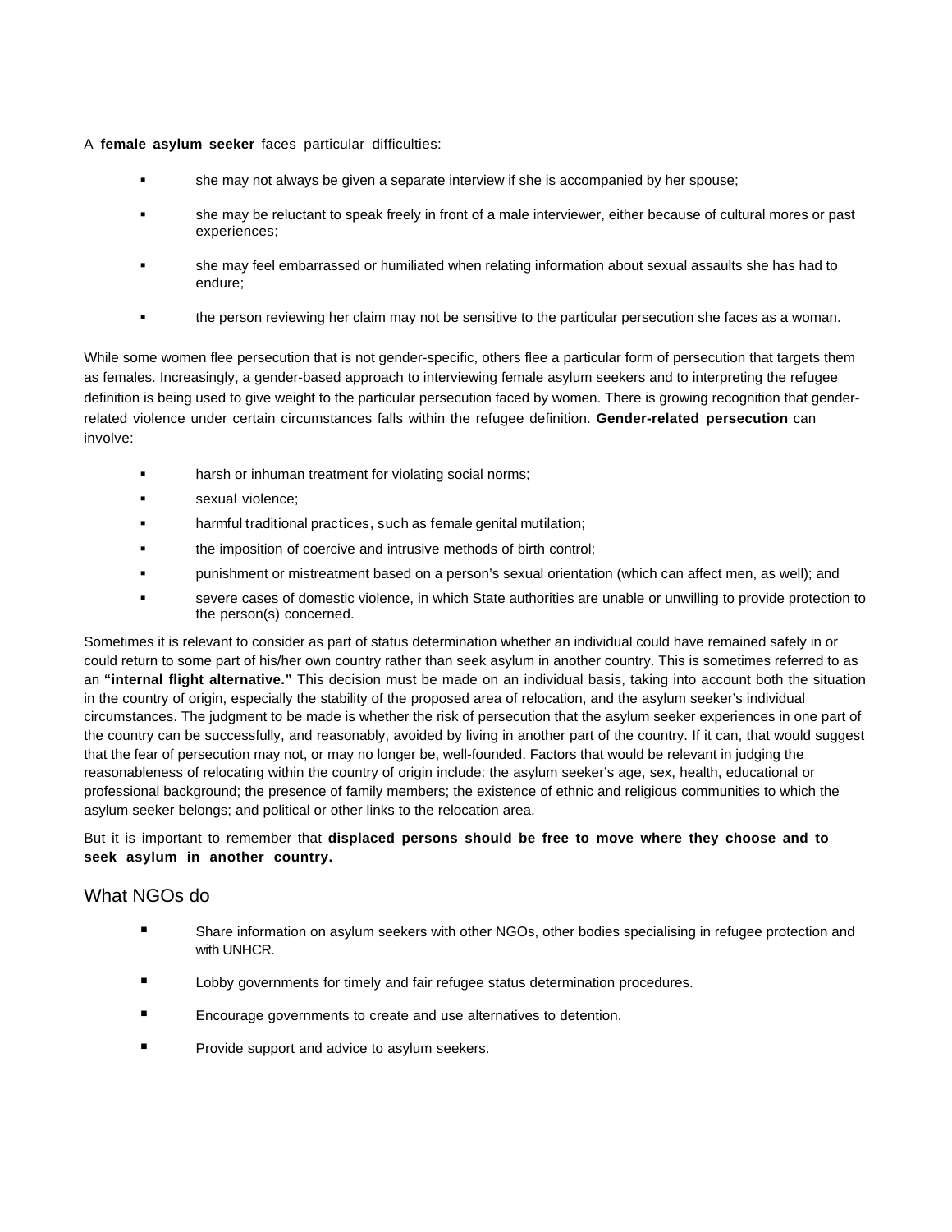A **female asylum seeker** faces particular difficulties:

- she may not always be given a separate interview if she is accompanied by her spouse;
- she may be reluctant to speak freely in front of a male interviewer, either because of cultural mores or past experiences;
- she may feel embarrassed or humiliated when relating information about sexual assaults she has had to endure;
- the person reviewing her claim may not be sensitive to the particular persecution she faces as a woman.

While some women flee persecution that is not gender-specific, others flee a particular form of persecution that targets them as females. Increasingly, a gender-based approach to interviewing female asylum seekers and to interpreting the refugee definition is being used to give weight to the particular persecution faced by women. There is growing recognition that gender-related violence under certain circumstances falls within the refugee definition. **Gender-related persecution** can involve:

- harsh or inhuman treatment for violating social norms;
- sexual violence;
- harmful traditional practices, such as female genital mutilation;
- the imposition of coercive and intrusive methods of birth control;
- punishment or mistreatment based on a person's sexual orientation (which can affect men, as well); and
- severe cases of domestic violence, in which State authorities are unable or unwilling to provide protection to the person(s) concerned.

Sometimes it is relevant to consider as part of status determination whether an individual could have remained safely in or could return to some part of his/her own country rather than seek asylum in another country. This is sometimes referred to as an **"internal flight alternative."** This decision must be made on an individual basis, taking into account both the situation in the country of origin, especially the stability of the proposed area of relocation, and the asylum seeker's individual circumstances. The judgment to be made is whether the risk of persecution that the asylum seeker experiences in one part of the country can be successfully, and reasonably, avoided by living in another part of the country. If it can, that would suggest that the fear of persecution may not, or may no longer be, well-founded. Factors that would be relevant in judging the reasonableness of relocating within the country of origin include: the asylum seeker's age, sex, health, educational or professional background; the presence of family members; the existence of ethnic and religious communities to which the asylum seeker belongs; and political or other links to the relocation area.

But it is important to remember that **displaced persons should be free to move where they choose and to seek asylum in another country.**

## What NGOs do

- Share information on asylum seekers with other NGOs, other bodies specialising in refugee protection and with UNHCR.
- Lobby governments for timely and fair refugee status determination procedures.
- Encourage governments to create and use alternatives to detention.
- Provide support and advice to asylum seekers.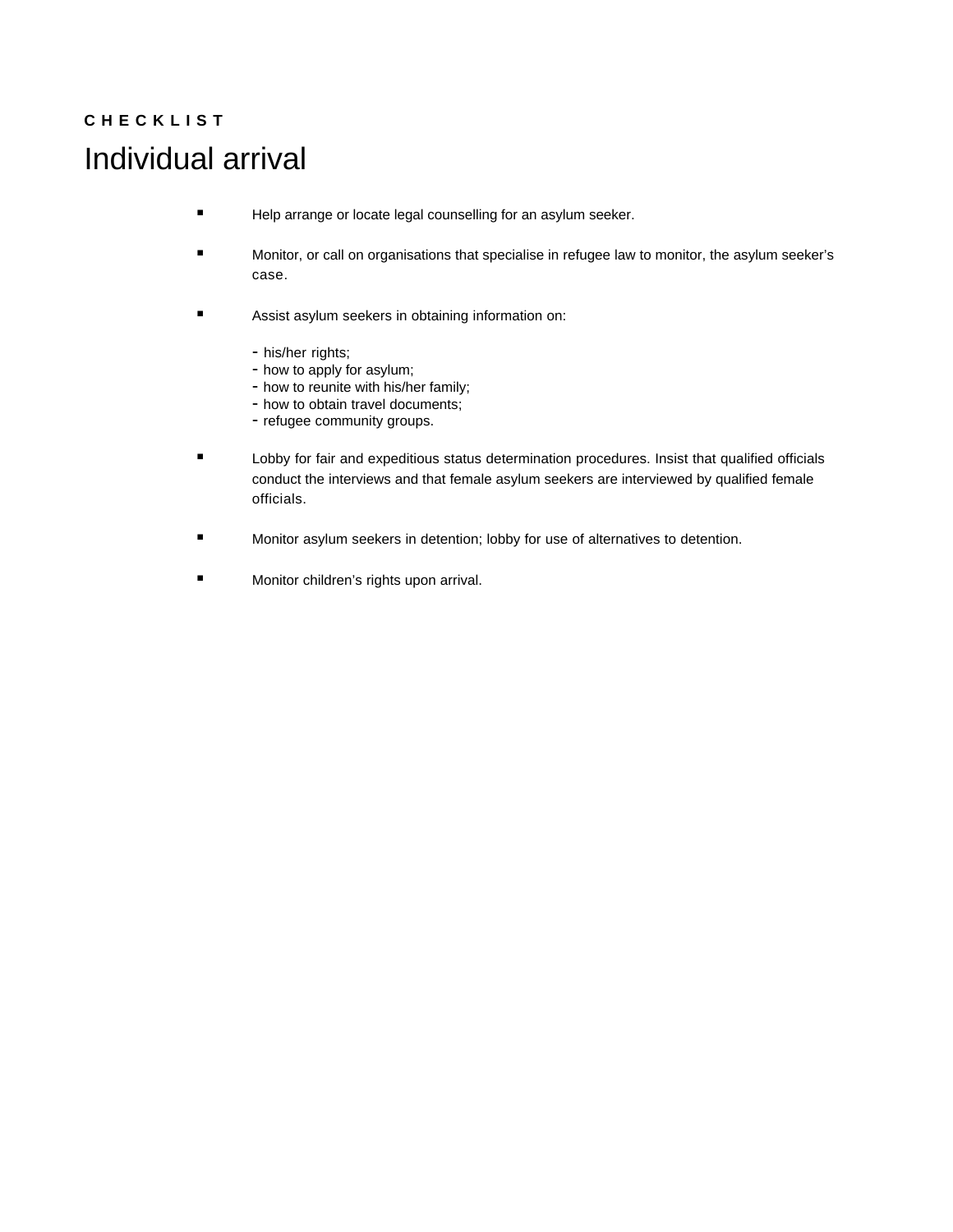**C H E C K L I S T**

# Individual arrival

- Help arrange or locate legal counselling for an asylum seeker.
- Monitor, or call on organisations that specialise in refugee law to monitor, the asylum seeker's case.
- Assist asylum seekers in obtaining information on:
  - his/her rights;
  - how to apply for asylum;
  - how to reunite with his/her family;
  - how to obtain travel documents;
  - refugee community groups.
- Lobby for fair and expeditious status determination procedures. Insist that qualified officials conduct the interviews and that female asylum seekers are interviewed by qualified female officials.
- Monitor asylum seekers in detention; lobby for use of alternatives to detention.
- Monitor children's rights upon arrival.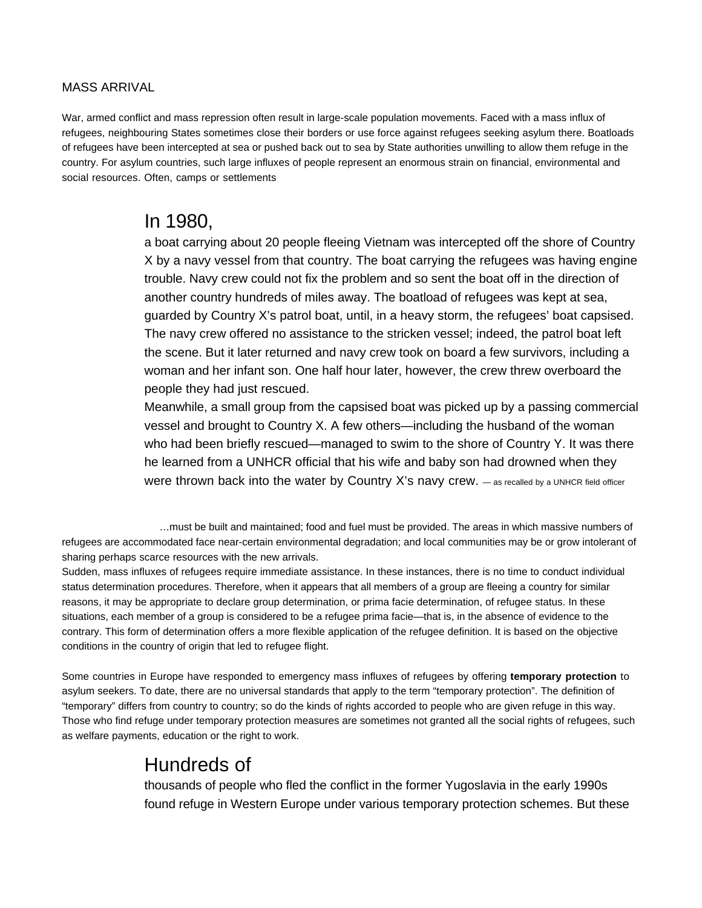MASS ARRIVAL

War, armed conflict and mass repression often result in large-scale population movements. Faced with a mass influx of refugees, neighbouring States sometimes close their borders or use force against refugees seeking asylum there. Boatloads of refugees have been intercepted at sea or pushed back out to sea by State authorities unwilling to allow them refuge in the country. For asylum countries, such large influxes of people represent an enormous strain on financial, environmental and social resources. Often, camps or settlements

> In 1980,
> a boat carrying about 20 people fleeing Vietnam was intercepted off the shore of Country X by a navy vessel from that country. The boat carrying the refugees was having engine trouble. Navy crew could not fix the problem and so sent the boat off in the direction of another country hundreds of miles away. The boatload of refugees was kept at sea, guarded by Country X's patrol boat, until, in a heavy storm, the refugees' boat capsised. The navy crew offered no assistance to the stricken vessel; indeed, the patrol boat left the scene. But it later returned and navy crew took on board a few survivors, including a woman and her infant son. One half hour later, however, the crew threw overboard the people they had just rescued.
> Meanwhile, a small group from the capsised boat was picked up by a passing commercial vessel and brought to Country X. A few others—including the husband of the woman who had been briefly rescued—managed to swim to the shore of Country Y. It was there he learned from a UNHCR official that his wife and baby son had drowned when they were thrown back into the water by Country X's navy crew. — as recalled by a UNHCR field officer

…must be built and maintained; food and fuel must be provided. The areas in which massive numbers of refugees are accommodated face near-certain environmental degradation; and local communities may be or grow intolerant of sharing perhaps scarce resources with the new arrivals.

Sudden, mass influxes of refugees require immediate assistance. In these instances, there is no time to conduct individual status determination procedures. Therefore, when it appears that all members of a group are fleeing a country for similar reasons, it may be appropriate to declare group determination, or prima facie determination, of refugee status. In these situations, each member of a group is considered to be a refugee prima facie—that is, in the absence of evidence to the contrary. This form of determination offers a more flexible application of the refugee definition. It is based on the objective conditions in the country of origin that led to refugee flight.

Some countries in Europe have responded to emergency mass influxes of refugees by offering **temporary protection** to asylum seekers. To date, there are no universal standards that apply to the term "temporary protection". The definition of "temporary" differs from country to country; so do the kinds of rights accorded to people who are given refuge in this way. Those who find refuge under temporary protection measures are sometimes not granted all the social rights of refugees, such as welfare payments, education or the right to work.

> Hundreds of
> thousands of people who fled the conflict in the former Yugoslavia in the early 1990s found refuge in Western Europe under various temporary protection schemes. But these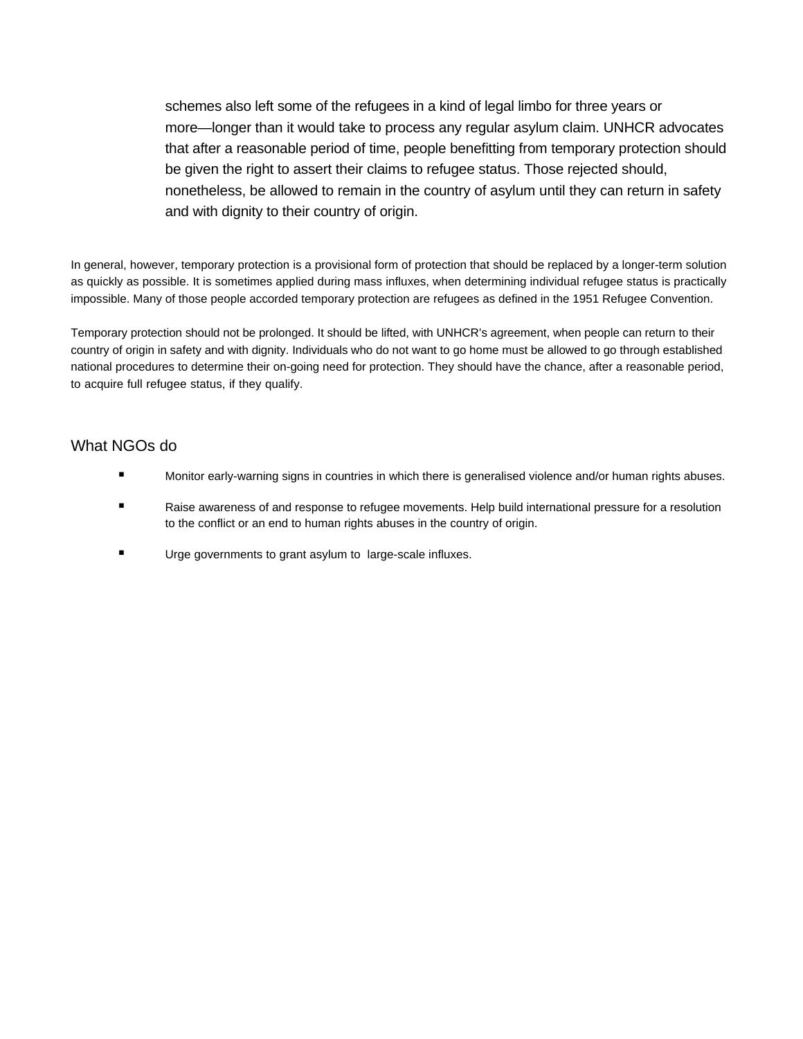schemes also left some of the refugees in a kind of legal limbo for three years or more—longer than it would take to process any regular asylum claim. UNHCR advocates that after a reasonable period of time, people benefitting from temporary protection should be given the right to assert their claims to refugee status. Those rejected should, nonetheless, be allowed to remain in the country of asylum until they can return in safety and with dignity to their country of origin.

In general, however, temporary protection is a provisional form of protection that should be replaced by a longer-term solution as quickly as possible. It is sometimes applied during mass influxes, when determining individual refugee status is practically impossible. Many of those people accorded temporary protection are refugees as defined in the 1951 Refugee Convention.

Temporary protection should not be prolonged. It should be lifted, with UNHCR's agreement, when people can return to their country of origin in safety and with dignity. Individuals who do not want to go home must be allowed to go through established national procedures to determine their on-going need for protection. They should have the chance, after a reasonable period, to acquire full refugee status, if they qualify.

## What NGOs do

- Monitor early-warning signs in countries in which there is generalised violence and/or human rights abuses.
- Raise awareness of and response to refugee movements. Help build international pressure for a resolution to the conflict or an end to human rights abuses in the country of origin.
- Urge governments to grant asylum to large-scale influxes.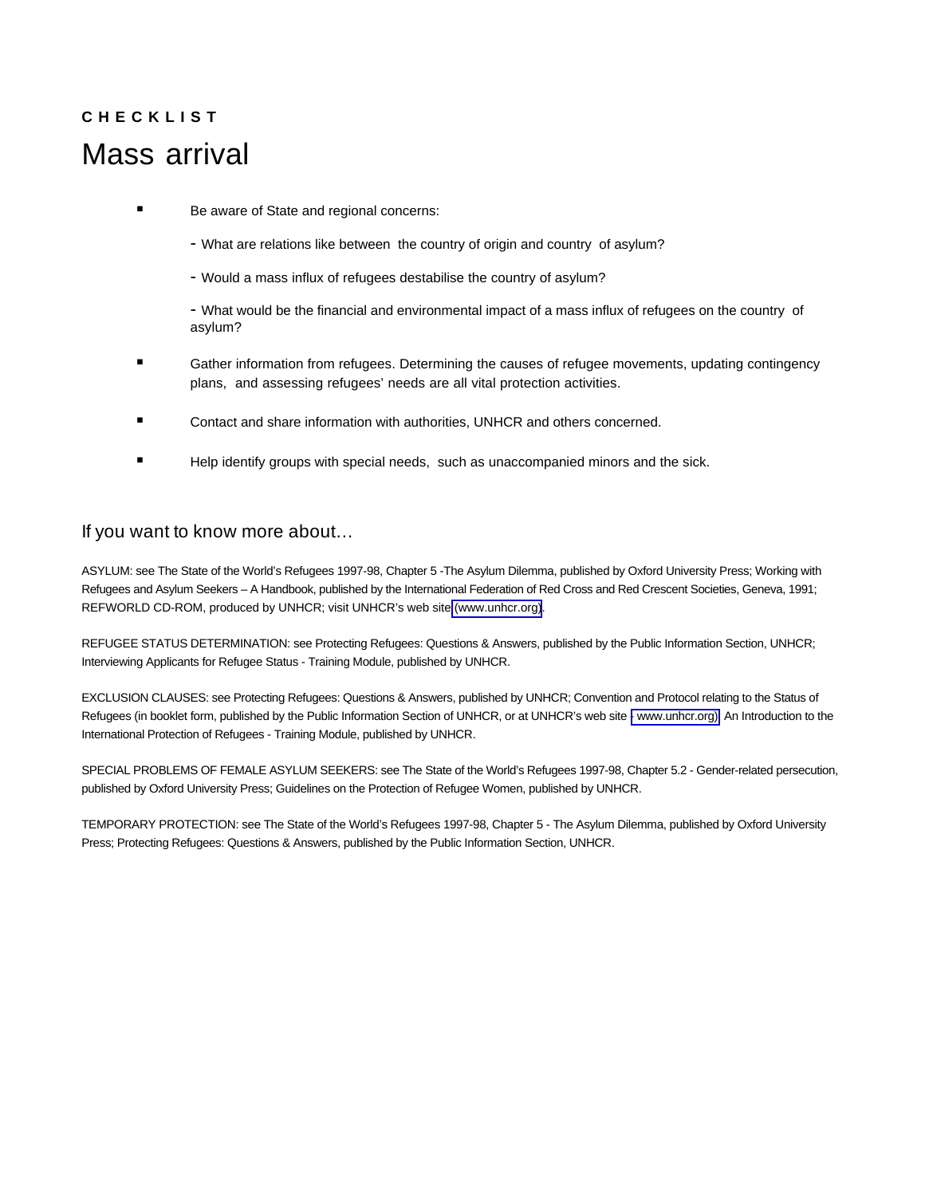**CHECKLIST**

# Mass arrival

- Be aware of State and regional concerns:
  - What are relations like between the country of origin and country of asylum?
  - Would a mass influx of refugees destabilise the country of asylum?
  - What would be the financial and environmental impact of a mass influx of refugees on the country of asylum?
- Gather information from refugees. Determining the causes of refugee movements, updating contingency plans, and assessing refugees' needs are all vital protection activities.
- Contact and share information with authorities, UNHCR and others concerned.
- Help identify groups with special needs, such as unaccompanied minors and the sick.

## If you want to know more about…

ASYLUM: see The State of the World's Refugees 1997-98, Chapter 5 -The Asylum Dilemma, published by Oxford University Press; Working with Refugees and Asylum Seekers – A Handbook, published by the International Federation of Red Cross and Red Crescent Societies, Geneva, 1991; REFWORLD CD-ROM, produced by UNHCR; visit UNHCR's web site (www.unhcr.org).

REFUGEE STATUS DETERMINATION: see Protecting Refugees: Questions & Answers, published by the Public Information Section, UNHCR; Interviewing Applicants for Refugee Status - Training Module, published by UNHCR.

EXCLUSION CLAUSES: see Protecting Refugees: Questions & Answers, published by UNHCR; Convention and Protocol relating to the Status of Refugees (in booklet form, published by the Public Information Section of UNHCR, or at UNHCR's web site - www.unhcr.org); An Introduction to the International Protection of Refugees - Training Module, published by UNHCR.

SPECIAL PROBLEMS OF FEMALE ASYLUM SEEKERS: see The State of the World's Refugees 1997-98, Chapter 5.2 - Gender-related persecution, published by Oxford University Press; Guidelines on the Protection of Refugee Women, published by UNHCR.

TEMPORARY PROTECTION: see The State of the World's Refugees 1997-98, Chapter 5 - The Asylum Dilemma, published by Oxford University Press; Protecting Refugees: Questions & Answers, published by the Public Information Section, UNHCR.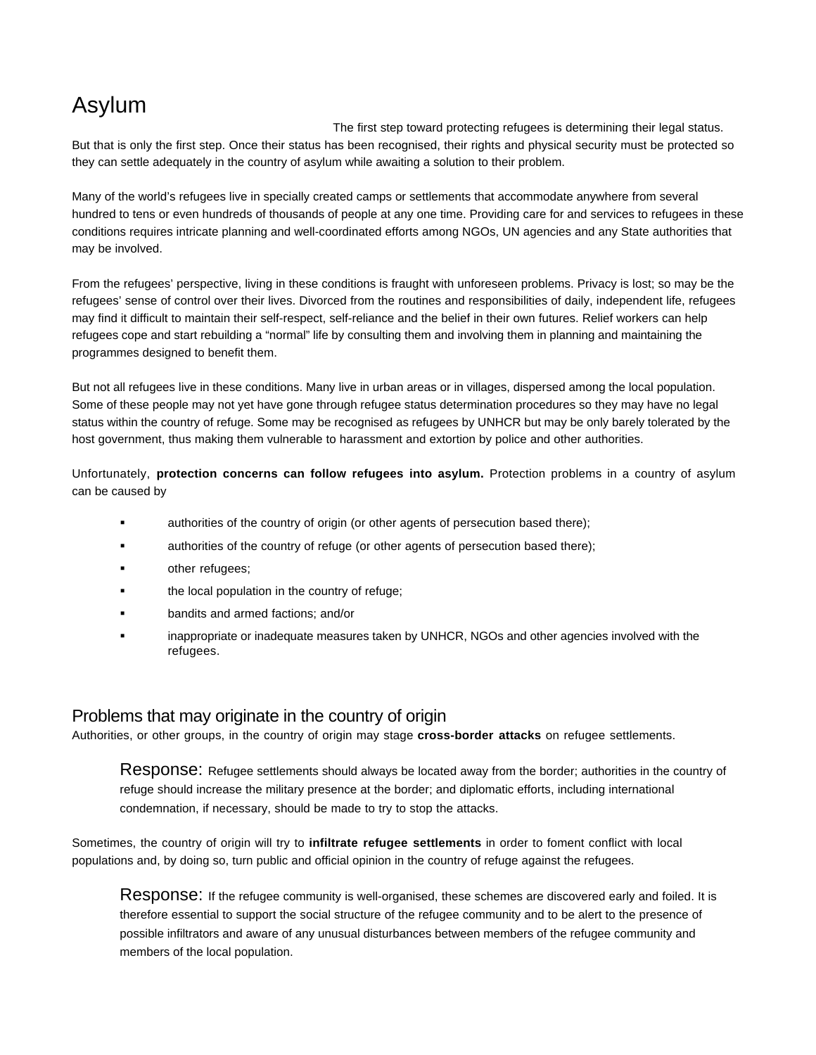# Asylum

The first step toward protecting refugees is determining their legal status. But that is only the first step. Once their status has been recognised, their rights and physical security must be protected so they can settle adequately in the country of asylum while awaiting a solution to their problem.

Many of the world's refugees live in specially created camps or settlements that accommodate anywhere from several hundred to tens or even hundreds of thousands of people at any one time. Providing care for and services to refugees in these conditions requires intricate planning and well-coordinated efforts among NGOs, UN agencies and any State authorities that may be involved.

From the refugees' perspective, living in these conditions is fraught with unforeseen problems. Privacy is lost; so may be the refugees' sense of control over their lives. Divorced from the routines and responsibilities of daily, independent life, refugees may find it difficult to maintain their self-respect, self-reliance and the belief in their own futures. Relief workers can help refugees cope and start rebuilding a "normal" life by consulting them and involving them in planning and maintaining the programmes designed to benefit them.

But not all refugees live in these conditions. Many live in urban areas or in villages, dispersed among the local population. Some of these people may not yet have gone through refugee status determination procedures so they may have no legal status within the country of refuge. Some may be recognised as refugees by UNHCR but may be only barely tolerated by the host government, thus making them vulnerable to harassment and extortion by police and other authorities.

Unfortunately, **protection concerns can follow refugees into asylum.** Protection problems in a country of asylum can be caused by

- authorities of the country of origin (or other agents of persecution based there);
- authorities of the country of refuge (or other agents of persecution based there);
- other refugees;
- the local population in the country of refuge;
- bandits and armed factions; and/or
- inappropriate or inadequate measures taken by UNHCR, NGOs and other agencies involved with the refugees.

## Problems that may originate in the country of origin

Authorities, or other groups, in the country of origin may stage **cross-border attacks** on refugee settlements.

> Response: Refugee settlements should always be located away from the border; authorities in the country of refuge should increase the military presence at the border; and diplomatic efforts, including international condemnation, if necessary, should be made to try to stop the attacks.

Sometimes, the country of origin will try to **infiltrate refugee settlements** in order to foment conflict with local populations and, by doing so, turn public and official opinion in the country of refuge against the refugees.

> Response: If the refugee community is well-organised, these schemes are discovered early and foiled. It is therefore essential to support the social structure of the refugee community and to be alert to the presence of possible infiltrators and aware of any unusual disturbances between members of the refugee community and members of the local population.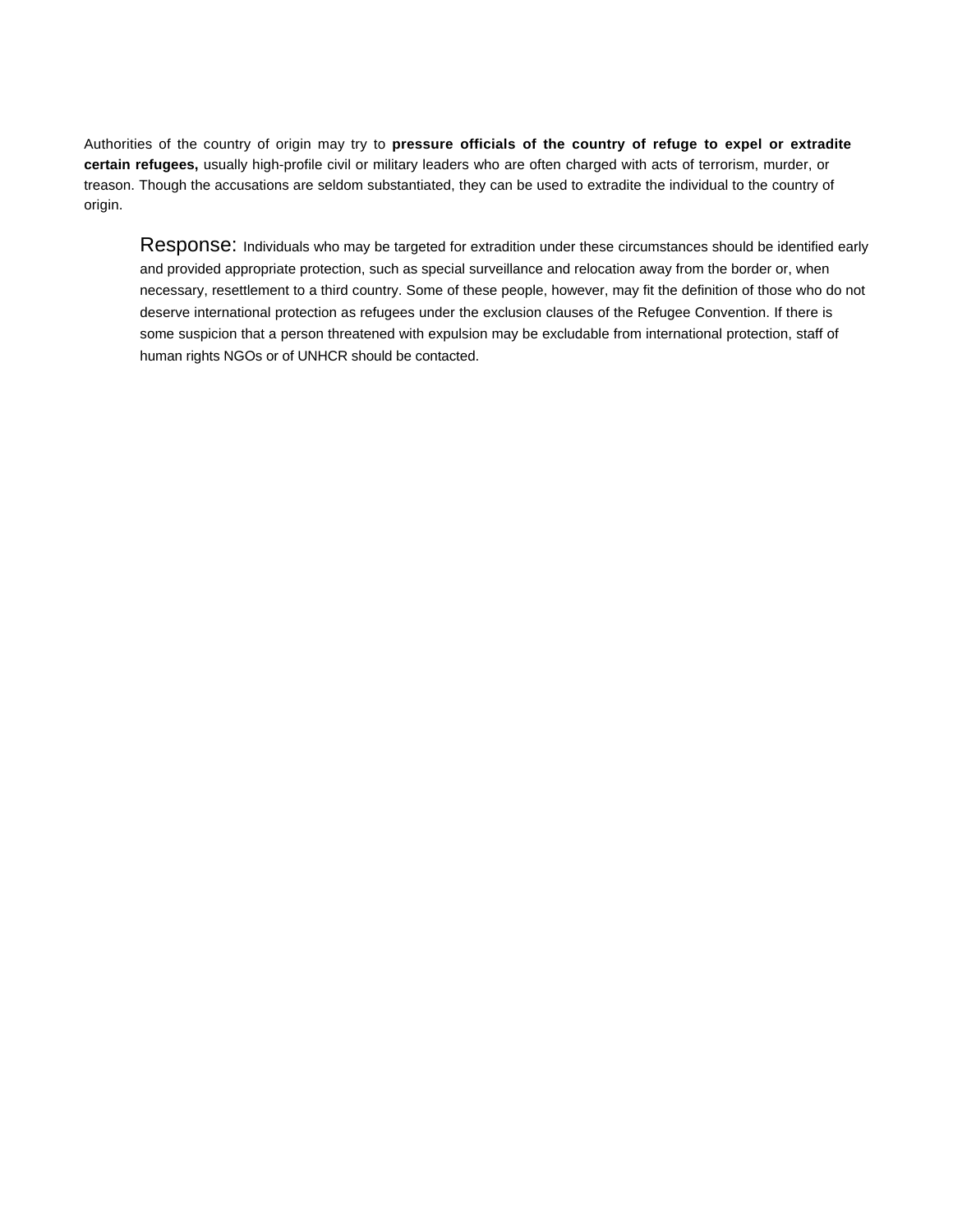Authorities of the country of origin may try to **pressure officials of the country of refuge to expel or extradite certain refugees,** usually high-profile civil or military leaders who are often charged with acts of terrorism, murder, or treason. Though the accusations are seldom substantiated, they can be used to extradite the individual to the country of origin.

> Response: Individuals who may be targeted for extradition under these circumstances should be identified early and provided appropriate protection, such as special surveillance and relocation away from the border or, when necessary, resettlement to a third country. Some of these people, however, may fit the definition of those who do not deserve international protection as refugees under the exclusion clauses of the Refugee Convention. If there is some suspicion that a person threatened with expulsion may be excludable from international protection, staff of human rights NGOs or of UNHCR should be contacted.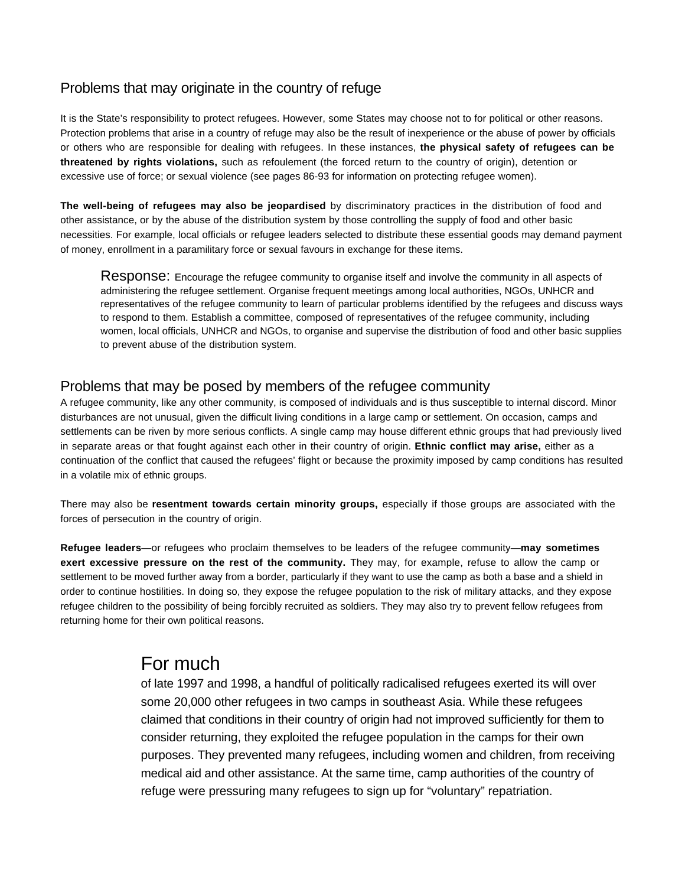## Problems that may originate in the country of refuge

It is the State's responsibility to protect refugees. However, some States may choose not to for political or other reasons. Protection problems that arise in a country of refuge may also be the result of inexperience or the abuse of power by officials or others who are responsible for dealing with refugees. In these instances, **the physical safety of refugees can be threatened by rights violations,** such as refoulement (the forced return to the country of origin), detention or excessive use of force; or sexual violence (see pages 86-93 for information on protecting refugee women).

**The well-being of refugees may also be jeopardised** by discriminatory practices in the distribution of food and other assistance, or by the abuse of the distribution system by those controlling the supply of food and other basic necessities. For example, local officials or refugee leaders selected to distribute these essential goods may demand payment of money, enrollment in a paramilitary force or sexual favours in exchange for these items.

> Response: Encourage the refugee community to organise itself and involve the community in all aspects of administering the refugee settlement. Organise frequent meetings among local authorities, NGOs, UNHCR and representatives of the refugee community to learn of particular problems identified by the refugees and discuss ways to respond to them. Establish a committee, composed of representatives of the refugee community, including women, local officials, UNHCR and NGOs, to organise and supervise the distribution of food and other basic supplies to prevent abuse of the distribution system.

## Problems that may be posed by members of the refugee community

A refugee community, like any other community, is composed of individuals and is thus susceptible to internal discord. Minor disturbances are not unusual, given the difficult living conditions in a large camp or settlement. On occasion, camps and settlements can be riven by more serious conflicts. A single camp may house different ethnic groups that had previously lived in separate areas or that fought against each other in their country of origin. **Ethnic conflict may arise,** either as a continuation of the conflict that caused the refugees' flight or because the proximity imposed by camp conditions has resulted in a volatile mix of ethnic groups.

There may also be **resentment towards certain minority groups,** especially if those groups are associated with the forces of persecution in the country of origin.

**Refugee leaders**—or refugees who proclaim themselves to be leaders of the refugee community—**may sometimes exert excessive pressure on the rest of the community.** They may, for example, refuse to allow the camp or settlement to be moved further away from a border, particularly if they want to use the camp as both a base and a shield in order to continue hostilities. In doing so, they expose the refugee population to the risk of military attacks, and they expose refugee children to the possibility of being forcibly recruited as soldiers. They may also try to prevent fellow refugees from returning home for their own political reasons.

> For much of late 1997 and 1998, a handful of politically radicalised refugees exerted its will over some 20,000 other refugees in two camps in southeast Asia. While these refugees claimed that conditions in their country of origin had not improved sufficiently for them to consider returning, they exploited the refugee population in the camps for their own purposes. They prevented many refugees, including women and children, from receiving medical aid and other assistance. At the same time, camp authorities of the country of refuge were pressuring many refugees to sign up for "voluntary" repatriation.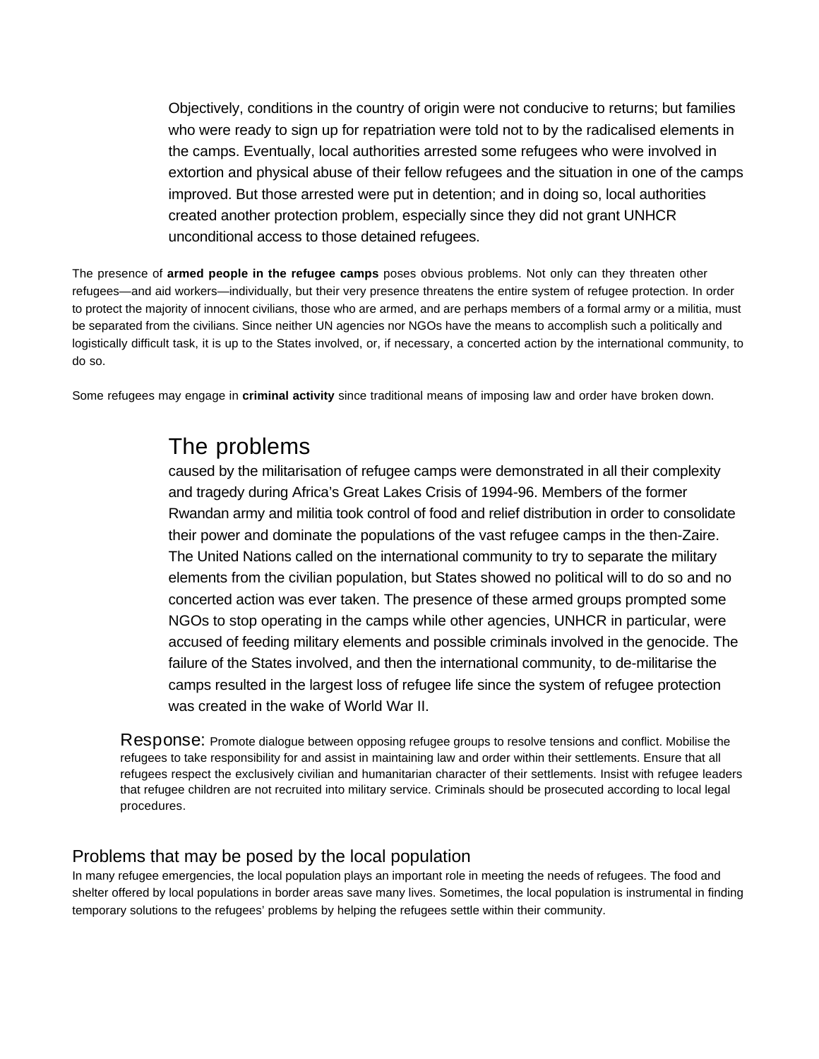Objectively, conditions in the country of origin were not conducive to returns; but families who were ready to sign up for repatriation were told not to by the radicalised elements in the camps. Eventually, local authorities arrested some refugees who were involved in extortion and physical abuse of their fellow refugees and the situation in one of the camps improved. But those arrested were put in detention; and in doing so, local authorities created another protection problem, especially since they did not grant UNHCR unconditional access to those detained refugees.

The presence of **armed people in the refugee camps** poses obvious problems. Not only can they threaten other refugees—and aid workers—individually, but their very presence threatens the entire system of refugee protection. In order to protect the majority of innocent civilians, those who are armed, and are perhaps members of a formal army or a militia, must be separated from the civilians. Since neither UN agencies nor NGOs have the means to accomplish such a politically and logistically difficult task, it is up to the States involved, or, if necessary, a concerted action by the international community, to do so.

Some refugees may engage in **criminal activity** since traditional means of imposing law and order have broken down.

The problems caused by the militarisation of refugee camps were demonstrated in all their complexity and tragedy during Africa's Great Lakes Crisis of 1994-96. Members of the former Rwandan army and militia took control of food and relief distribution in order to consolidate their power and dominate the populations of the vast refugee camps in the then-Zaire. The United Nations called on the international community to try to separate the military elements from the civilian population, but States showed no political will to do so and no concerted action was ever taken. The presence of these armed groups prompted some NGOs to stop operating in the camps while other agencies, UNHCR in particular, were accused of feeding military elements and possible criminals involved in the genocide. The failure of the States involved, and then the international community, to de-militarise the camps resulted in the largest loss of refugee life since the system of refugee protection was created in the wake of World War II.

Response: Promote dialogue between opposing refugee groups to resolve tensions and conflict. Mobilise the refugees to take responsibility for and assist in maintaining law and order within their settlements. Ensure that all refugees respect the exclusively civilian and humanitarian character of their settlements. Insist with refugee leaders that refugee children are not recruited into military service. Criminals should be prosecuted according to local legal procedures.

## Problems that may be posed by the local population

In many refugee emergencies, the local population plays an important role in meeting the needs of refugees. The food and shelter offered by local populations in border areas save many lives. Sometimes, the local population is instrumental in finding temporary solutions to the refugees' problems by helping the refugees settle within their community.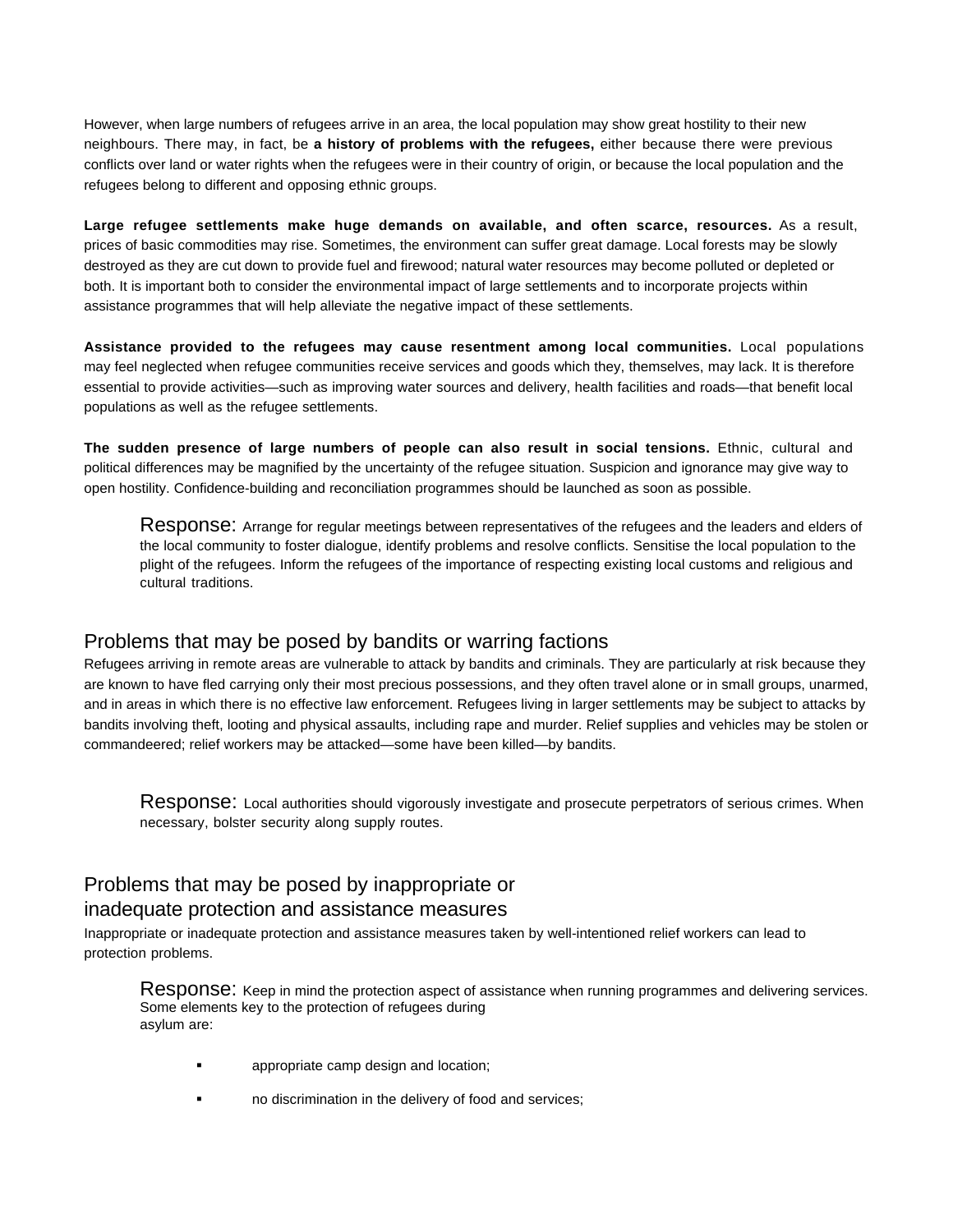However, when large numbers of refugees arrive in an area, the local population may show great hostility to their new neighbours. There may, in fact, be **a history of problems with the refugees,** either because there were previous conflicts over land or water rights when the refugees were in their country of origin, or because the local population and the refugees belong to different and opposing ethnic groups.

**Large refugee settlements make huge demands on available, and often scarce, resources.** As a result, prices of basic commodities may rise. Sometimes, the environment can suffer great damage. Local forests may be slowly destroyed as they are cut down to provide fuel and firewood; natural water resources may become polluted or depleted or both. It is important both to consider the environmental impact of large settlements and to incorporate projects within assistance programmes that will help alleviate the negative impact of these settlements.

**Assistance provided to the refugees may cause resentment among local communities.** Local populations may feel neglected when refugee communities receive services and goods which they, themselves, may lack. It is therefore essential to provide activities—such as improving water sources and delivery, health facilities and roads—that benefit local populations as well as the refugee settlements.

**The sudden presence of large numbers of people can also result in social tensions.** Ethnic, cultural and political differences may be magnified by the uncertainty of the refugee situation. Suspicion and ignorance may give way to open hostility. Confidence-building and reconciliation programmes should be launched as soon as possible.

> Response: Arrange for regular meetings between representatives of the refugees and the leaders and elders of the local community to foster dialogue, identify problems and resolve conflicts. Sensitise the local population to the plight of the refugees. Inform the refugees of the importance of respecting existing local customs and religious and cultural traditions.

## Problems that may be posed by bandits or warring factions

Refugees arriving in remote areas are vulnerable to attack by bandits and criminals. They are particularly at risk because they are known to have fled carrying only their most precious possessions, and they often travel alone or in small groups, unarmed, and in areas in which there is no effective law enforcement. Refugees living in larger settlements may be subject to attacks by bandits involving theft, looting and physical assaults, including rape and murder. Relief supplies and vehicles may be stolen or commandeered; relief workers may be attacked—some have been killed—by bandits.

> Response: Local authorities should vigorously investigate and prosecute perpetrators of serious crimes. When necessary, bolster security along supply routes.

## Problems that may be posed by inappropriate or inadequate protection and assistance measures

Inappropriate or inadequate protection and assistance measures taken by well-intentioned relief workers can lead to protection problems.

> Response: Keep in mind the protection aspect of assistance when running programmes and delivering services. Some elements key to the protection of refugees during asylum are:

- appropriate camp design and location;
- no discrimination in the delivery of food and services;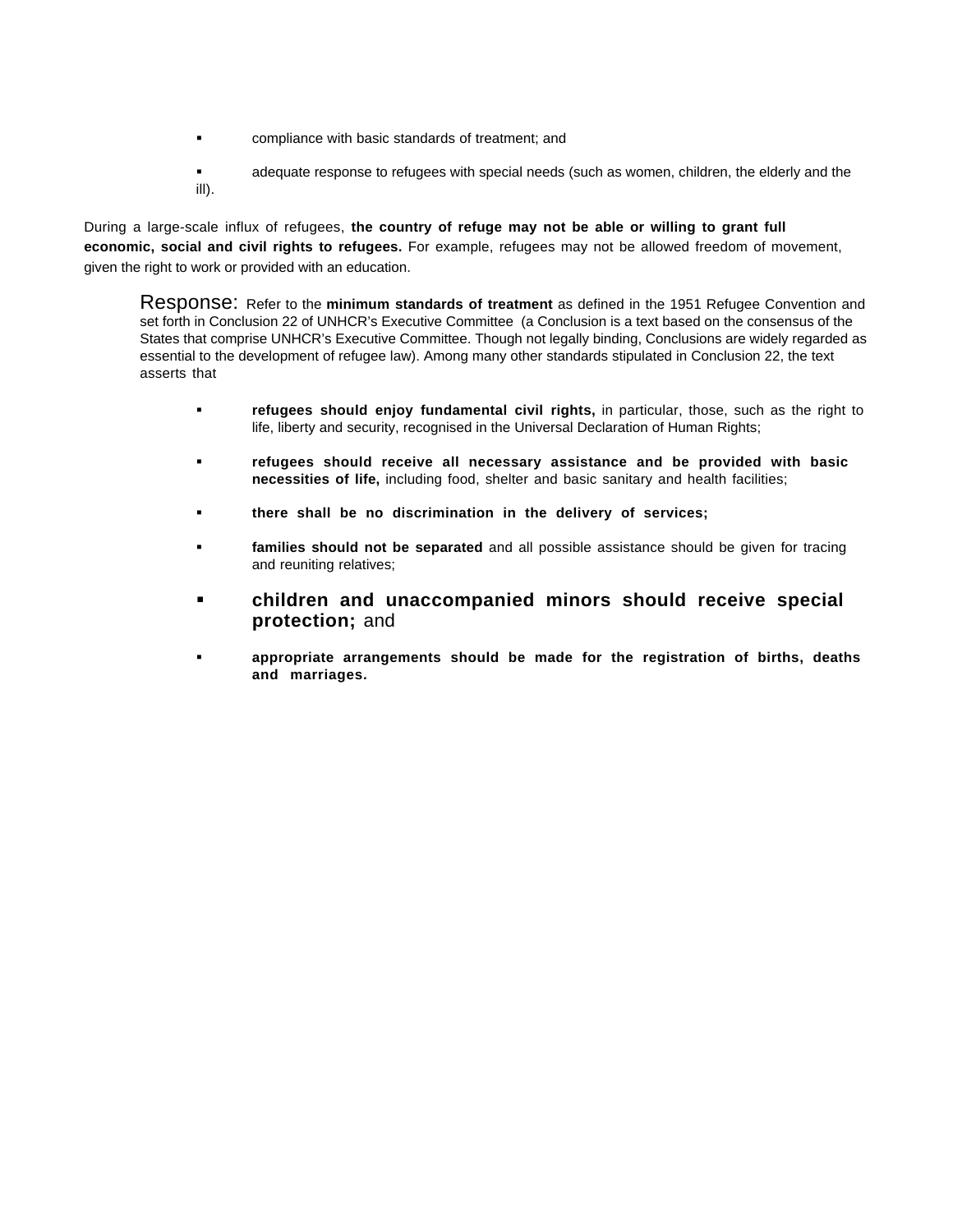- compliance with basic standards of treatment; and
- adequate response to refugees with special needs (such as women, children, the elderly and the ill).

During a large-scale influx of refugees, **the country of refuge may not be able or willing to grant full economic, social and civil rights to refugees.** For example, refugees may not be allowed freedom of movement, given the right to work or provided with an education.

Response: Refer to the **minimum standards of treatment** as defined in the 1951 Refugee Convention and set forth in Conclusion 22 of UNHCR's Executive Committee (a Conclusion is a text based on the consensus of the States that comprise UNHCR's Executive Committee. Though not legally binding, Conclusions are widely regarded as essential to the development of refugee law). Among many other standards stipulated in Conclusion 22, the text asserts that

- **refugees should enjoy fundamental civil rights,** in particular, those, such as the right to life, liberty and security, recognised in the Universal Declaration of Human Rights;
- **refugees should receive all necessary assistance and be provided with basic necessities of life,** including food, shelter and basic sanitary and health facilities;
- **there shall be no discrimination in the delivery of services;**
- **families should not be separated** and all possible assistance should be given for tracing and reuniting relatives;
- **children and unaccompanied minors should receive special protection;** and
- **appropriate arrangements should be made for the registration of births, deaths and marriages.**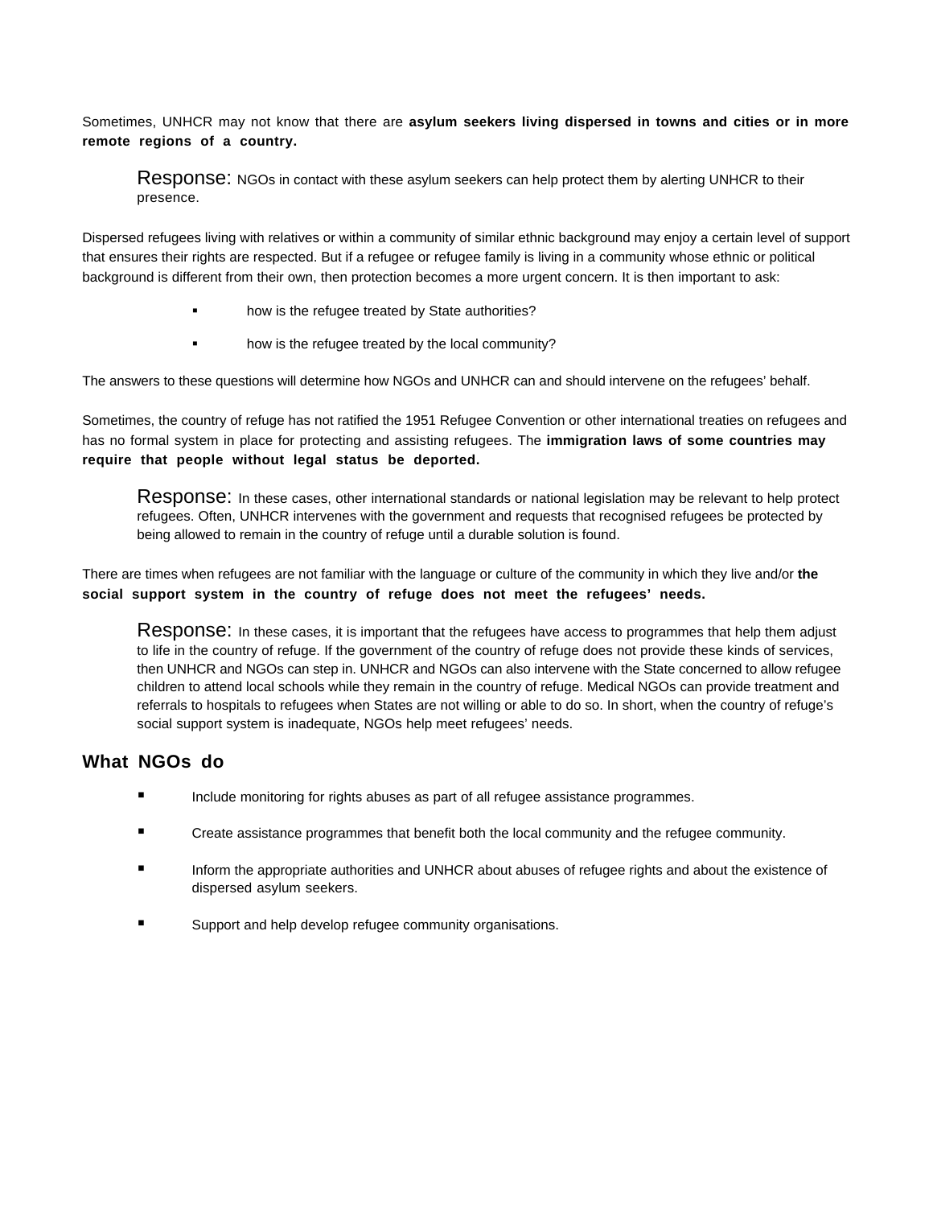Sometimes, UNHCR may not know that there are **asylum seekers living dispersed in towns and cities or in more remote regions of a country.**

> Response: NGOs in contact with these asylum seekers can help protect them by alerting UNHCR to their presence.

Dispersed refugees living with relatives or within a community of similar ethnic background may enjoy a certain level of support that ensures their rights are respected. But if a refugee or refugee family is living in a community whose ethnic or political background is different from their own, then protection becomes a more urgent concern. It is then important to ask:

- how is the refugee treated by State authorities?
- how is the refugee treated by the local community?

The answers to these questions will determine how NGOs and UNHCR can and should intervene on the refugees' behalf.

Sometimes, the country of refuge has not ratified the 1951 Refugee Convention or other international treaties on refugees and has no formal system in place for protecting and assisting refugees. The **immigration laws of some countries may require that people without legal status be deported.**

> Response: In these cases, other international standards or national legislation may be relevant to help protect refugees. Often, UNHCR intervenes with the government and requests that recognised refugees be protected by being allowed to remain in the country of refuge until a durable solution is found.

There are times when refugees are not familiar with the language or culture of the community in which they live and/or **the social support system in the country of refuge does not meet the refugees' needs.**

> Response: In these cases, it is important that the refugees have access to programmes that help them adjust to life in the country of refuge. If the government of the country of refuge does not provide these kinds of services, then UNHCR and NGOs can step in. UNHCR and NGOs can also intervene with the State concerned to allow refugee children to attend local schools while they remain in the country of refuge. Medical NGOs can provide treatment and referrals to hospitals to refugees when States are not willing or able to do so. In short, when the country of refuge's social support system is inadequate, NGOs help meet refugees' needs.

## What NGOs do

- Include monitoring for rights abuses as part of all refugee assistance programmes.
- Create assistance programmes that benefit both the local community and the refugee community.
- Inform the appropriate authorities and UNHCR about abuses of refugee rights and about the existence of dispersed asylum seekers.
- Support and help develop refugee community organisations.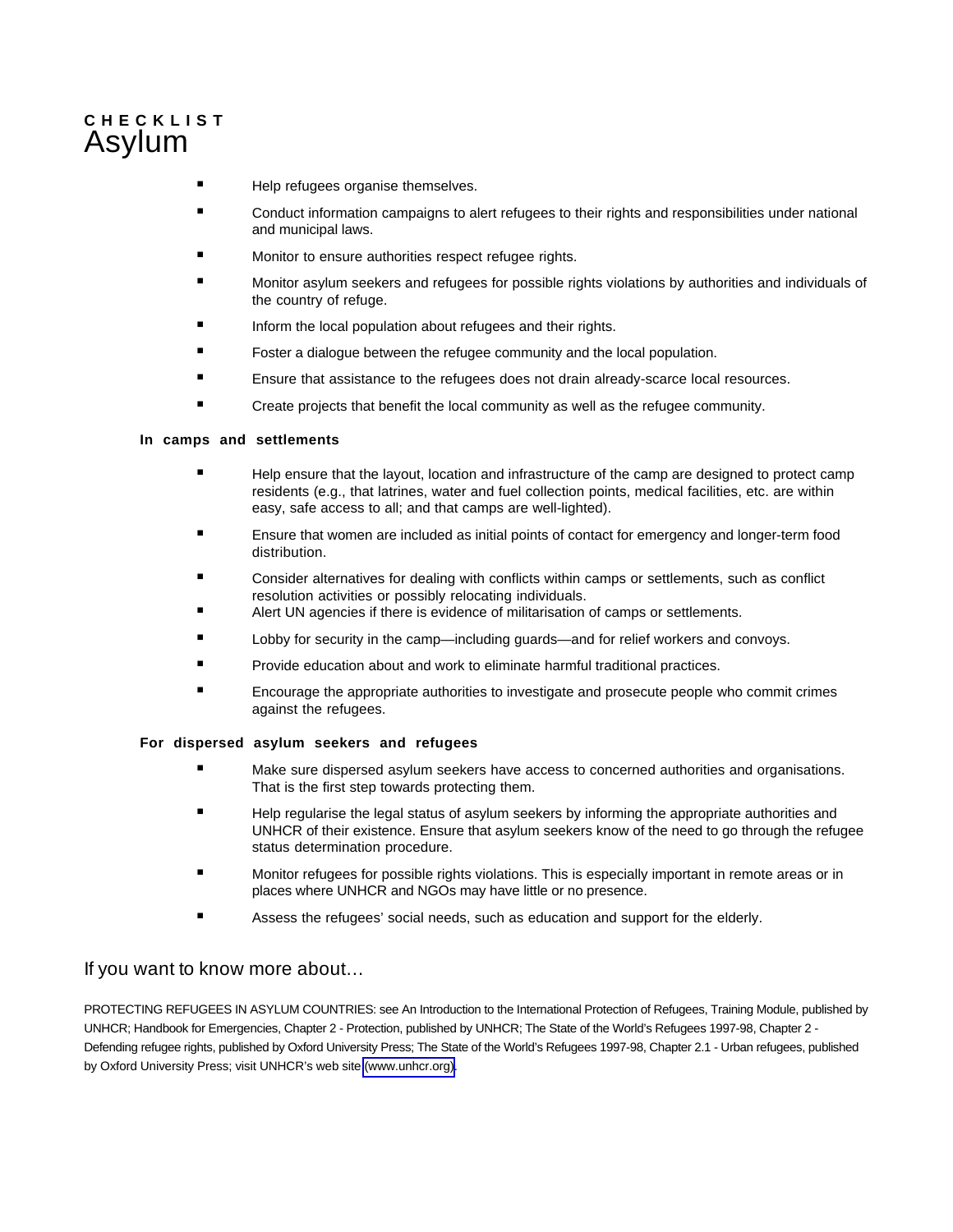**CHECKLIST**

# Asylum

- Help refugees organise themselves.
- Conduct information campaigns to alert refugees to their rights and responsibilities under national and municipal laws.
- Monitor to ensure authorities respect refugee rights.
- Monitor asylum seekers and refugees for possible rights violations by authorities and individuals of the country of refuge.
- Inform the local population about refugees and their rights.
- Foster a dialogue between the refugee community and the local population.
- Ensure that assistance to the refugees does not drain already-scarce local resources.
- Create projects that benefit the local community as well as the refugee community.

**In camps and settlements**

- Help ensure that the layout, location and infrastructure of the camp are designed to protect camp residents (e.g., that latrines, water and fuel collection points, medical facilities, etc. are within easy, safe access to all; and that camps are well-lighted).
- Ensure that women are included as initial points of contact for emergency and longer-term food distribution.
- Consider alternatives for dealing with conflicts within camps or settlements, such as conflict resolution activities or possibly relocating individuals.
- Alert UN agencies if there is evidence of militarisation of camps or settlements.
- Lobby for security in the camp—including guards—and for relief workers and convoys.
- Provide education about and work to eliminate harmful traditional practices.
- Encourage the appropriate authorities to investigate and prosecute people who commit crimes against the refugees.

**For dispersed asylum seekers and refugees**

- Make sure dispersed asylum seekers have access to concerned authorities and organisations. That is the first step towards protecting them.
- Help regularise the legal status of asylum seekers by informing the appropriate authorities and UNHCR of their existence. Ensure that asylum seekers know of the need to go through the refugee status determination procedure.
- Monitor refugees for possible rights violations. This is especially important in remote areas or in places where UNHCR and NGOs may have little or no presence.
- Assess the refugees' social needs, such as education and support for the elderly.

## If you want to know more about…

PROTECTING REFUGEES IN ASYLUM COUNTRIES: see An Introduction to the International Protection of Refugees, Training Module, published by UNHCR; Handbook for Emergencies, Chapter 2 - Protection, published by UNHCR; The State of the World's Refugees 1997-98, Chapter 2 - Defending refugee rights, published by Oxford University Press; The State of the World's Refugees 1997-98, Chapter 2.1 - Urban refugees, published by Oxford University Press; visit UNHCR's web site (www.unhcr.org).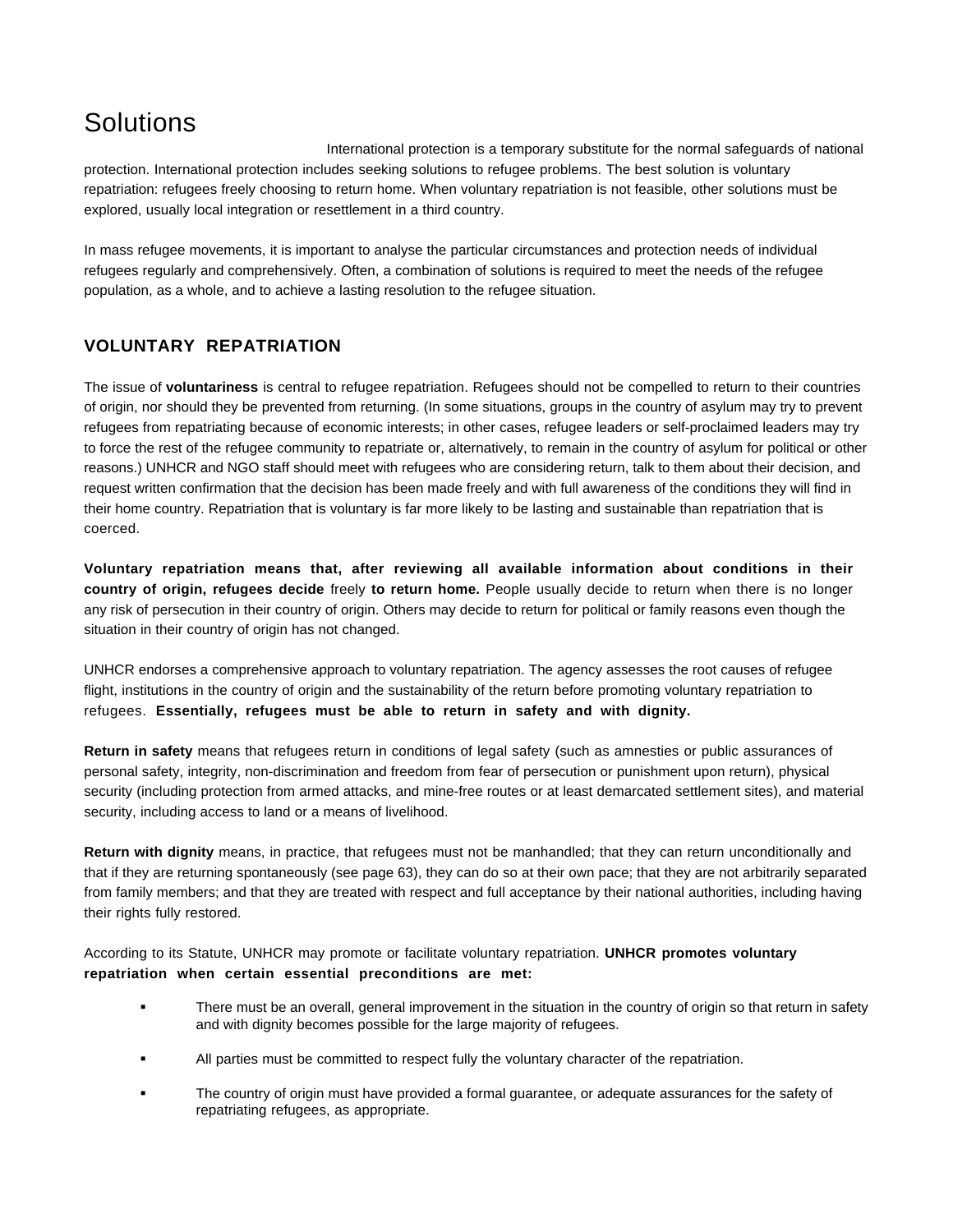# Solutions

International protection is a temporary substitute for the normal safeguards of national protection. International protection includes seeking solutions to refugee problems. The best solution is voluntary repatriation: refugees freely choosing to return home. When voluntary repatriation is not feasible, other solutions must be explored, usually local integration or resettlement in a third country.

In mass refugee movements, it is important to analyse the particular circumstances and protection needs of individual refugees regularly and comprehensively. Often, a combination of solutions is required to meet the needs of the refugee population, as a whole, and to achieve a lasting resolution to the refugee situation.

## VOLUNTARY REPATRIATION

The issue of **voluntariness** is central to refugee repatriation. Refugees should not be compelled to return to their countries of origin, nor should they be prevented from returning. (In some situations, groups in the country of asylum may try to prevent refugees from repatriating because of economic interests; in other cases, refugee leaders or self-proclaimed leaders may try to force the rest of the refugee community to repatriate or, alternatively, to remain in the country of asylum for political or other reasons.) UNHCR and NGO staff should meet with refugees who are considering return, talk to them about their decision, and request written confirmation that the decision has been made freely and with full awareness of the conditions they will find in their home country. Repatriation that is voluntary is far more likely to be lasting and sustainable than repatriation that is coerced.

**Voluntary repatriation means that, after reviewing all available information about conditions in their country of origin, refugees decide** freely **to return home.** People usually decide to return when there is no longer any risk of persecution in their country of origin. Others may decide to return for political or family reasons even though the situation in their country of origin has not changed.

UNHCR endorses a comprehensive approach to voluntary repatriation. The agency assesses the root causes of refugee flight, institutions in the country of origin and the sustainability of the return before promoting voluntary repatriation to refugees. **Essentially, refugees must be able to return in safety and with dignity.**

**Return in safety** means that refugees return in conditions of legal safety (such as amnesties or public assurances of personal safety, integrity, non-discrimination and freedom from fear of persecution or punishment upon return), physical security (including protection from armed attacks, and mine-free routes or at least demarcated settlement sites), and material security, including access to land or a means of livelihood.

**Return with dignity** means, in practice, that refugees must not be manhandled; that they can return unconditionally and that if they are returning spontaneously (see page 63), they can do so at their own pace; that they are not arbitrarily separated from family members; and that they are treated with respect and full acceptance by their national authorities, including having their rights fully restored.

According to its Statute, UNHCR may promote or facilitate voluntary repatriation. **UNHCR promotes voluntary repatriation when certain essential preconditions are met:**

- There must be an overall, general improvement in the situation in the country of origin so that return in safety and with dignity becomes possible for the large majority of refugees.
- All parties must be committed to respect fully the voluntary character of the repatriation.
- The country of origin must have provided a formal guarantee, or adequate assurances for the safety of repatriating refugees, as appropriate.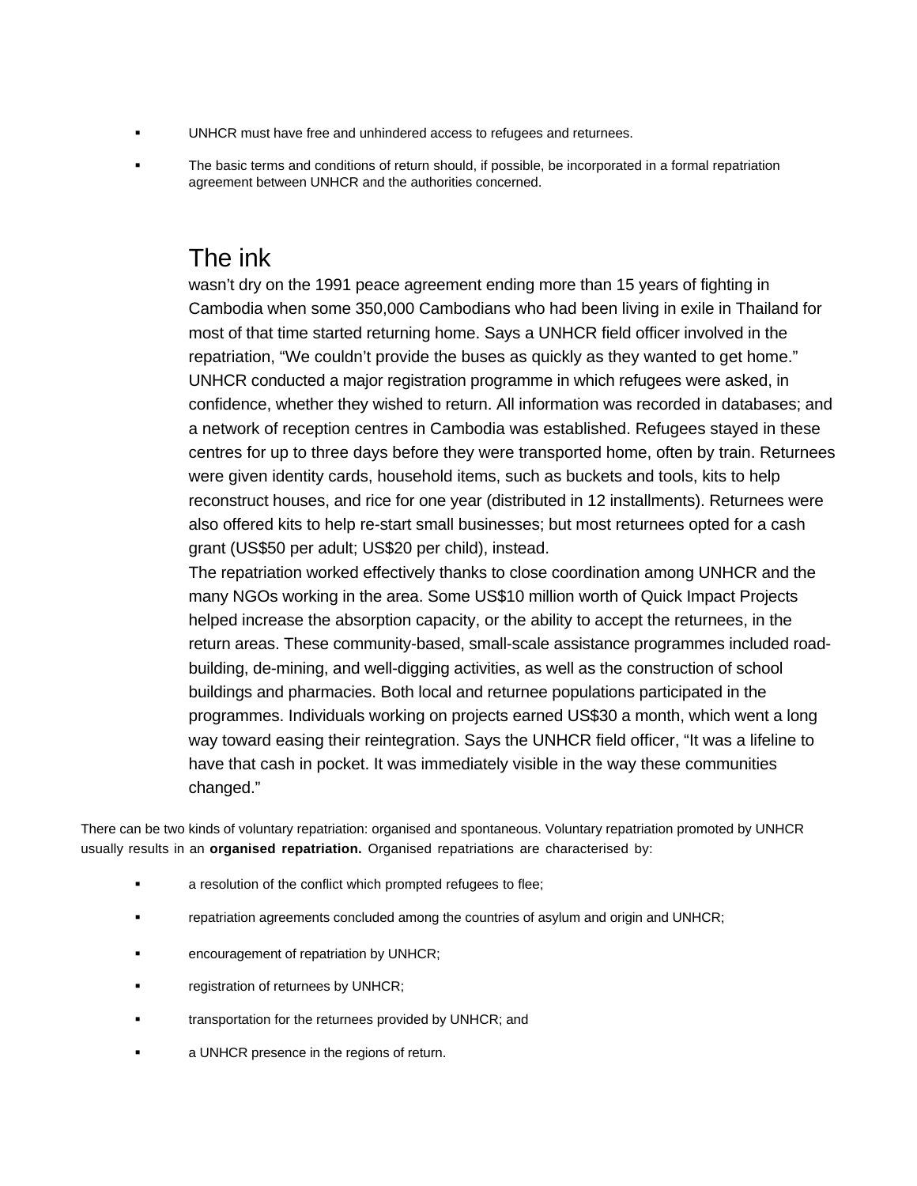- UNHCR must have free and unhindered access to refugees and returnees.
- The basic terms and conditions of return should, if possible, be incorporated in a formal repatriation agreement between UNHCR and the authorities concerned.

## The ink

wasn't dry on the 1991 peace agreement ending more than 15 years of fighting in Cambodia when some 350,000 Cambodians who had been living in exile in Thailand for most of that time started returning home. Says a UNHCR field officer involved in the repatriation, "We couldn't provide the buses as quickly as they wanted to get home." UNHCR conducted a major registration programme in which refugees were asked, in confidence, whether they wished to return. All information was recorded in databases; and a network of reception centres in Cambodia was established. Refugees stayed in these centres for up to three days before they were transported home, often by train. Returnees were given identity cards, household items, such as buckets and tools, kits to help reconstruct houses, and rice for one year (distributed in 12 installments). Returnees were also offered kits to help re-start small businesses; but most returnees opted for a cash grant (US$50 per adult; US$20 per child), instead.

The repatriation worked effectively thanks to close coordination among UNHCR and the many NGOs working in the area. Some US$10 million worth of Quick Impact Projects helped increase the absorption capacity, or the ability to accept the returnees, in the return areas. These community-based, small-scale assistance programmes included road-building, de-mining, and well-digging activities, as well as the construction of school buildings and pharmacies. Both local and returnee populations participated in the programmes. Individuals working on projects earned US$30 a month, which went a long way toward easing their reintegration. Says the UNHCR field officer, "It was a lifeline to have that cash in pocket. It was immediately visible in the way these communities changed."

There can be two kinds of voluntary repatriation: organised and spontaneous. Voluntary repatriation promoted by UNHCR usually results in an **organised repatriation.** Organised repatriations are characterised by:

- a resolution of the conflict which prompted refugees to flee;
- repatriation agreements concluded among the countries of asylum and origin and UNHCR;
- encouragement of repatriation by UNHCR;
- registration of returnees by UNHCR;
- transportation for the returnees provided by UNHCR; and
- a UNHCR presence in the regions of return.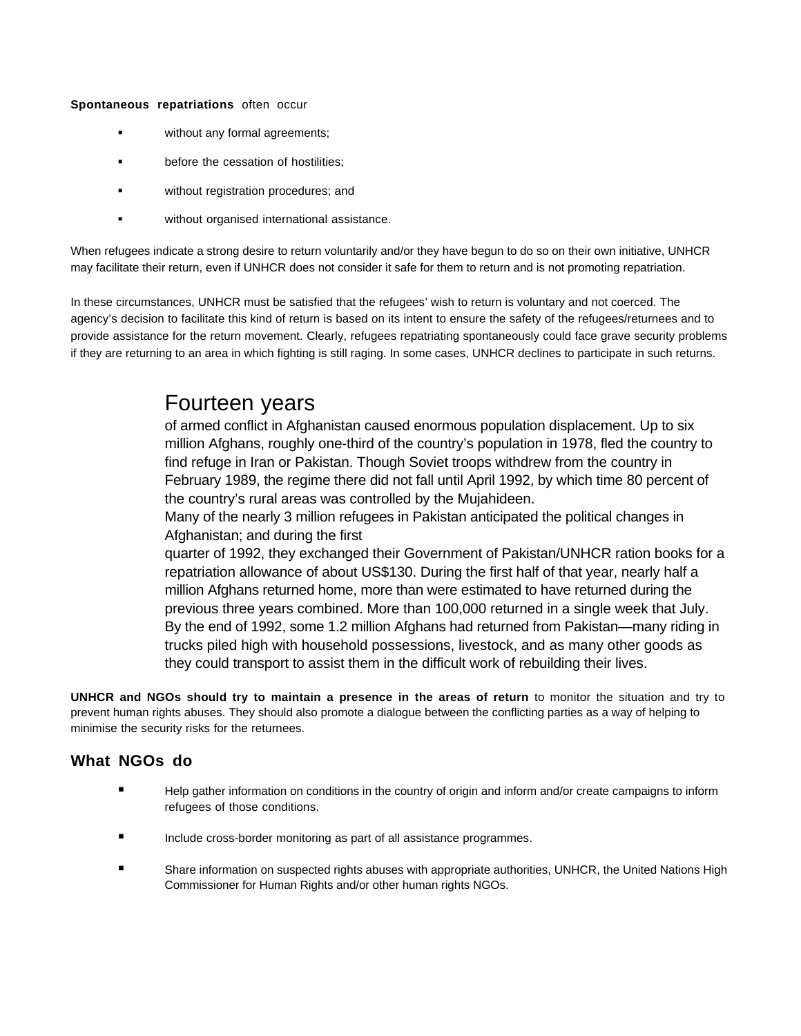**Spontaneous repatriations** often occur

- without any formal agreements;
- before the cessation of hostilities;
- without registration procedures; and
- without organised international assistance.

When refugees indicate a strong desire to return voluntarily and/or they have begun to do so on their own initiative, UNHCR may facilitate their return, even if UNHCR does not consider it safe for them to return and is not promoting repatriation.

In these circumstances, UNHCR must be satisfied that the refugees' wish to return is voluntary and not coerced. The agency's decision to facilitate this kind of return is based on its intent to ensure the safety of the refugees/returnees and to provide assistance for the return movement. Clearly, refugees repatriating spontaneously could face grave security problems if they are returning to an area in which fighting is still raging. In some cases, UNHCR declines to participate in such returns.

> ## Fourteen years
>
> of armed conflict in Afghanistan caused enormous population displacement. Up to six million Afghans, roughly one-third of the country's population in 1978, fled the country to find refuge in Iran or Pakistan. Though Soviet troops withdrew from the country in February 1989, the regime there did not fall until April 1992, by which time 80 percent of the country's rural areas was controlled by the Mujahideen.
>
> Many of the nearly 3 million refugees in Pakistan anticipated the political changes in Afghanistan; and during the first quarter of 1992, they exchanged their Government of Pakistan/UNHCR ration books for a repatriation allowance of about US$130. During the first half of that year, nearly half a million Afghans returned home, more than were estimated to have returned during the previous three years combined. More than 100,000 returned in a single week that July. By the end of 1992, some 1.2 million Afghans had returned from Pakistan—many riding in trucks piled high with household possessions, livestock, and as many other goods as they could transport to assist them in the difficult work of rebuilding their lives.

**UNHCR and NGOs should try to maintain a presence in the areas of return** to monitor the situation and try to prevent human rights abuses. They should also promote a dialogue between the conflicting parties as a way of helping to minimise the security risks for the returnees.

## What NGOs do

- Help gather information on conditions in the country of origin and inform and/or create campaigns to inform refugees of those conditions.
- Include cross-border monitoring as part of all assistance programmes.
- Share information on suspected rights abuses with appropriate authorities, UNHCR, the United Nations High Commissioner for Human Rights and/or other human rights NGOs.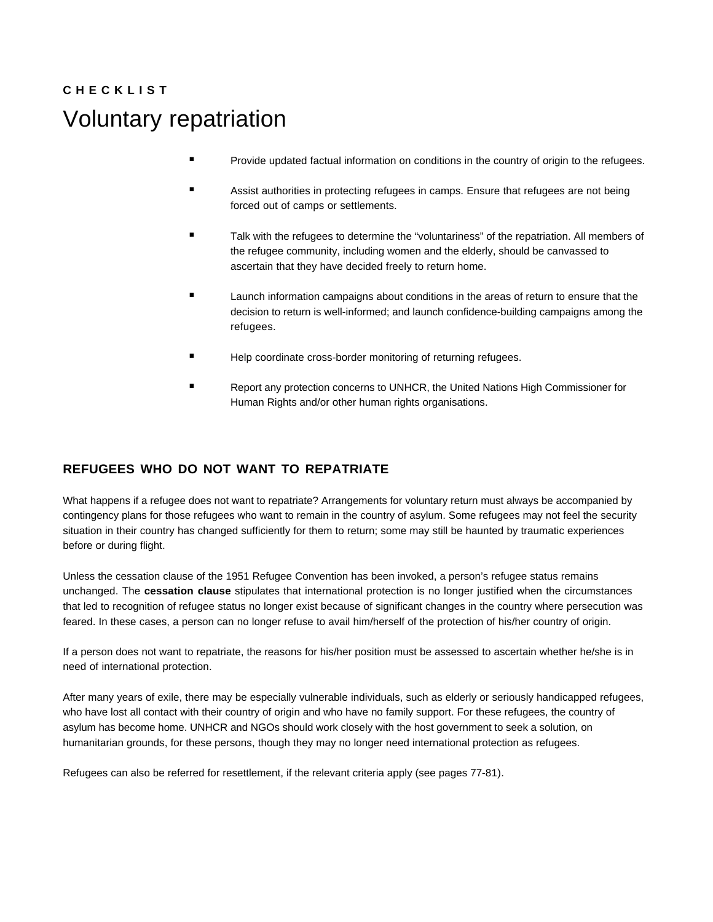**C H E C K L I S T**

# Voluntary repatriation

- Provide updated factual information on conditions in the country of origin to the refugees.
- Assist authorities in protecting refugees in camps. Ensure that refugees are not being forced out of camps or settlements.
- Talk with the refugees to determine the "voluntariness" of the repatriation. All members of the refugee community, including women and the elderly, should be canvassed to ascertain that they have decided freely to return home.
- Launch information campaigns about conditions in the areas of return to ensure that the decision to return is well-informed; and launch confidence-building campaigns among the refugees.
- Help coordinate cross-border monitoring of returning refugees.
- Report any protection concerns to UNHCR, the United Nations High Commissioner for Human Rights and/or other human rights organisations.

## REFUGEES WHO DO NOT WANT TO REPATRIATE

What happens if a refugee does not want to repatriate? Arrangements for voluntary return must always be accompanied by contingency plans for those refugees who want to remain in the country of asylum. Some refugees may not feel the security situation in their country has changed sufficiently for them to return; some may still be haunted by traumatic experiences before or during flight.

Unless the cessation clause of the 1951 Refugee Convention has been invoked, a person's refugee status remains unchanged. The **cessation clause** stipulates that international protection is no longer justified when the circumstances that led to recognition of refugee status no longer exist because of significant changes in the country where persecution was feared. In these cases, a person can no longer refuse to avail him/herself of the protection of his/her country of origin.

If a person does not want to repatriate, the reasons for his/her position must be assessed to ascertain whether he/she is in need of international protection.

After many years of exile, there may be especially vulnerable individuals, such as elderly or seriously handicapped refugees, who have lost all contact with their country of origin and who have no family support. For these refugees, the country of asylum has become home. UNHCR and NGOs should work closely with the host government to seek a solution, on humanitarian grounds, for these persons, though they may no longer need international protection as refugees.

Refugees can also be referred for resettlement, if the relevant criteria apply (see pages 77-81).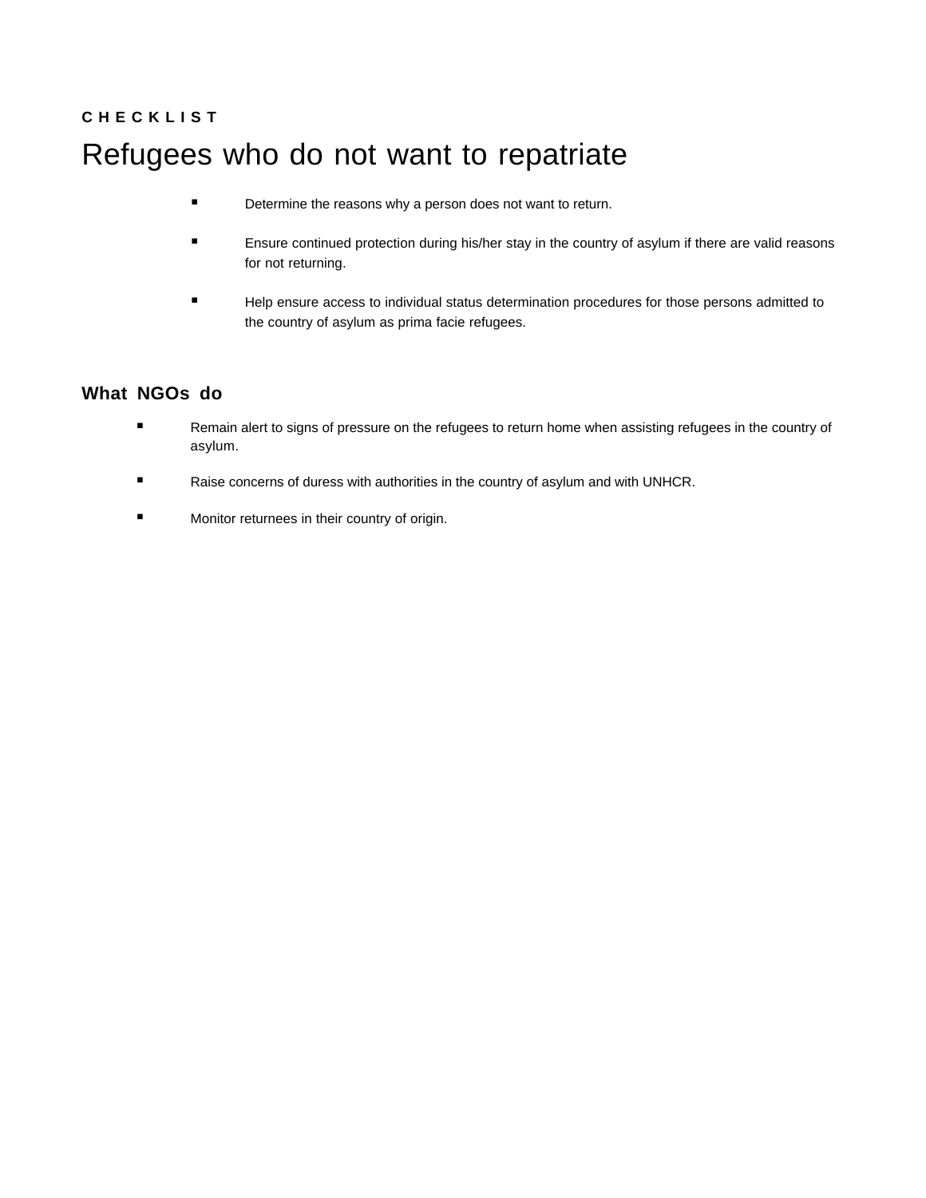CHECKLIST

# Refugees who do not want to repatriate

- Determine the reasons why a person does not want to return.
- Ensure continued protection during his/her stay in the country of asylum if there are valid reasons for not returning.
- Help ensure access to individual status determination procedures for those persons admitted to the country of asylum as prima facie refugees.

## What NGOs do

- Remain alert to signs of pressure on the refugees to return home when assisting refugees in the country of asylum.
- Raise concerns of duress with authorities in the country of asylum and with UNHCR.
- Monitor returnees in their country of origin.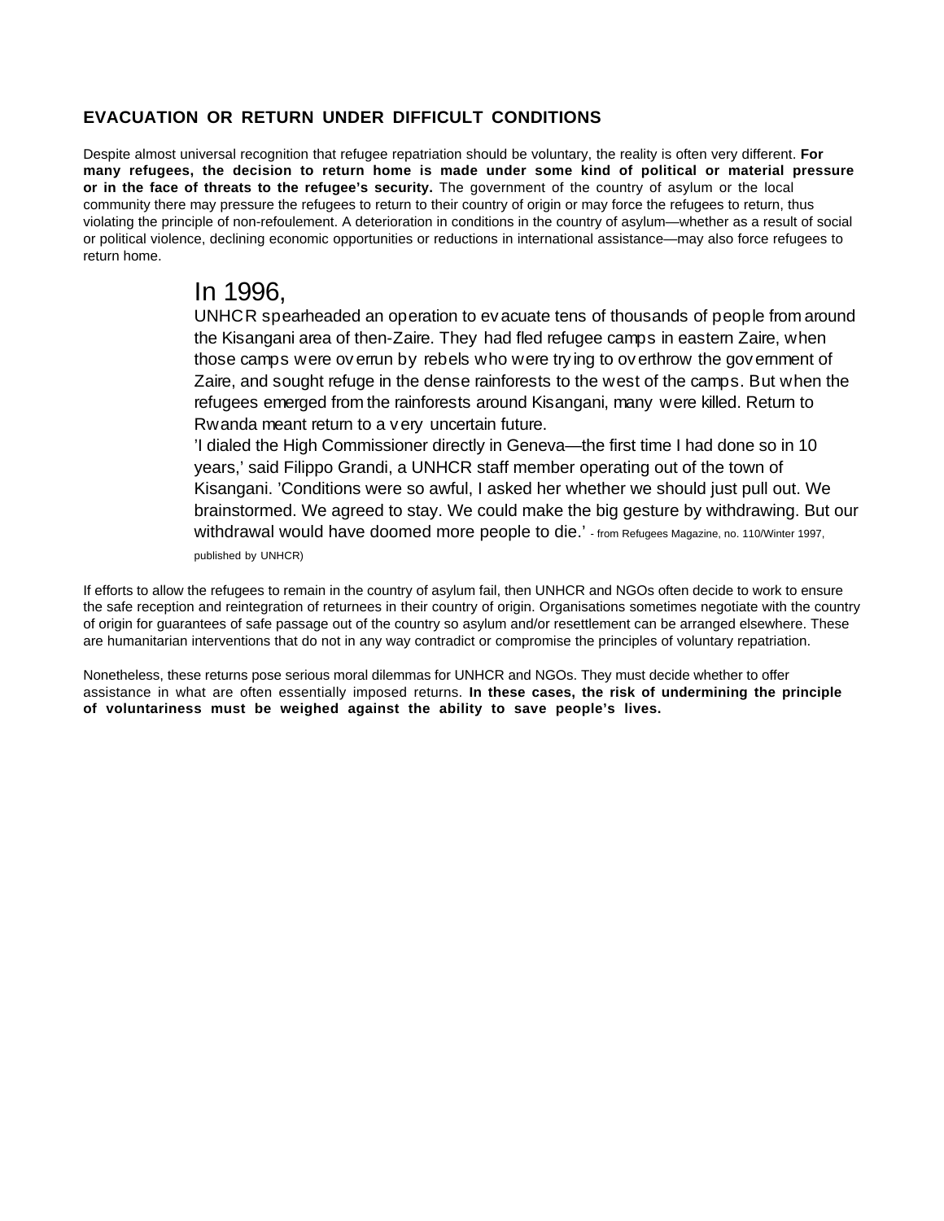## EVACUATION OR RETURN UNDER DIFFICULT CONDITIONS

Despite almost universal recognition that refugee repatriation should be voluntary, the reality is often very different. **For many refugees, the decision to return home is made under some kind of political or material pressure or in the face of threats to the refugee's security.** The government of the country of asylum or the local community there may pressure the refugees to return to their country of origin or may force the refugees to return, thus violating the principle of non-refoulement. A deterioration in conditions in the country of asylum—whether as a result of social or political violence, declining economic opportunities or reductions in international assistance—may also force refugees to return home.

> In 1996,
> UNHCR spearheaded an operation to evacuate tens of thousands of people from around the Kisangani area of then-Zaire. They had fled refugee camps in eastern Zaire, when those camps were overrun by rebels who were trying to overthrow the government of Zaire, and sought refuge in the dense rainforests to the west of the camps. But when the refugees emerged from the rainforests around Kisangani, many were killed. Return to Rwanda meant return to a very uncertain future.
> 'I dialed the High Commissioner directly in Geneva—the first time I had done so in 10 years,' said Filippo Grandi, a UNHCR staff member operating out of the town of Kisangani. 'Conditions were so awful, I asked her whether we should just pull out. We brainstormed. We agreed to stay. We could make the big gesture by withdrawing. But our withdrawal would have doomed more people to die.' - from Refugees Magazine, no. 110/Winter 1997, published by UNHCR)

If efforts to allow the refugees to remain in the country of asylum fail, then UNHCR and NGOs often decide to work to ensure the safe reception and reintegration of returnees in their country of origin. Organisations sometimes negotiate with the country of origin for guarantees of safe passage out of the country so asylum and/or resettlement can be arranged elsewhere. These are humanitarian interventions that do not in any way contradict or compromise the principles of voluntary repatriation.

Nonetheless, these returns pose serious moral dilemmas for UNHCR and NGOs. They must decide whether to offer assistance in what are often essentially imposed returns. **In these cases, the risk of undermining the principle of voluntariness must be weighed against the ability to save people's lives.**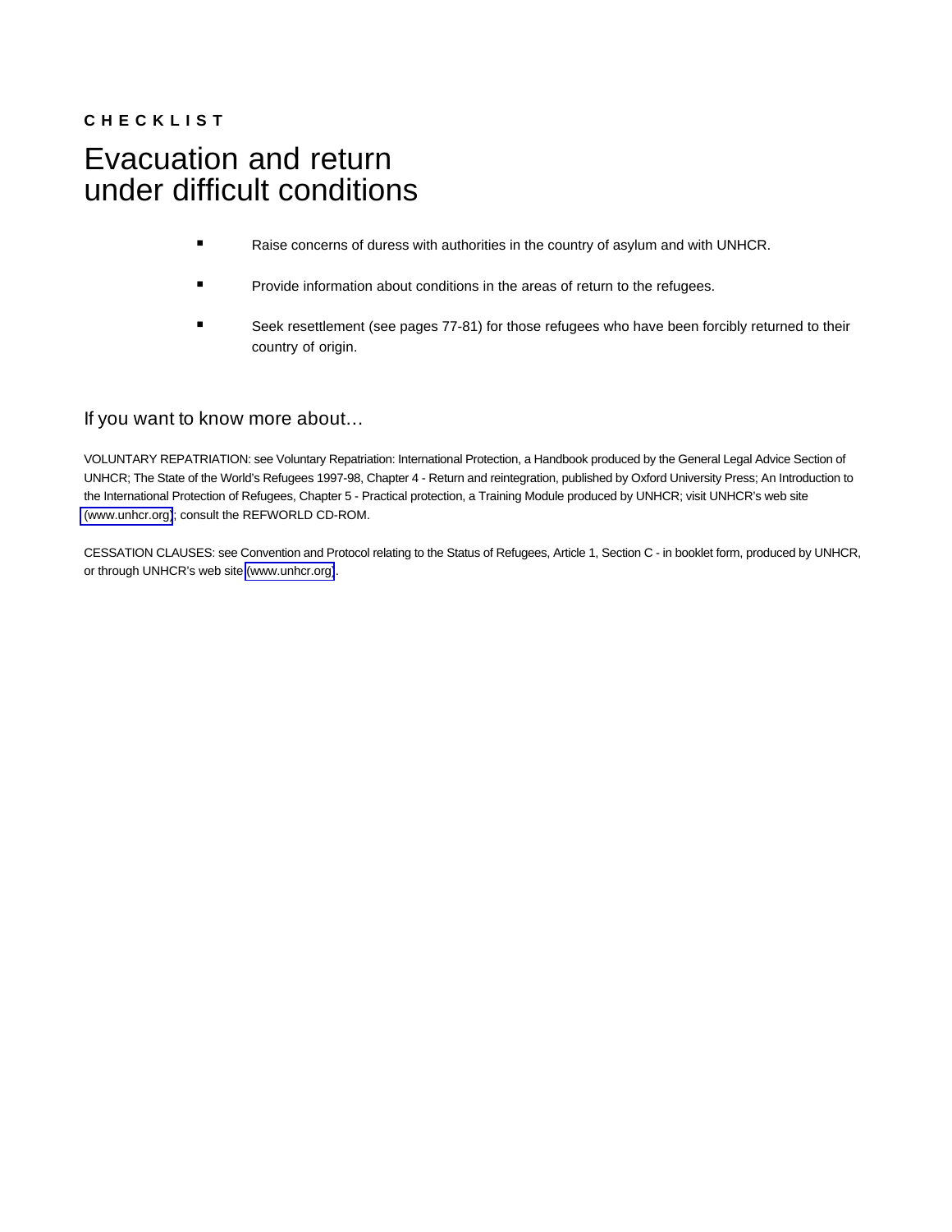**C H E C K L I S T**

# Evacuation and return under difficult conditions

- Raise concerns of duress with authorities in the country of asylum and with UNHCR.
- Provide information about conditions in the areas of return to the refugees.
- Seek resettlement (see pages 77-81) for those refugees who have been forcibly returned to their country of origin.

## If you want to know more about…

VOLUNTARY REPATRIATION: see Voluntary Repatriation: International Protection, a Handbook produced by the General Legal Advice Section of UNHCR; The State of the World's Refugees 1997-98, Chapter 4 - Return and reintegration, published by Oxford University Press; An Introduction to the International Protection of Refugees, Chapter 5 - Practical protection, a Training Module produced by UNHCR; visit UNHCR's web site (www.unhcr.org); consult the REFWORLD CD-ROM.

CESSATION CLAUSES: see Convention and Protocol relating to the Status of Refugees, Article 1, Section C - in booklet form, produced by UNHCR, or through UNHCR's web site (www.unhcr.org).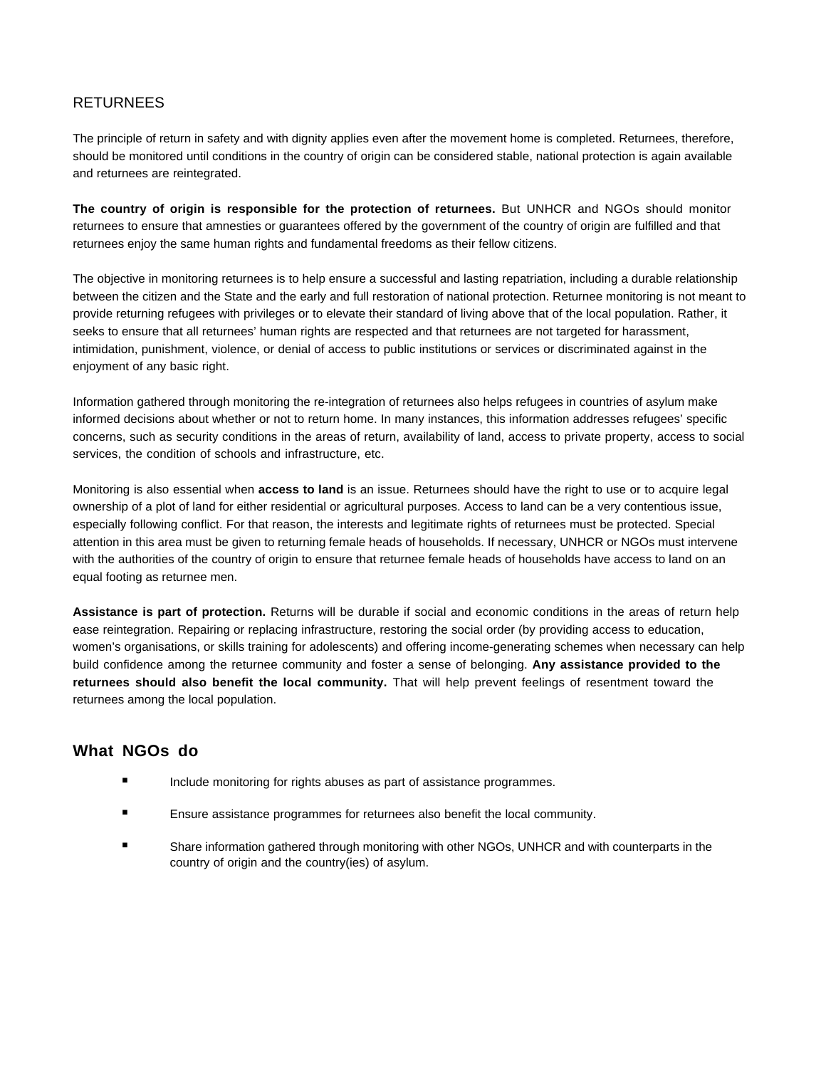## RETURNEES

The principle of return in safety and with dignity applies even after the movement home is completed. Returnees, therefore, should be monitored until conditions in the country of origin can be considered stable, national protection is again available and returnees are reintegrated.

**The country of origin is responsible for the protection of returnees.** But UNHCR and NGOs should monitor returnees to ensure that amnesties or guarantees offered by the government of the country of origin are fulfilled and that returnees enjoy the same human rights and fundamental freedoms as their fellow citizens.

The objective in monitoring returnees is to help ensure a successful and lasting repatriation, including a durable relationship between the citizen and the State and the early and full restoration of national protection. Returnee monitoring is not meant to provide returning refugees with privileges or to elevate their standard of living above that of the local population. Rather, it seeks to ensure that all returnees' human rights are respected and that returnees are not targeted for harassment, intimidation, punishment, violence, or denial of access to public institutions or services or discriminated against in the enjoyment of any basic right.

Information gathered through monitoring the re-integration of returnees also helps refugees in countries of asylum make informed decisions about whether or not to return home. In many instances, this information addresses refugees' specific concerns, such as security conditions in the areas of return, availability of land, access to private property, access to social services, the condition of schools and infrastructure, etc.

Monitoring is also essential when **access to land** is an issue. Returnees should have the right to use or to acquire legal ownership of a plot of land for either residential or agricultural purposes. Access to land can be a very contentious issue, especially following conflict. For that reason, the interests and legitimate rights of returnees must be protected. Special attention in this area must be given to returning female heads of households. If necessary, UNHCR or NGOs must intervene with the authorities of the country of origin to ensure that returnee female heads of households have access to land on an equal footing as returnee men.

**Assistance is part of protection.** Returns will be durable if social and economic conditions in the areas of return help ease reintegration. Repairing or replacing infrastructure, restoring the social order (by providing access to education, women's organisations, or skills training for adolescents) and offering income-generating schemes when necessary can help build confidence among the returnee community and foster a sense of belonging. **Any assistance provided to the returnees should also benefit the local community.** That will help prevent feelings of resentment toward the returnees among the local population.

### What NGOs do

- Include monitoring for rights abuses as part of assistance programmes.
- Ensure assistance programmes for returnees also benefit the local community.
- Share information gathered through monitoring with other NGOs, UNHCR and with counterparts in the country of origin and the country(ies) of asylum.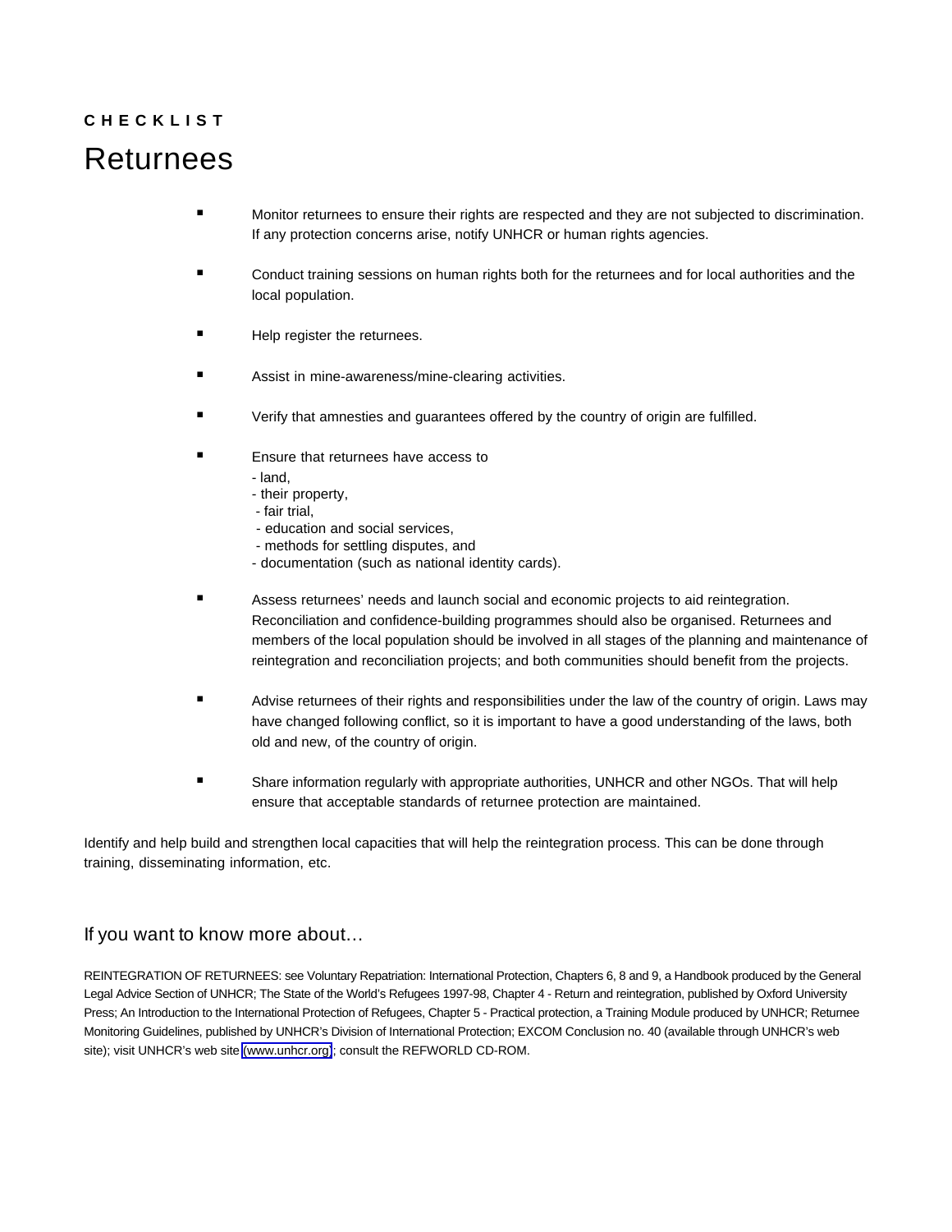**C H E C K L I S T**

# Returnees

- Monitor returnees to ensure their rights are respected and they are not subjected to discrimination. If any protection concerns arise, notify UNHCR or human rights agencies.

- Conduct training sessions on human rights both for the returnees and for local authorities and the local population.

- Help register the returnees.

- Assist in mine-awareness/mine-clearing activities.

- Verify that amnesties and guarantees offered by the country of origin are fulfilled.

- Ensure that returnees have access to
  - land,
  - their property,
  - fair trial,
  - education and social services,
  - methods for settling disputes, and
  - documentation (such as national identity cards).

- Assess returnees' needs and launch social and economic projects to aid reintegration. Reconciliation and confidence-building programmes should also be organised. Returnees and members of the local population should be involved in all stages of the planning and maintenance of reintegration and reconciliation projects; and both communities should benefit from the projects.

- Advise returnees of their rights and responsibilities under the law of the country of origin. Laws may have changed following conflict, so it is important to have a good understanding of the laws, both old and new, of the country of origin.

- Share information regularly with appropriate authorities, UNHCR and other NGOs. That will help ensure that acceptable standards of returnee protection are maintained.

Identify and help build and strengthen local capacities that will help the reintegration process. This can be done through training, disseminating information, etc.

## If you want to know more about…

REINTEGRATION OF RETURNEES: see Voluntary Repatriation: International Protection, Chapters 6, 8 and 9, a Handbook produced by the General Legal Advice Section of UNHCR; The State of the World's Refugees 1997-98, Chapter 4 - Return and reintegration, published by Oxford University Press; An Introduction to the International Protection of Refugees, Chapter 5 - Practical protection, a Training Module produced by UNHCR; Returnee Monitoring Guidelines, published by UNHCR's Division of International Protection; EXCOM Conclusion no. 40 (available through UNHCR's web site); visit UNHCR's web site (www.unhcr.org); consult the REFWORLD CD-ROM.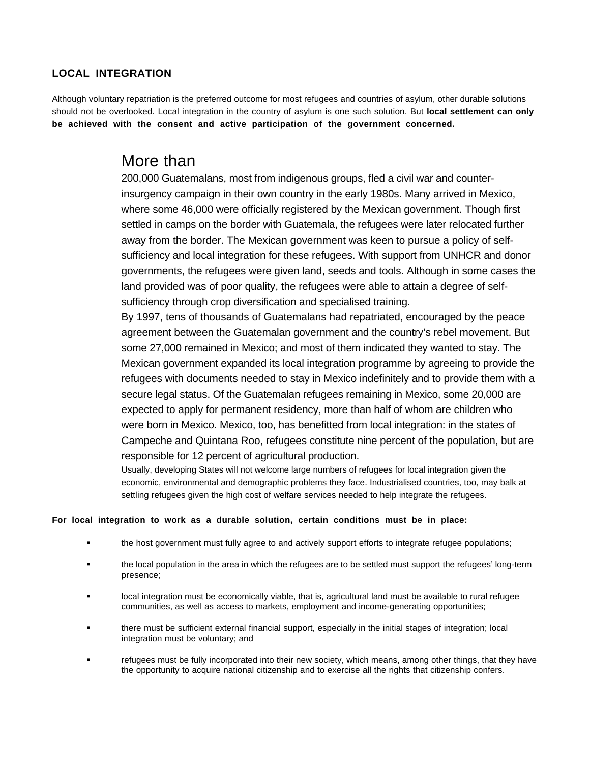## LOCAL INTEGRATION

Although voluntary repatriation is the preferred outcome for most refugees and countries of asylum, other durable solutions should not be overlooked. Local integration in the country of asylum is one such solution. But **local settlement can only be achieved with the consent and active participation of the government concerned.**

More than 200,000 Guatemalans, most from indigenous groups, fled a civil war and counter-insurgency campaign in their own country in the early 1980s. Many arrived in Mexico, where some 46,000 were officially registered by the Mexican government. Though first settled in camps on the border with Guatemala, the refugees were later relocated further away from the border. The Mexican government was keen to pursue a policy of self-sufficiency and local integration for these refugees. With support from UNHCR and donor governments, the refugees were given land, seeds and tools. Although in some cases the land provided was of poor quality, the refugees were able to attain a degree of self-sufficiency through crop diversification and specialised training.

By 1997, tens of thousands of Guatemalans had repatriated, encouraged by the peace agreement between the Guatemalan government and the country's rebel movement. But some 27,000 remained in Mexico; and most of them indicated they wanted to stay. The Mexican government expanded its local integration programme by agreeing to provide the refugees with documents needed to stay in Mexico indefinitely and to provide them with a secure legal status. Of the Guatemalan refugees remaining in Mexico, some 20,000 are expected to apply for permanent residency, more than half of whom are children who were born in Mexico. Mexico, too, has benefitted from local integration: in the states of Campeche and Quintana Roo, refugees constitute nine percent of the population, but are responsible for 12 percent of agricultural production.

Usually, developing States will not welcome large numbers of refugees for local integration given the economic, environmental and demographic problems they face. Industrialised countries, too, may balk at settling refugees given the high cost of welfare services needed to help integrate the refugees.

**For local integration to work as a durable solution, certain conditions must be in place:**

- the host government must fully agree to and actively support efforts to integrate refugee populations;
- the local population in the area in which the refugees are to be settled must support the refugees' long-term presence;
- local integration must be economically viable, that is, agricultural land must be available to rural refugee communities, as well as access to markets, employment and income-generating opportunities;
- there must be sufficient external financial support, especially in the initial stages of integration; local integration must be voluntary; and
- refugees must be fully incorporated into their new society, which means, among other things, that they have the opportunity to acquire national citizenship and to exercise all the rights that citizenship confers.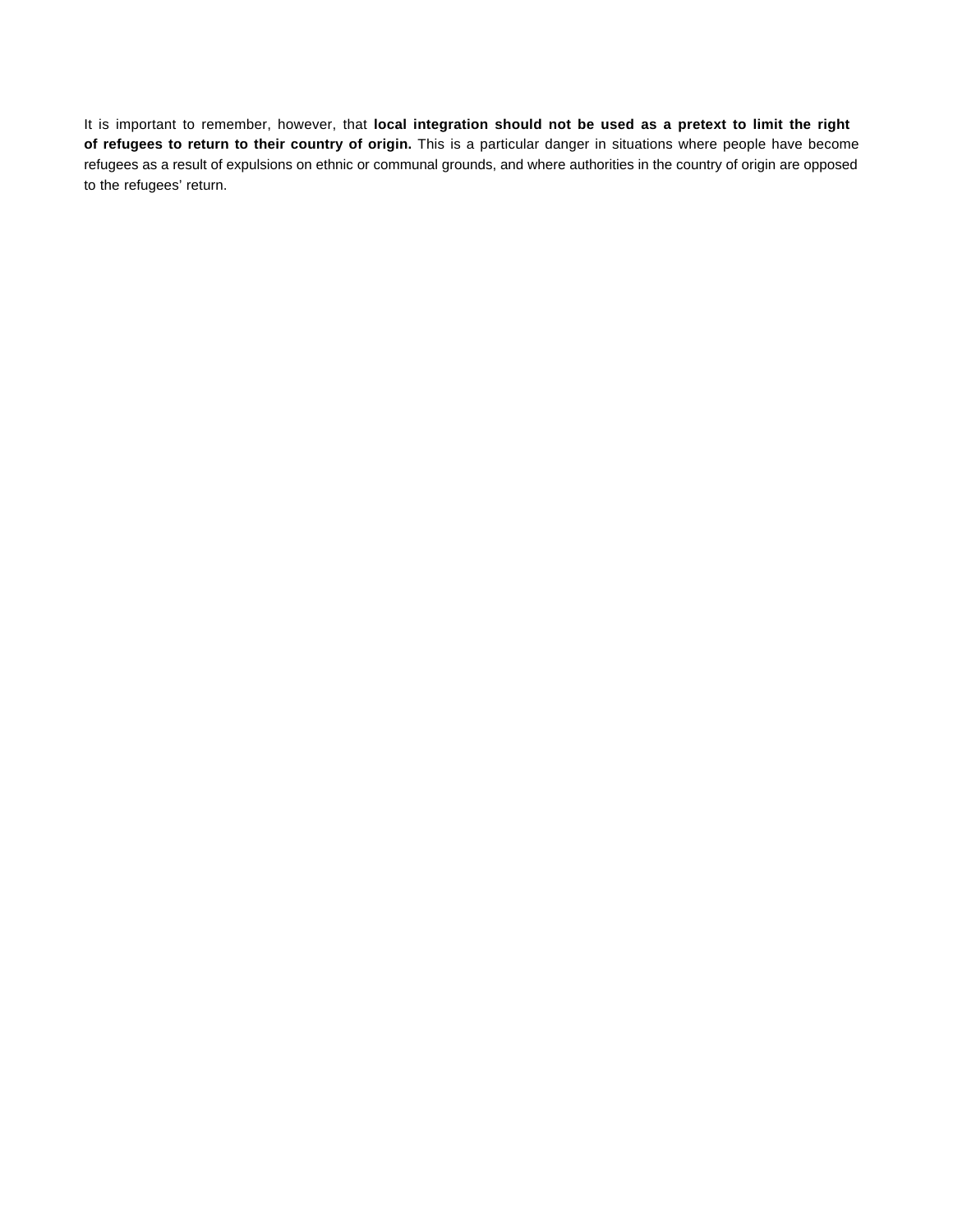It is important to remember, however, that **local integration should not be used as a pretext to limit the right of refugees to return to their country of origin.** This is a particular danger in situations where people have become refugees as a result of expulsions on ethnic or communal grounds, and where authorities in the country of origin are opposed to the refugees' return.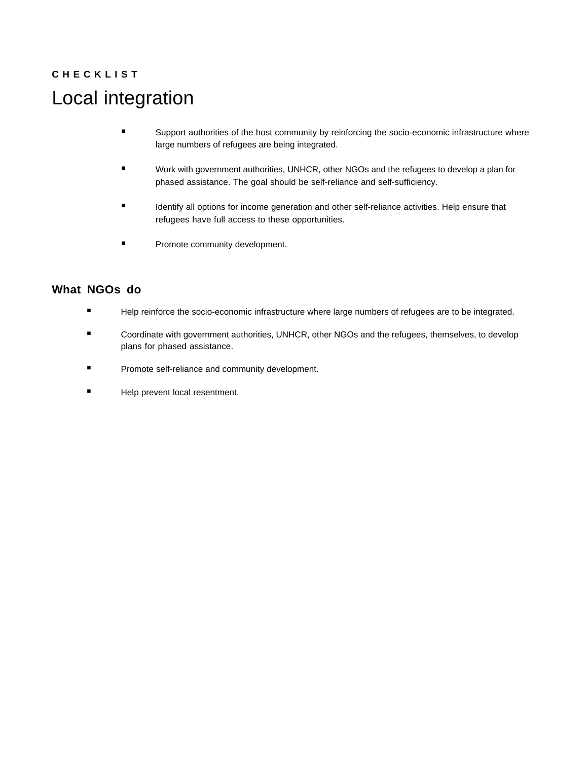CHECKLIST

# Local integration

- Support authorities of the host community by reinforcing the socio-economic infrastructure where large numbers of refugees are being integrated.
- Work with government authorities, UNHCR, other NGOs and the refugees to develop a plan for phased assistance. The goal should be self-reliance and self-sufficiency.
- Identify all options for income generation and other self-reliance activities. Help ensure that refugees have full access to these opportunities.
- Promote community development.

## What NGOs do

- Help reinforce the socio-economic infrastructure where large numbers of refugees are to be integrated.
- Coordinate with government authorities, UNHCR, other NGOs and the refugees, themselves, to develop plans for phased assistance.
- Promote self-reliance and community development.
- Help prevent local resentment.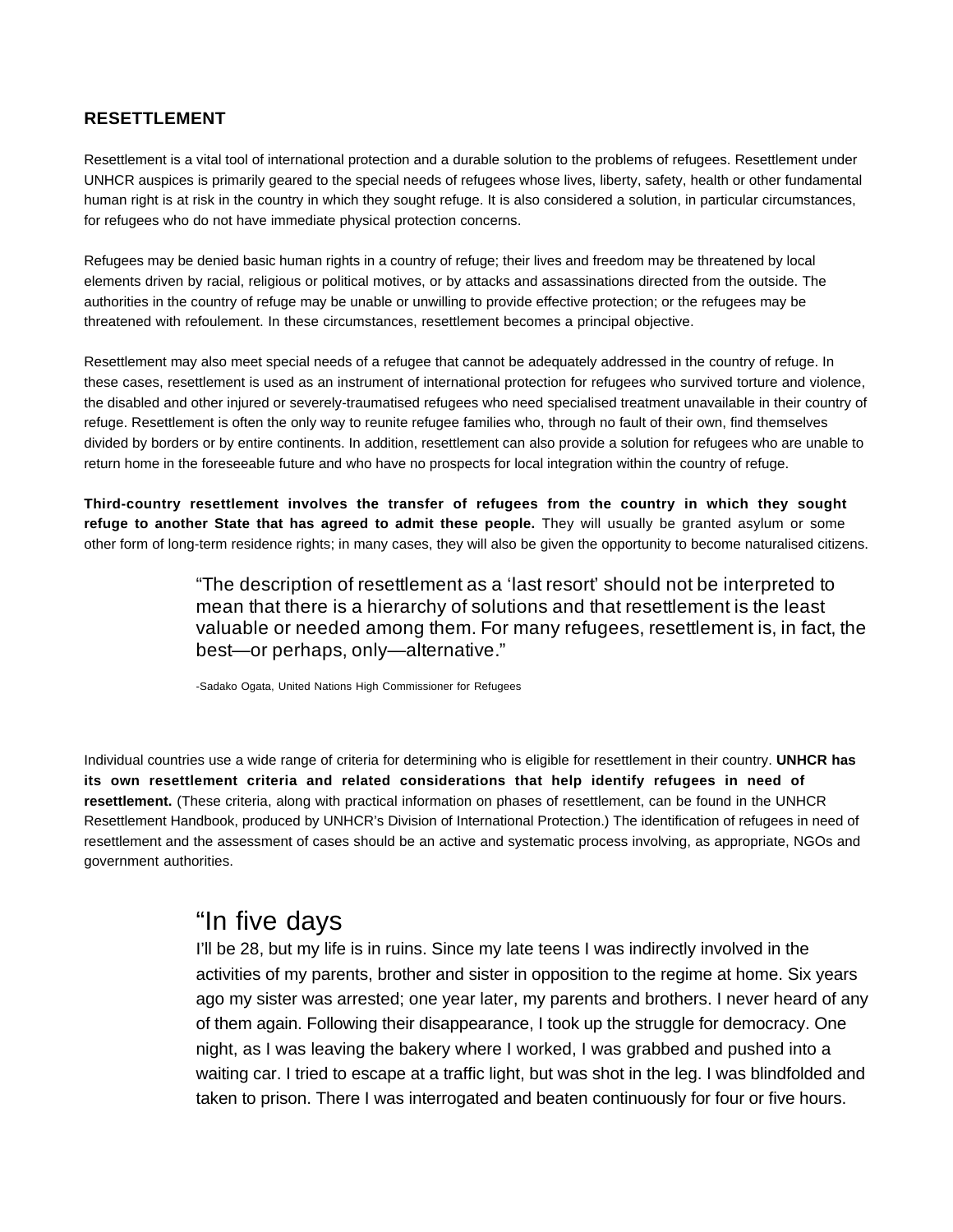## RESETTLEMENT

Resettlement is a vital tool of international protection and a durable solution to the problems of refugees. Resettlement under UNHCR auspices is primarily geared to the special needs of refugees whose lives, liberty, safety, health or other fundamental human right is at risk in the country in which they sought refuge. It is also considered a solution, in particular circumstances, for refugees who do not have immediate physical protection concerns.

Refugees may be denied basic human rights in a country of refuge; their lives and freedom may be threatened by local elements driven by racial, religious or political motives, or by attacks and assassinations directed from the outside. The authorities in the country of refuge may be unable or unwilling to provide effective protection; or the refugees may be threatened with refoulement. In these circumstances, resettlement becomes a principal objective.

Resettlement may also meet special needs of a refugee that cannot be adequately addressed in the country of refuge. In these cases, resettlement is used as an instrument of international protection for refugees who survived torture and violence, the disabled and other injured or severely-traumatised refugees who need specialised treatment unavailable in their country of refuge. Resettlement is often the only way to reunite refugee families who, through no fault of their own, find themselves divided by borders or by entire continents. In addition, resettlement can also provide a solution for refugees who are unable to return home in the foreseeable future and who have no prospects for local integration within the country of refuge.

**Third-country resettlement involves the transfer of refugees from the country in which they sought refuge to another State that has agreed to admit these people.** They will usually be granted asylum or some other form of long-term residence rights; in many cases, they will also be given the opportunity to become naturalised citizens.

> "The description of resettlement as a 'last resort' should not be interpreted to mean that there is a hierarchy of solutions and that resettlement is the least valuable or needed among them. For many refugees, resettlement is, in fact, the best—or perhaps, only—alternative."
>
> -Sadako Ogata, United Nations High Commissioner for Refugees

Individual countries use a wide range of criteria for determining who is eligible for resettlement in their country. **UNHCR has its own resettlement criteria and related considerations that help identify refugees in need of resettlement.** (These criteria, along with practical information on phases of resettlement, can be found in the UNHCR Resettlement Handbook, produced by UNHCR's Division of International Protection.) The identification of refugees in need of resettlement and the assessment of cases should be an active and systematic process involving, as appropriate, NGOs and government authorities.

> "In five days
>
> I'll be 28, but my life is in ruins. Since my late teens I was indirectly involved in the activities of my parents, brother and sister in opposition to the regime at home. Six years ago my sister was arrested; one year later, my parents and brothers. I never heard of any of them again. Following their disappearance, I took up the struggle for democracy. One night, as I was leaving the bakery where I worked, I was grabbed and pushed into a waiting car. I tried to escape at a traffic light, but was shot in the leg. I was blindfolded and taken to prison. There I was interrogated and beaten continuously for four or five hours.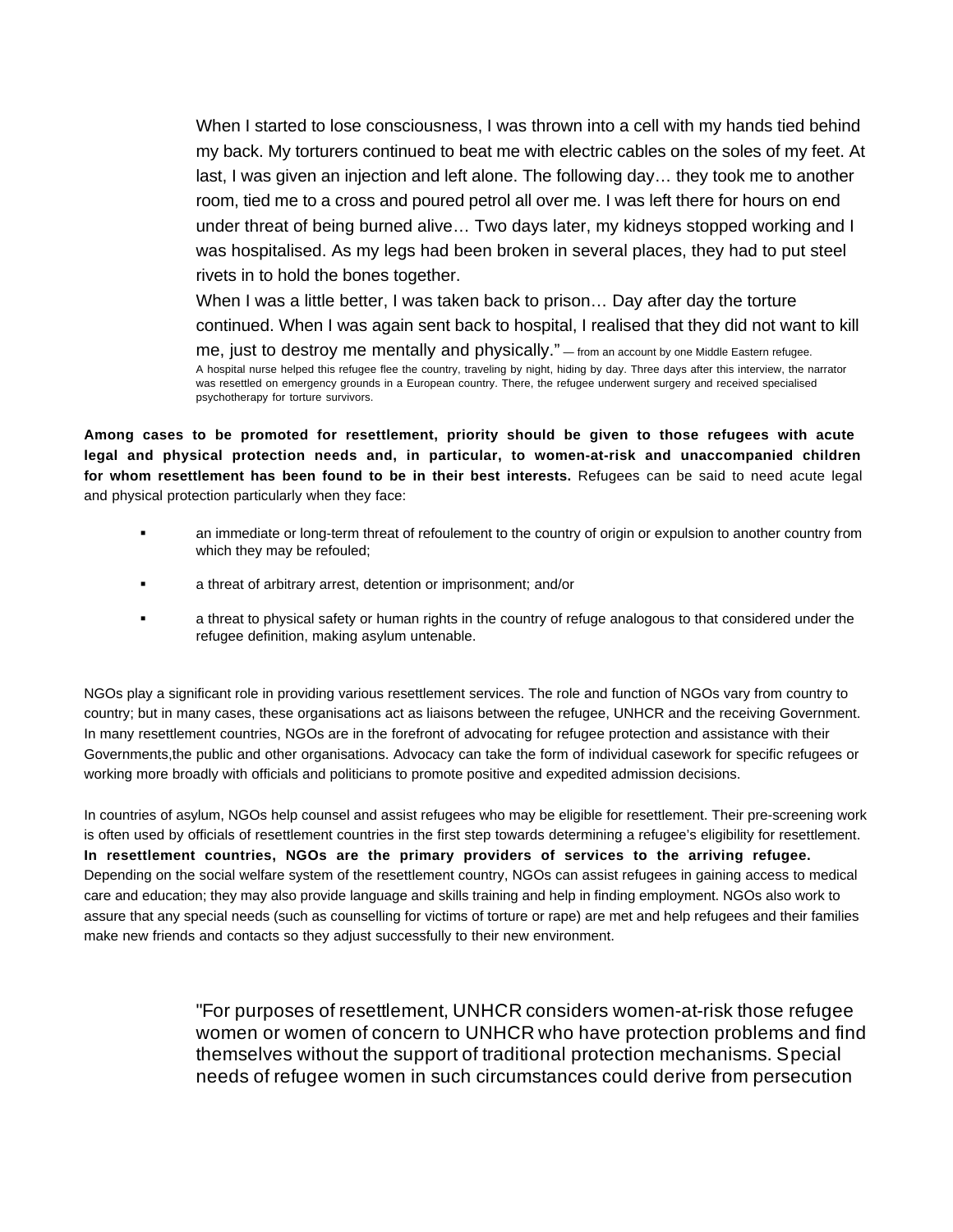> When I started to lose consciousness, I was thrown into a cell with my hands tied behind my back. My torturers continued to beat me with electric cables on the soles of my feet. At last, I was given an injection and left alone. The following day… they took me to another room, tied me to a cross and poured petrol all over me. I was left there for hours on end under threat of being burned alive… Two days later, my kidneys stopped working and I was hospitalised. As my legs had been broken in several places, they had to put steel rivets in to hold the bones together.
>
> When I was a little better, I was taken back to prison… Day after day the torture continued. When I was again sent back to hospital, I realised that they did not want to kill me, just to destroy me mentally and physically." — from an account by one Middle Eastern refugee.
>
> A hospital nurse helped this refugee flee the country, traveling by night, hiding by day. Three days after this interview, the narrator was resettled on emergency grounds in a European country. There, the refugee underwent surgery and received specialised psychotherapy for torture survivors.

**Among cases to be promoted for resettlement, priority should be given to those refugees with acute legal and physical protection needs and, in particular, to women-at-risk and unaccompanied children for whom resettlement has been found to be in their best interests.** Refugees can be said to need acute legal and physical protection particularly when they face:

- an immediate or long-term threat of refoulement to the country of origin or expulsion to another country from which they may be refouled;
- a threat of arbitrary arrest, detention or imprisonment; and/or
- a threat to physical safety or human rights in the country of refuge analogous to that considered under the refugee definition, making asylum untenable.

NGOs play a significant role in providing various resettlement services. The role and function of NGOs vary from country to country; but in many cases, these organisations act as liaisons between the refugee, UNHCR and the receiving Government. In many resettlement countries, NGOs are in the forefront of advocating for refugee protection and assistance with their Governments,the public and other organisations. Advocacy can take the form of individual casework for specific refugees or working more broadly with officials and politicians to promote positive and expedited admission decisions.

In countries of asylum, NGOs help counsel and assist refugees who may be eligible for resettlement. Their pre-screening work is often used by officials of resettlement countries in the first step towards determining a refugee's eligibility for resettlement. **In resettlement countries, NGOs are the primary providers of services to the arriving refugee.** Depending on the social welfare system of the resettlement country, NGOs can assist refugees in gaining access to medical care and education; they may also provide language and skills training and help in finding employment. NGOs also work to assure that any special needs (such as counselling for victims of torture or rape) are met and help refugees and their families make new friends and contacts so they adjust successfully to their new environment.

> "For purposes of resettlement, UNHCR considers women-at-risk those refugee women or women of concern to UNHCR who have protection problems and find themselves without the support of traditional protection mechanisms. Special needs of refugee women in such circumstances could derive from persecution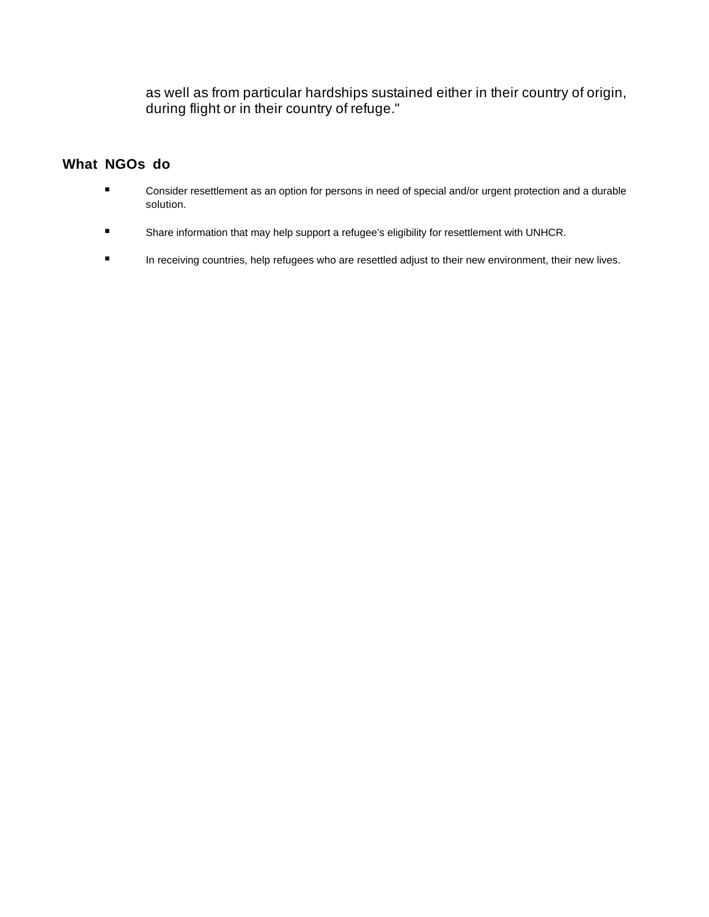> as well as from particular hardships sustained either in their country of origin, during flight or in their country of refuge."

## What NGOs do

- Consider resettlement as an option for persons in need of special and/or urgent protection and a durable solution.
- Share information that may help support a refugee's eligibility for resettlement with UNHCR.
- In receiving countries, help refugees who are resettled adjust to their new environment, their new lives.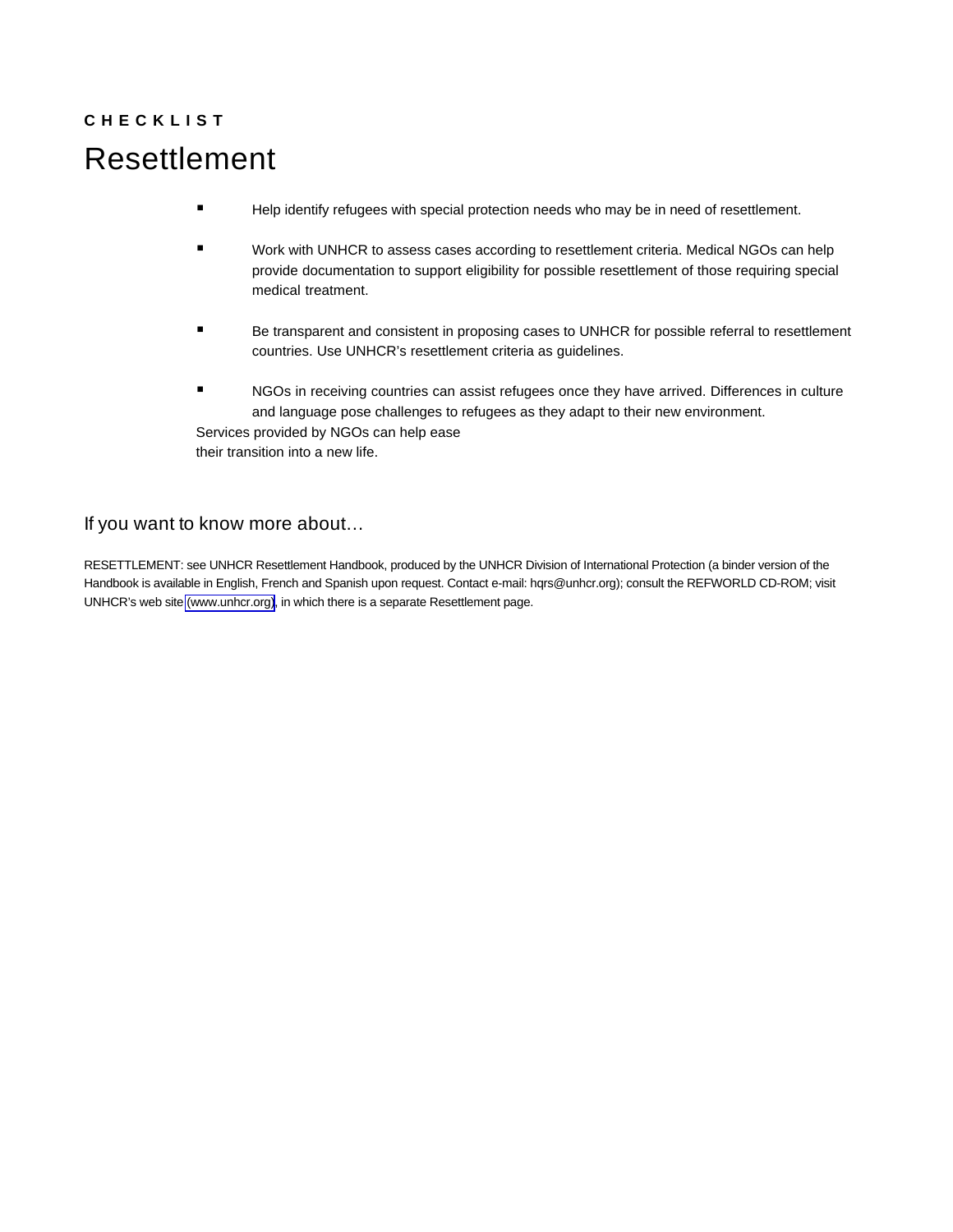CHECKLIST

# Resettlement

- Help identify refugees with special protection needs who may be in need of resettlement.
- Work with UNHCR to assess cases according to resettlement criteria. Medical NGOs can help provide documentation to support eligibility for possible resettlement of those requiring special medical treatment.
- Be transparent and consistent in proposing cases to UNHCR for possible referral to resettlement countries. Use UNHCR's resettlement criteria as guidelines.
- NGOs in receiving countries can assist refugees once they have arrived. Differences in culture and language pose challenges to refugees as they adapt to their new environment. Services provided by NGOs can help ease their transition into a new life.

## If you want to know more about…

RESETTLEMENT: see UNHCR Resettlement Handbook, produced by the UNHCR Division of International Protection (a binder version of the Handbook is available in English, French and Spanish upon request. Contact e-mail: hqrs@unhcr.org); consult the REFWORLD CD-ROM; visit UNHCR's web site (www.unhcr.org), in which there is a separate Resettlement page.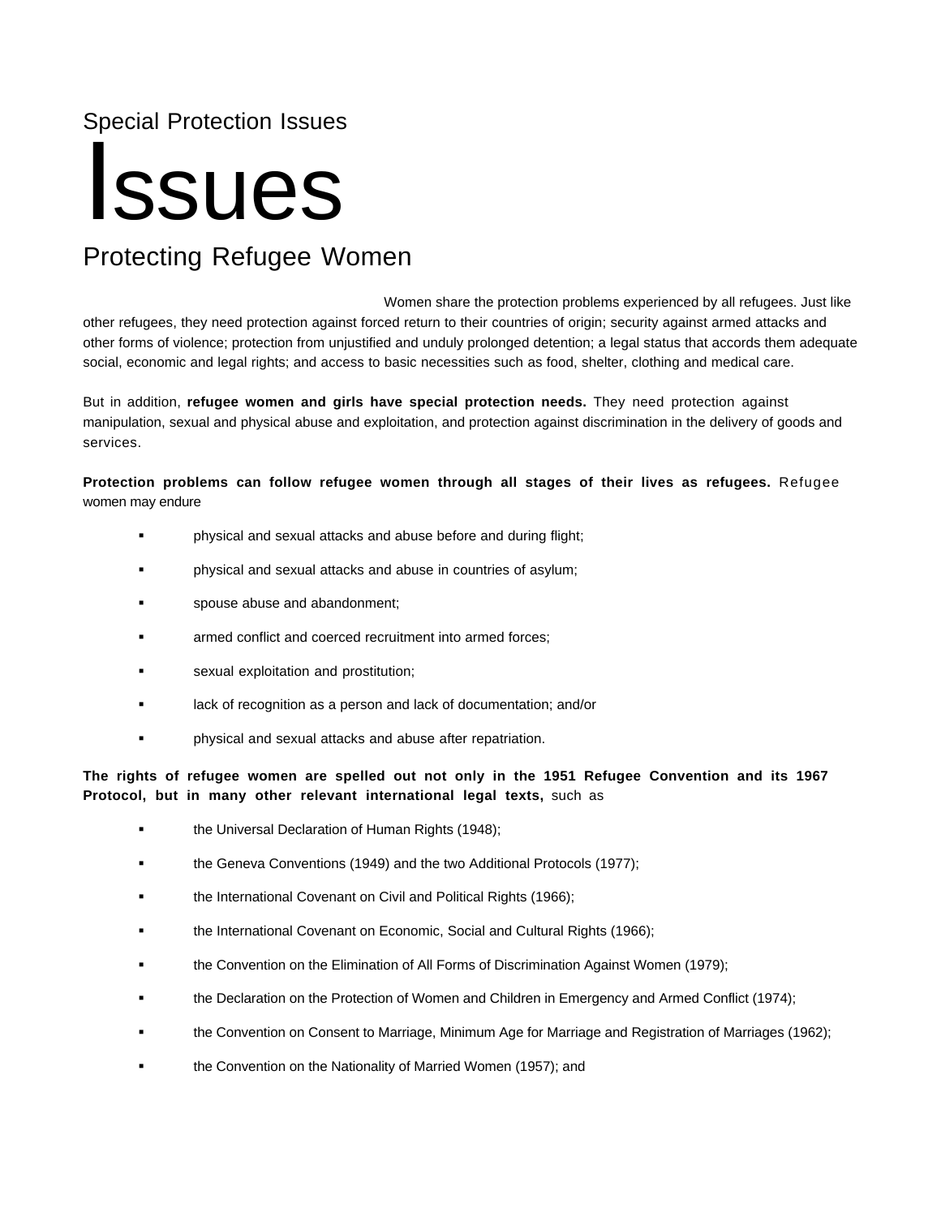Special Protection Issues

# Issues

## Protecting Refugee Women

Women share the protection problems experienced by all refugees. Just like other refugees, they need protection against forced return to their countries of origin; security against armed attacks and other forms of violence; protection from unjustified and unduly prolonged detention; a legal status that accords them adequate social, economic and legal rights; and access to basic necessities such as food, shelter, clothing and medical care.

But in addition, **refugee women and girls have special protection needs.** They need protection against manipulation, sexual and physical abuse and exploitation, and protection against discrimination in the delivery of goods and services.

**Protection problems can follow refugee women through all stages of their lives as refugees.** Refugee women may endure

- physical and sexual attacks and abuse before and during flight;
- physical and sexual attacks and abuse in countries of asylum;
- spouse abuse and abandonment;
- armed conflict and coerced recruitment into armed forces;
- sexual exploitation and prostitution;
- lack of recognition as a person and lack of documentation; and/or
- physical and sexual attacks and abuse after repatriation.

**The rights of refugee women are spelled out not only in the 1951 Refugee Convention and its 1967 Protocol, but in many other relevant international legal texts,** such as

- the Universal Declaration of Human Rights (1948);
- the Geneva Conventions (1949) and the two Additional Protocols (1977);
- the International Covenant on Civil and Political Rights (1966);
- the International Covenant on Economic, Social and Cultural Rights (1966);
- the Convention on the Elimination of All Forms of Discrimination Against Women (1979);
- the Declaration on the Protection of Women and Children in Emergency and Armed Conflict (1974);
- the Convention on Consent to Marriage, Minimum Age for Marriage and Registration of Marriages (1962);
- the Convention on the Nationality of Married Women (1957); and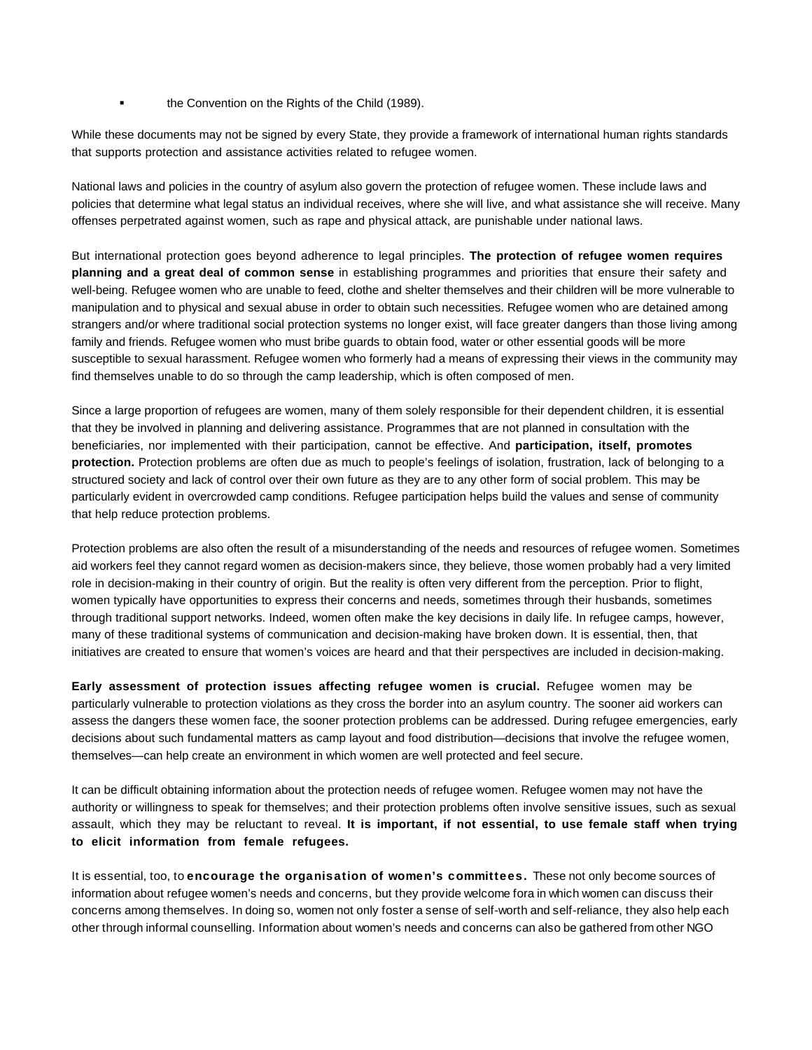- the Convention on the Rights of the Child (1989).

While these documents may not be signed by every State, they provide a framework of international human rights standards that supports protection and assistance activities related to refugee women.

National laws and policies in the country of asylum also govern the protection of refugee women. These include laws and policies that determine what legal status an individual receives, where she will live, and what assistance she will receive. Many offenses perpetrated against women, such as rape and physical attack, are punishable under national laws.

But international protection goes beyond adherence to legal principles. **The protection of refugee women requires planning and a great deal of common sense** in establishing programmes and priorities that ensure their safety and well-being. Refugee women who are unable to feed, clothe and shelter themselves and their children will be more vulnerable to manipulation and to physical and sexual abuse in order to obtain such necessities. Refugee women who are detained among strangers and/or where traditional social protection systems no longer exist, will face greater dangers than those living among family and friends. Refugee women who must bribe guards to obtain food, water or other essential goods will be more susceptible to sexual harassment. Refugee women who formerly had a means of expressing their views in the community may find themselves unable to do so through the camp leadership, which is often composed of men.

Since a large proportion of refugees are women, many of them solely responsible for their dependent children, it is essential that they be involved in planning and delivering assistance. Programmes that are not planned in consultation with the beneficiaries, nor implemented with their participation, cannot be effective. And **participation, itself, promotes protection.** Protection problems are often due as much to people's feelings of isolation, frustration, lack of belonging to a structured society and lack of control over their own future as they are to any other form of social problem. This may be particularly evident in overcrowded camp conditions. Refugee participation helps build the values and sense of community that help reduce protection problems.

Protection problems are also often the result of a misunderstanding of the needs and resources of refugee women. Sometimes aid workers feel they cannot regard women as decision-makers since, they believe, those women probably had a very limited role in decision-making in their country of origin. But the reality is often very different from the perception. Prior to flight, women typically have opportunities to express their concerns and needs, sometimes through their husbands, sometimes through traditional support networks. Indeed, women often make the key decisions in daily life. In refugee camps, however, many of these traditional systems of communication and decision-making have broken down. It is essential, then, that initiatives are created to ensure that women's voices are heard and that their perspectives are included in decision-making.

**Early assessment of protection issues affecting refugee women is crucial.** Refugee women may be particularly vulnerable to protection violations as they cross the border into an asylum country. The sooner aid workers can assess the dangers these women face, the sooner protection problems can be addressed. During refugee emergencies, early decisions about such fundamental matters as camp layout and food distribution—decisions that involve the refugee women, themselves—can help create an environment in which women are well protected and feel secure.

It can be difficult obtaining information about the protection needs of refugee women. Refugee women may not have the authority or willingness to speak for themselves; and their protection problems often involve sensitive issues, such as sexual assault, which they may be reluctant to reveal. **It is important, if not essential, to use female staff when trying to elicit information from female refugees.**

It is essential, too, to **encourage the organisation of women's committees.** These not only become sources of information about refugee women's needs and concerns, but they provide welcome fora in which women can discuss their concerns among themselves. In doing so, women not only foster a sense of self-worth and self-reliance, they also help each other through informal counselling. Information about women's needs and concerns can also be gathered from other NGO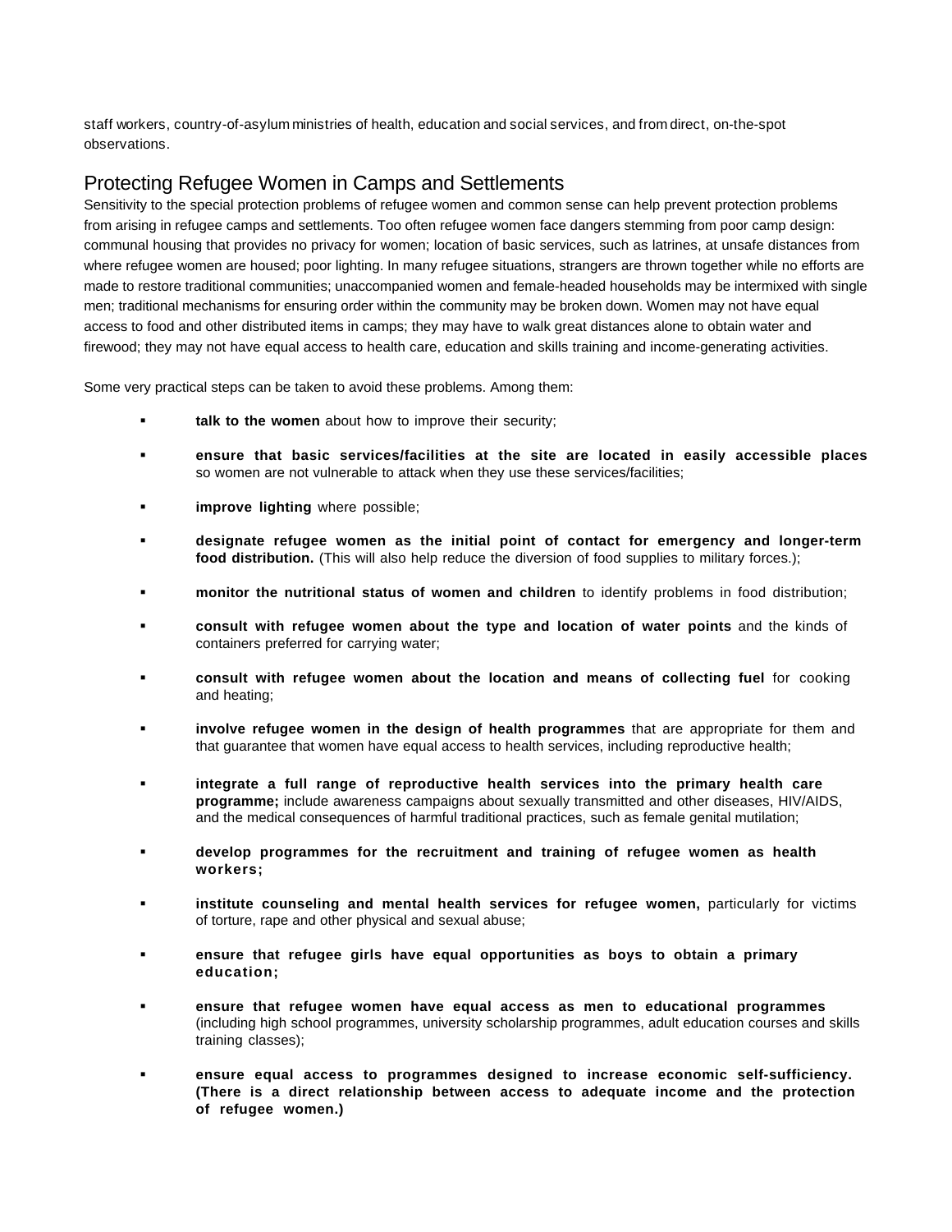staff workers, country-of-asylum ministries of health, education and social services, and from direct, on-the-spot observations.

## Protecting Refugee Women in Camps and Settlements

Sensitivity to the special protection problems of refugee women and common sense can help prevent protection problems from arising in refugee camps and settlements. Too often refugee women face dangers stemming from poor camp design: communal housing that provides no privacy for women; location of basic services, such as latrines, at unsafe distances from where refugee women are housed; poor lighting. In many refugee situations, strangers are thrown together while no efforts are made to restore traditional communities; unaccompanied women and female-headed households may be intermixed with single men; traditional mechanisms for ensuring order within the community may be broken down. Women may not have equal access to food and other distributed items in camps; they may have to walk great distances alone to obtain water and firewood; they may not have equal access to health care, education and skills training and income-generating activities.

Some very practical steps can be taken to avoid these problems. Among them:

- **talk to the women** about how to improve their security;
- **ensure that basic services/facilities at the site are located in easily accessible places** so women are not vulnerable to attack when they use these services/facilities;
- **improve lighting** where possible;
- **designate refugee women as the initial point of contact for emergency and longer-term food distribution.** (This will also help reduce the diversion of food supplies to military forces.);
- **monitor the nutritional status of women and children** to identify problems in food distribution;
- **consult with refugee women about the type and location of water points** and the kinds of containers preferred for carrying water;
- **consult with refugee women about the location and means of collecting fuel** for cooking and heating;
- **involve refugee women in the design of health programmes** that are appropriate for them and that guarantee that women have equal access to health services, including reproductive health;
- **integrate a full range of reproductive health services into the primary health care programme;** include awareness campaigns about sexually transmitted and other diseases, HIV/AIDS, and the medical consequences of harmful traditional practices, such as female genital mutilation;
- **develop programmes for the recruitment and training of refugee women as health workers;**
- **institute counseling and mental health services for refugee women,** particularly for victims of torture, rape and other physical and sexual abuse;
- **ensure that refugee girls have equal opportunities as boys to obtain a primary education;**
- **ensure that refugee women have equal access as men to educational programmes** (including high school programmes, university scholarship programmes, adult education courses and skills training classes);
- **ensure equal access to programmes designed to increase economic self-sufficiency. (There is a direct relationship between access to adequate income and the protection of refugee women.)**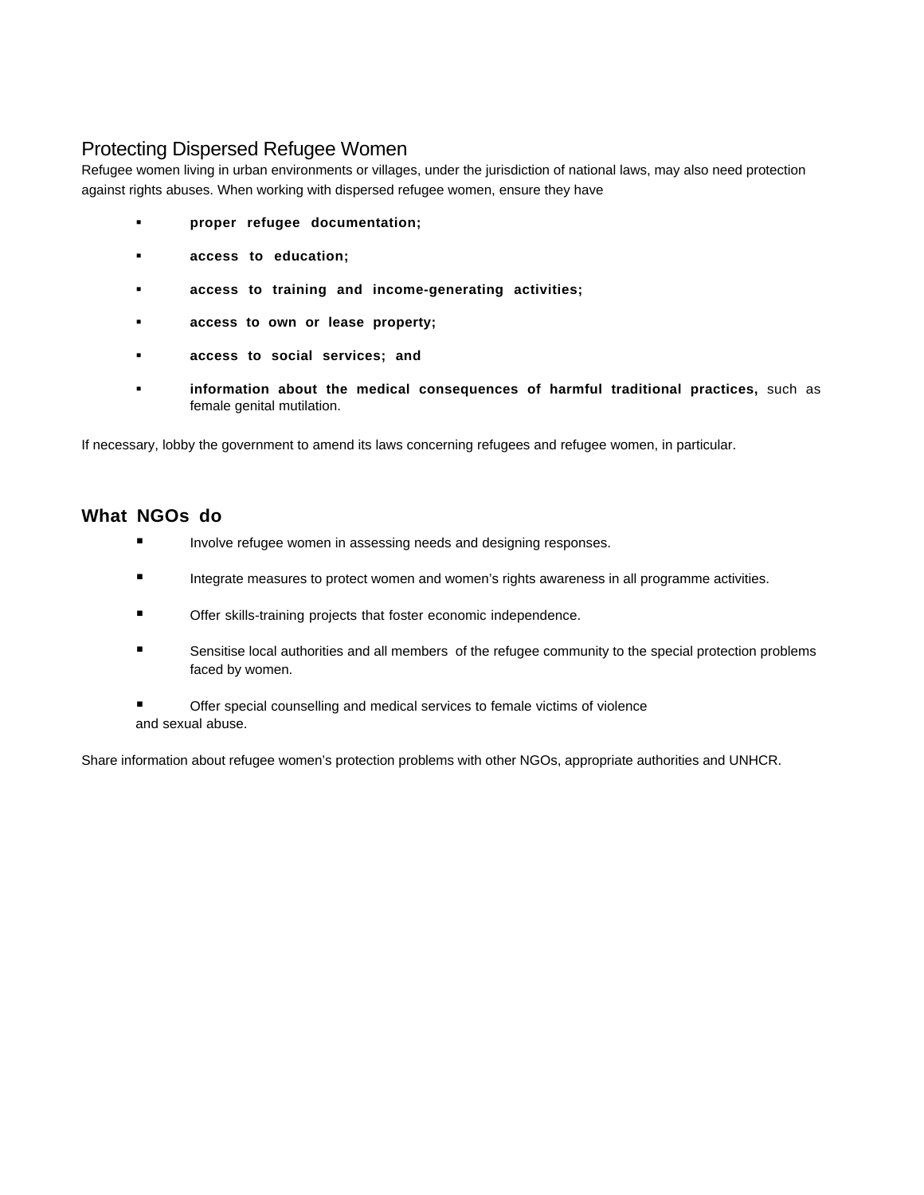## Protecting Dispersed Refugee Women

Refugee women living in urban environments or villages, under the jurisdiction of national laws, may also need protection against rights abuses. When working with dispersed refugee women, ensure they have

- **proper refugee documentation;**
- **access to education;**
- **access to training and income-generating activities;**
- **access to own or lease property;**
- **access to social services; and**
- **information about the medical consequences of harmful traditional practices,** such as female genital mutilation.

If necessary, lobby the government to amend its laws concerning refugees and refugee women, in particular.

## What NGOs do

- Involve refugee women in assessing needs and designing responses.
- Integrate measures to protect women and women's rights awareness in all programme activities.
- Offer skills-training projects that foster economic independence.
- Sensitise local authorities and all members of the refugee community to the special protection problems faced by women.
- Offer special counselling and medical services to female victims of violence and sexual abuse.

Share information about refugee women's protection problems with other NGOs, appropriate authorities and UNHCR.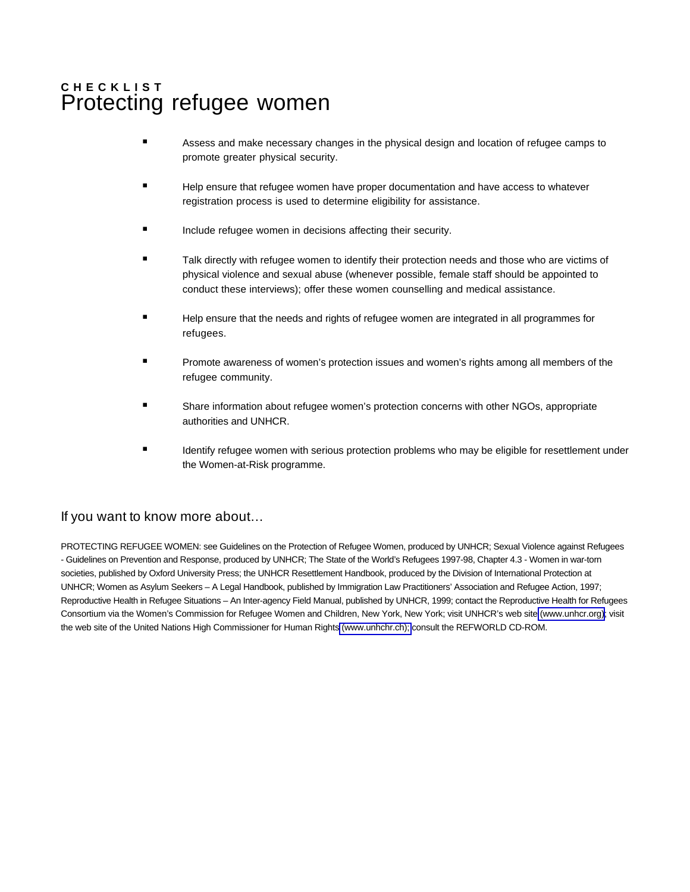**CHECKLIST**

# Protecting refugee women

- Assess and make necessary changes in the physical design and location of refugee camps to promote greater physical security.
- Help ensure that refugee women have proper documentation and have access to whatever registration process is used to determine eligibility for assistance.
- Include refugee women in decisions affecting their security.
- Talk directly with refugee women to identify their protection needs and those who are victims of physical violence and sexual abuse (whenever possible, female staff should be appointed to conduct these interviews); offer these women counselling and medical assistance.
- Help ensure that the needs and rights of refugee women are integrated in all programmes for refugees.
- Promote awareness of women's protection issues and women's rights among all members of the refugee community.
- Share information about refugee women's protection concerns with other NGOs, appropriate authorities and UNHCR.
- Identify refugee women with serious protection problems who may be eligible for resettlement under the Women-at-Risk programme.

## If you want to know more about…

PROTECTING REFUGEE WOMEN: see Guidelines on the Protection of Refugee Women, produced by UNHCR; Sexual Violence against Refugees - Guidelines on Prevention and Response, produced by UNHCR; The State of the World's Refugees 1997-98, Chapter 4.3 - Women in war-torn societies, published by Oxford University Press; the UNHCR Resettlement Handbook, produced by the Division of International Protection at UNHCR; Women as Asylum Seekers – A Legal Handbook, published by Immigration Law Practitioners' Association and Refugee Action, 1997; Reproductive Health in Refugee Situations – An Inter-agency Field Manual, published by UNHCR, 1999; contact the Reproductive Health for Refugees Consortium via the Women's Commission for Refugee Women and Children, New York, New York; visit UNHCR's web site (www.unhcr.org); visit the web site of the United Nations High Commissioner for Human Rights (www.unhchr.ch); consult the REFWORLD CD-ROM.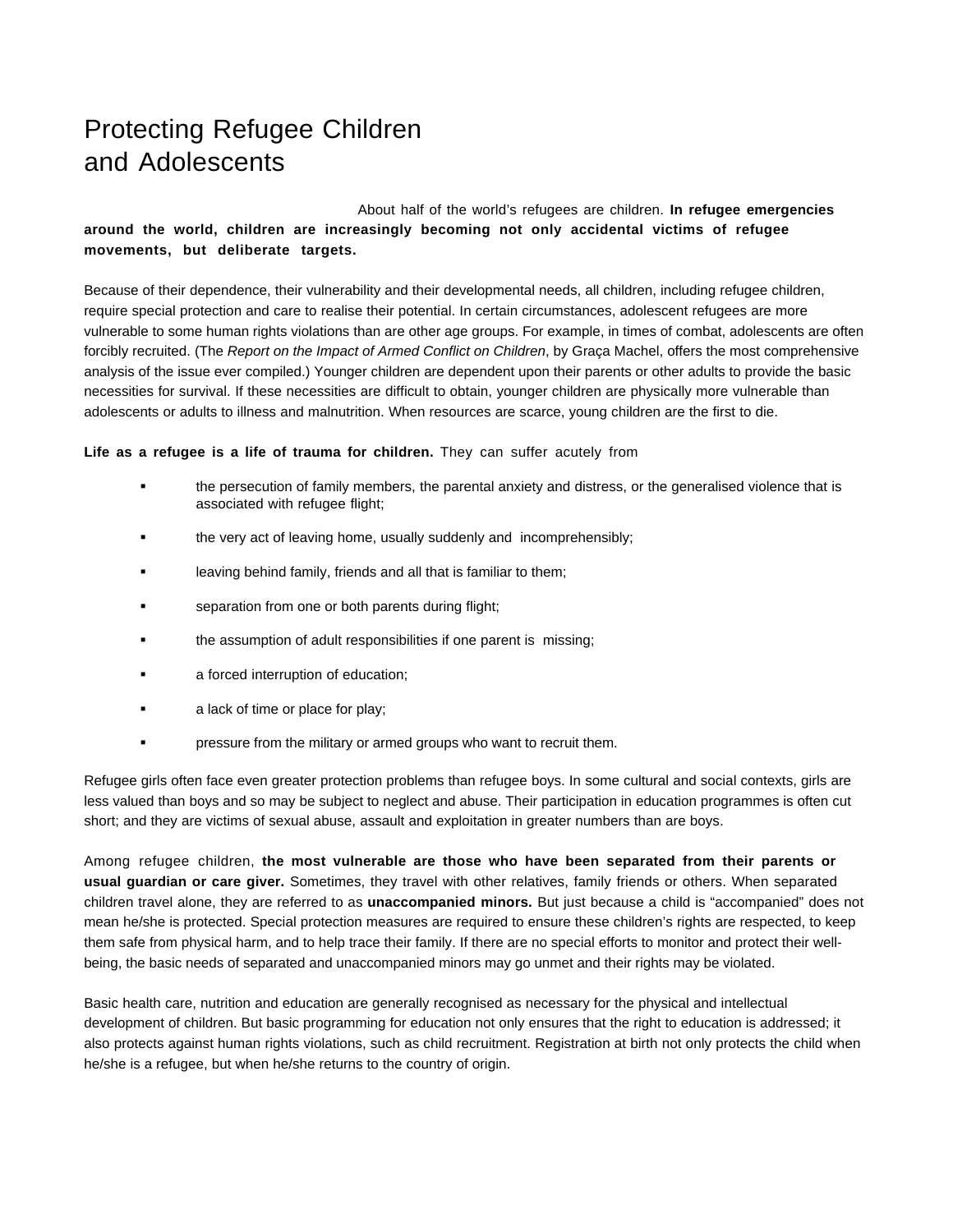# Protecting Refugee Children and Adolescents

About half of the world's refugees are children. **In refugee emergencies around the world, children are increasingly becoming not only accidental victims of refugee movements, but deliberate targets.**

Because of their dependence, their vulnerability and their developmental needs, all children, including refugee children, require special protection and care to realise their potential. In certain circumstances, adolescent refugees are more vulnerable to some human rights violations than are other age groups. For example, in times of combat, adolescents are often forcibly recruited. (The *Report on the Impact of Armed Conflict on Children*, by Graça Machel, offers the most comprehensive analysis of the issue ever compiled.) Younger children are dependent upon their parents or other adults to provide the basic necessities for survival. If these necessities are difficult to obtain, younger children are physically more vulnerable than adolescents or adults to illness and malnutrition. When resources are scarce, young children are the first to die.

**Life as a refugee is a life of trauma for children.** They can suffer acutely from

- the persecution of family members, the parental anxiety and distress, or the generalised violence that is associated with refugee flight;
- the very act of leaving home, usually suddenly and incomprehensibly;
- leaving behind family, friends and all that is familiar to them;
- separation from one or both parents during flight;
- the assumption of adult responsibilities if one parent is missing;
- a forced interruption of education;
- a lack of time or place for play;
- pressure from the military or armed groups who want to recruit them.

Refugee girls often face even greater protection problems than refugee boys. In some cultural and social contexts, girls are less valued than boys and so may be subject to neglect and abuse. Their participation in education programmes is often cut short; and they are victims of sexual abuse, assault and exploitation in greater numbers than are boys.

Among refugee children, **the most vulnerable are those who have been separated from their parents or usual guardian or care giver.** Sometimes, they travel with other relatives, family friends or others. When separated children travel alone, they are referred to as **unaccompanied minors.** But just because a child is "accompanied" does not mean he/she is protected. Special protection measures are required to ensure these children's rights are respected, to keep them safe from physical harm, and to help trace their family. If there are no special efforts to monitor and protect their well-being, the basic needs of separated and unaccompanied minors may go unmet and their rights may be violated.

Basic health care, nutrition and education are generally recognised as necessary for the physical and intellectual development of children. But basic programming for education not only ensures that the right to education is addressed; it also protects against human rights violations, such as child recruitment. Registration at birth not only protects the child when he/she is a refugee, but when he/she returns to the country of origin.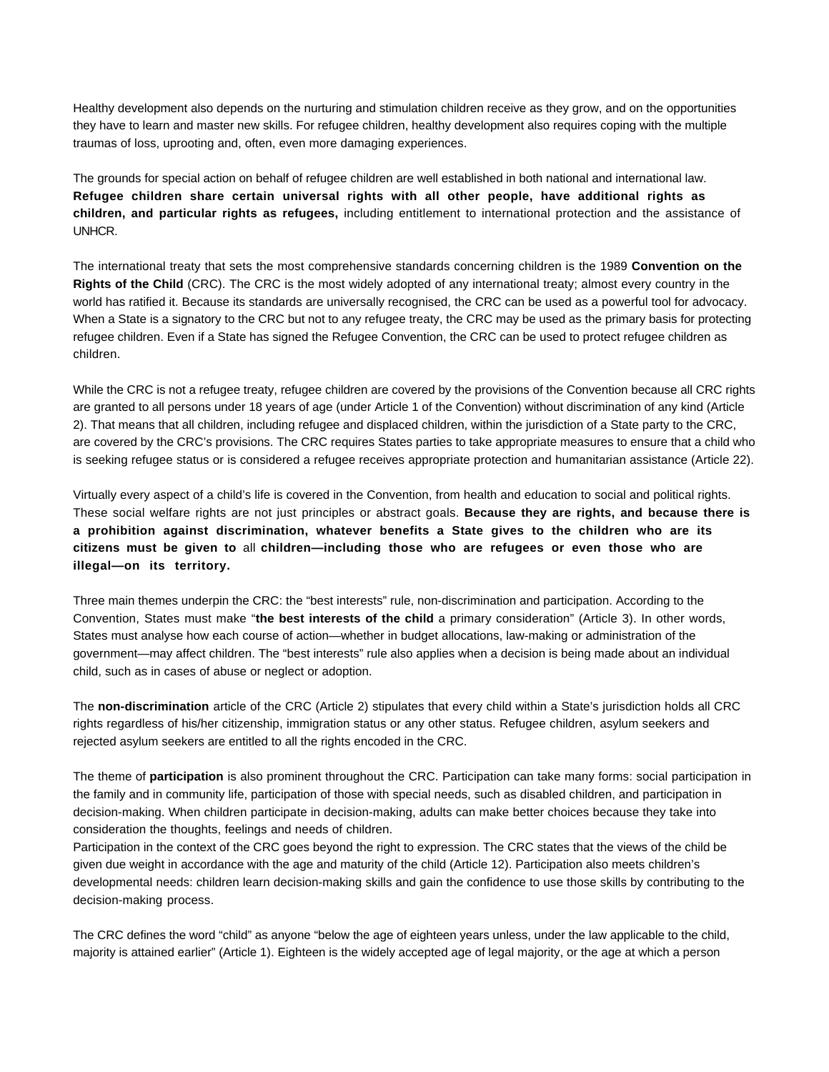Healthy development also depends on the nurturing and stimulation children receive as they grow, and on the opportunities they have to learn and master new skills. For refugee children, healthy development also requires coping with the multiple traumas of loss, uprooting and, often, even more damaging experiences.

The grounds for special action on behalf of refugee children are well established in both national and international law. **Refugee children share certain universal rights with all other people, have additional rights as children, and particular rights as refugees,** including entitlement to international protection and the assistance of UNHCR.

The international treaty that sets the most comprehensive standards concerning children is the 1989 **Convention on the Rights of the Child** (CRC). The CRC is the most widely adopted of any international treaty; almost every country in the world has ratified it. Because its standards are universally recognised, the CRC can be used as a powerful tool for advocacy. When a State is a signatory to the CRC but not to any refugee treaty, the CRC may be used as the primary basis for protecting refugee children. Even if a State has signed the Refugee Convention, the CRC can be used to protect refugee children as children.

While the CRC is not a refugee treaty, refugee children are covered by the provisions of the Convention because all CRC rights are granted to all persons under 18 years of age (under Article 1 of the Convention) without discrimination of any kind (Article 2). That means that all children, including refugee and displaced children, within the jurisdiction of a State party to the CRC, are covered by the CRC's provisions. The CRC requires States parties to take appropriate measures to ensure that a child who is seeking refugee status or is considered a refugee receives appropriate protection and humanitarian assistance (Article 22).

Virtually every aspect of a child's life is covered in the Convention, from health and education to social and political rights. These social welfare rights are not just principles or abstract goals. **Because they are rights, and because there is a prohibition against discrimination, whatever benefits a State gives to the children who are its citizens must be given to** all **children—including those who are refugees or even those who are illegal—on its territory.**

Three main themes underpin the CRC: the "best interests" rule, non-discrimination and participation. According to the Convention, States must make "**the best interests of the child** a primary consideration" (Article 3). In other words, States must analyse how each course of action—whether in budget allocations, law-making or administration of the government—may affect children. The "best interests" rule also applies when a decision is being made about an individual child, such as in cases of abuse or neglect or adoption.

The **non-discrimination** article of the CRC (Article 2) stipulates that every child within a State's jurisdiction holds all CRC rights regardless of his/her citizenship, immigration status or any other status. Refugee children, asylum seekers and rejected asylum seekers are entitled to all the rights encoded in the CRC.

The theme of **participation** is also prominent throughout the CRC. Participation can take many forms: social participation in the family and in community life, participation of those with special needs, such as disabled children, and participation in decision-making. When children participate in decision-making, adults can make better choices because they take into consideration the thoughts, feelings and needs of children.
Participation in the context of the CRC goes beyond the right to expression. The CRC states that the views of the child be given due weight in accordance with the age and maturity of the child (Article 12). Participation also meets children's developmental needs: children learn decision-making skills and gain the confidence to use those skills by contributing to the decision-making process.

The CRC defines the word "child" as anyone "below the age of eighteen years unless, under the law applicable to the child, majority is attained earlier" (Article 1). Eighteen is the widely accepted age of legal majority, or the age at which a person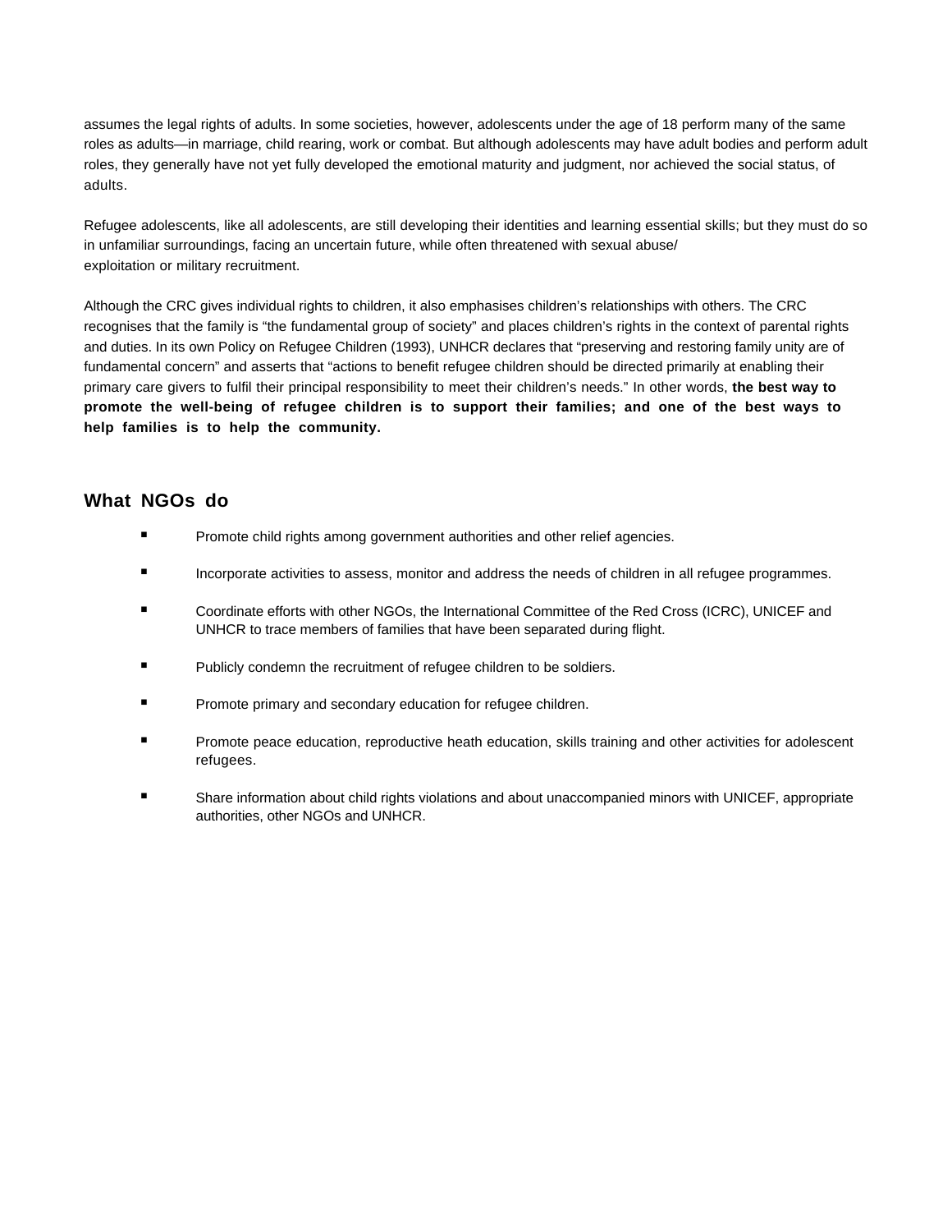assumes the legal rights of adults. In some societies, however, adolescents under the age of 18 perform many of the same roles as adults—in marriage, child rearing, work or combat. But although adolescents may have adult bodies and perform adult roles, they generally have not yet fully developed the emotional maturity and judgment, nor achieved the social status, of adults.

Refugee adolescents, like all adolescents, are still developing their identities and learning essential skills; but they must do so in unfamiliar surroundings, facing an uncertain future, while often threatened with sexual abuse/exploitation or military recruitment.

Although the CRC gives individual rights to children, it also emphasises children's relationships with others. The CRC recognises that the family is "the fundamental group of society" and places children's rights in the context of parental rights and duties. In its own Policy on Refugee Children (1993), UNHCR declares that "preserving and restoring family unity are of fundamental concern" and asserts that "actions to benefit refugee children should be directed primarily at enabling their primary care givers to fulfil their principal responsibility to meet their children's needs." In other words, **the best way to promote the well-being of refugee children is to support their families; and one of the best ways to help families is to help the community.**

## What NGOs do

- Promote child rights among government authorities and other relief agencies.
- Incorporate activities to assess, monitor and address the needs of children in all refugee programmes.
- Coordinate efforts with other NGOs, the International Committee of the Red Cross (ICRC), UNICEF and UNHCR to trace members of families that have been separated during flight.
- Publicly condemn the recruitment of refugee children to be soldiers.
- Promote primary and secondary education for refugee children.
- Promote peace education, reproductive heath education, skills training and other activities for adolescent refugees.
- Share information about child rights violations and about unaccompanied minors with UNICEF, appropriate authorities, other NGOs and UNHCR.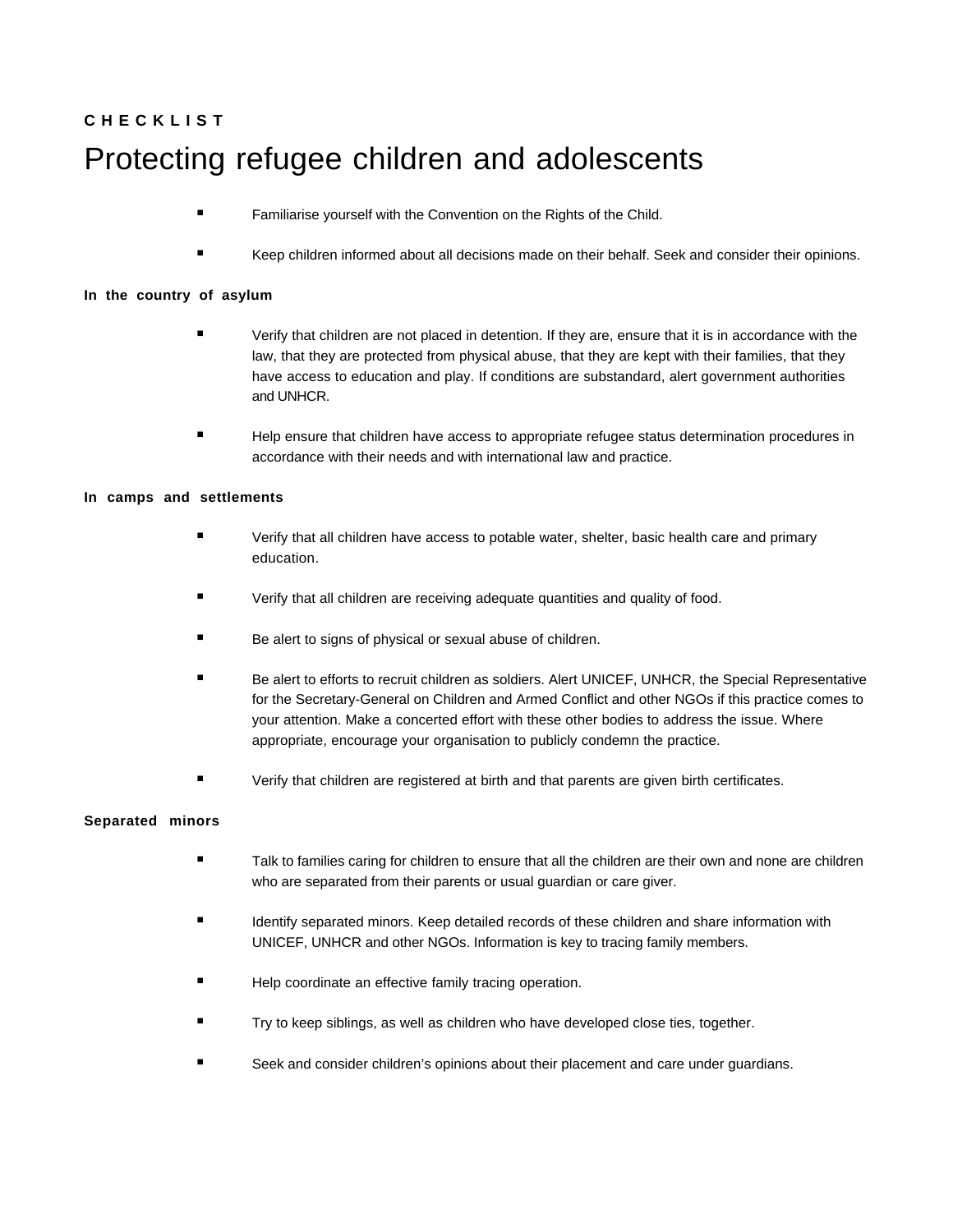CHECKLIST

# Protecting refugee children and adolescents

- Familiarise yourself with the Convention on the Rights of the Child.
- Keep children informed about all decisions made on their behalf. Seek and consider their opinions.

**In the country of asylum**

- Verify that children are not placed in detention. If they are, ensure that it is in accordance with the law, that they are protected from physical abuse, that they are kept with their families, that they have access to education and play. If conditions are substandard, alert government authorities and UNHCR.
- Help ensure that children have access to appropriate refugee status determination procedures in accordance with their needs and with international law and practice.

**In camps and settlements**

- Verify that all children have access to potable water, shelter, basic health care and primary education.
- Verify that all children are receiving adequate quantities and quality of food.
- Be alert to signs of physical or sexual abuse of children.
- Be alert to efforts to recruit children as soldiers. Alert UNICEF, UNHCR, the Special Representative for the Secretary-General on Children and Armed Conflict and other NGOs if this practice comes to your attention. Make a concerted effort with these other bodies to address the issue. Where appropriate, encourage your organisation to publicly condemn the practice.
- Verify that children are registered at birth and that parents are given birth certificates.

**Separated minors**

- Talk to families caring for children to ensure that all the children are their own and none are children who are separated from their parents or usual guardian or care giver.
- Identify separated minors. Keep detailed records of these children and share information with UNICEF, UNHCR and other NGOs. Information is key to tracing family members.
- Help coordinate an effective family tracing operation.
- Try to keep siblings, as well as children who have developed close ties, together.
- Seek and consider children's opinions about their placement and care under guardians.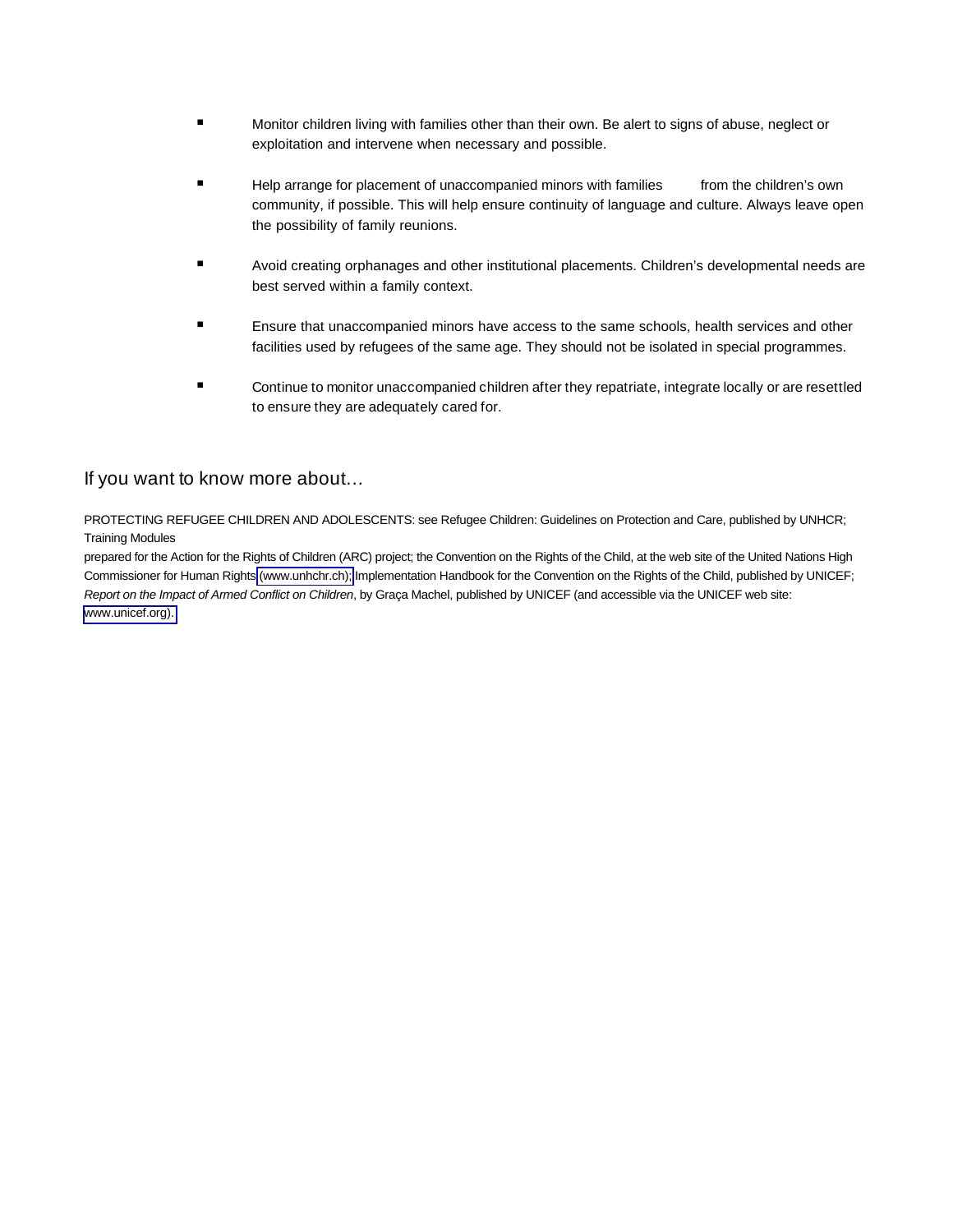- Monitor children living with families other than their own. Be alert to signs of abuse, neglect or exploitation and intervene when necessary and possible.

- Help arrange for placement of unaccompanied minors with families from the children's own community, if possible. This will help ensure continuity of language and culture. Always leave open the possibility of family reunions.

- Avoid creating orphanages and other institutional placements. Children's developmental needs are best served within a family context.

- Ensure that unaccompanied minors have access to the same schools, health services and other facilities used by refugees of the same age. They should not be isolated in special programmes.

- Continue to monitor unaccompanied children after they repatriate, integrate locally or are resettled to ensure they are adequately cared for.

## If you want to know more about…

PROTECTING REFUGEE CHILDREN AND ADOLESCENTS: see Refugee Children: Guidelines on Protection and Care, published by UNHCR; Training Modules prepared for the Action for the Rights of Children (ARC) project; the Convention on the Rights of the Child, at the web site of the United Nations High Commissioner for Human Rights (www.unhchr.ch); Implementation Handbook for the Convention on the Rights of the Child, published by UNICEF; *Report on the Impact of Armed Conflict on Children*, by Graça Machel, published by UNICEF (and accessible via the UNICEF web site: www.unicef.org).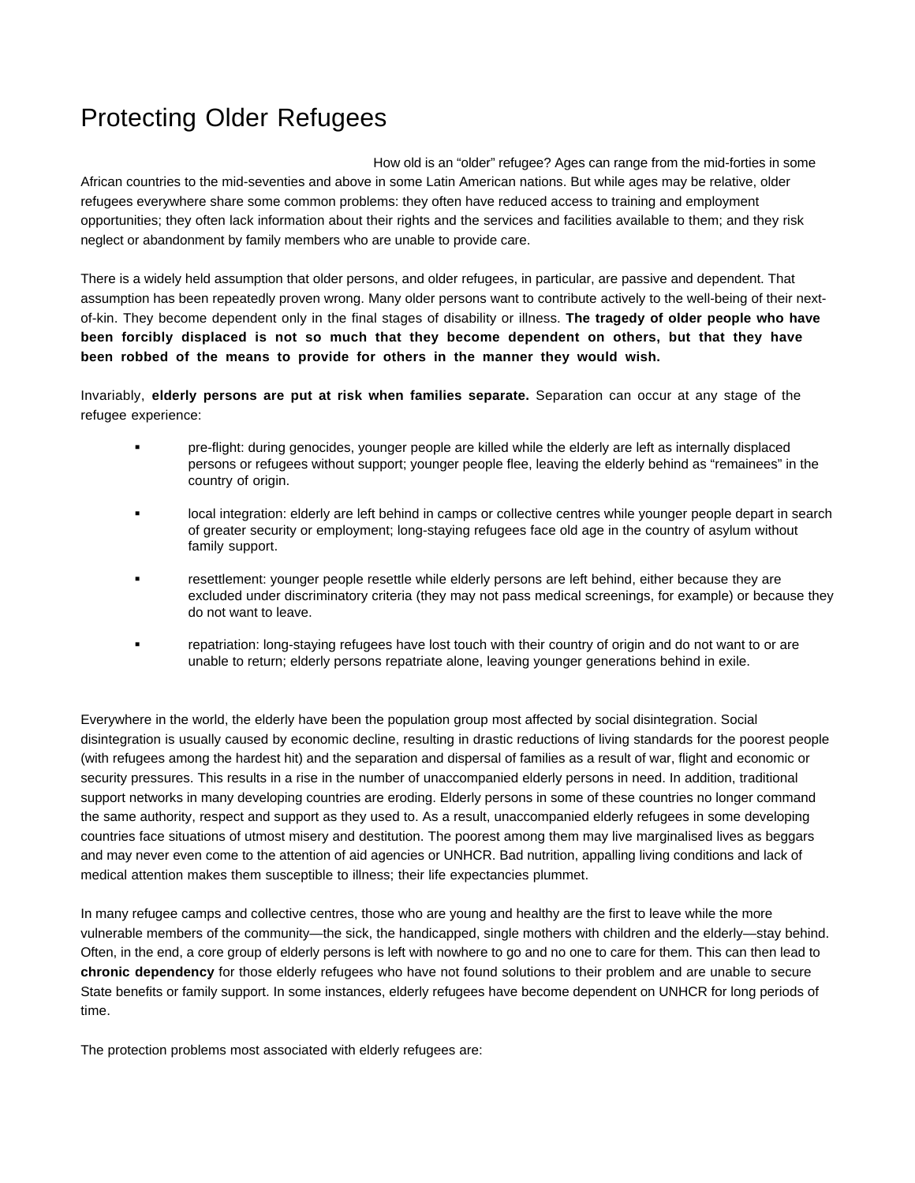# Protecting Older Refugees

How old is an "older" refugee? Ages can range from the mid-forties in some African countries to the mid-seventies and above in some Latin American nations. But while ages may be relative, older refugees everywhere share some common problems: they often have reduced access to training and employment opportunities; they often lack information about their rights and the services and facilities available to them; and they risk neglect or abandonment by family members who are unable to provide care.

There is a widely held assumption that older persons, and older refugees, in particular, are passive and dependent. That assumption has been repeatedly proven wrong. Many older persons want to contribute actively to the well-being of their next-of-kin. They become dependent only in the final stages of disability or illness. **The tragedy of older people who have been forcibly displaced is not so much that they become dependent on others, but that they have been robbed of the means to provide for others in the manner they would wish.**

Invariably, **elderly persons are put at risk when families separate.** Separation can occur at any stage of the refugee experience:

- pre-flight: during genocides, younger people are killed while the elderly are left as internally displaced persons or refugees without support; younger people flee, leaving the elderly behind as "remainees" in the country of origin.
- local integration: elderly are left behind in camps or collective centres while younger people depart in search of greater security or employment; long-staying refugees face old age in the country of asylum without family support.
- resettlement: younger people resettle while elderly persons are left behind, either because they are excluded under discriminatory criteria (they may not pass medical screenings, for example) or because they do not want to leave.
- repatriation: long-staying refugees have lost touch with their country of origin and do not want to or are unable to return; elderly persons repatriate alone, leaving younger generations behind in exile.

Everywhere in the world, the elderly have been the population group most affected by social disintegration. Social disintegration is usually caused by economic decline, resulting in drastic reductions of living standards for the poorest people (with refugees among the hardest hit) and the separation and dispersal of families as a result of war, flight and economic or security pressures. This results in a rise in the number of unaccompanied elderly persons in need. In addition, traditional support networks in many developing countries are eroding. Elderly persons in some of these countries no longer command the same authority, respect and support as they used to. As a result, unaccompanied elderly refugees in some developing countries face situations of utmost misery and destitution. The poorest among them may live marginalised lives as beggars and may never even come to the attention of aid agencies or UNHCR. Bad nutrition, appalling living conditions and lack of medical attention makes them susceptible to illness; their life expectancies plummet.

In many refugee camps and collective centres, those who are young and healthy are the first to leave while the more vulnerable members of the community—the sick, the handicapped, single mothers with children and the elderly—stay behind. Often, in the end, a core group of elderly persons is left with nowhere to go and no one to care for them. This can then lead to **chronic dependency** for those elderly refugees who have not found solutions to their problem and are unable to secure State benefits or family support. In some instances, elderly refugees have become dependent on UNHCR for long periods of time.

The protection problems most associated with elderly refugees are: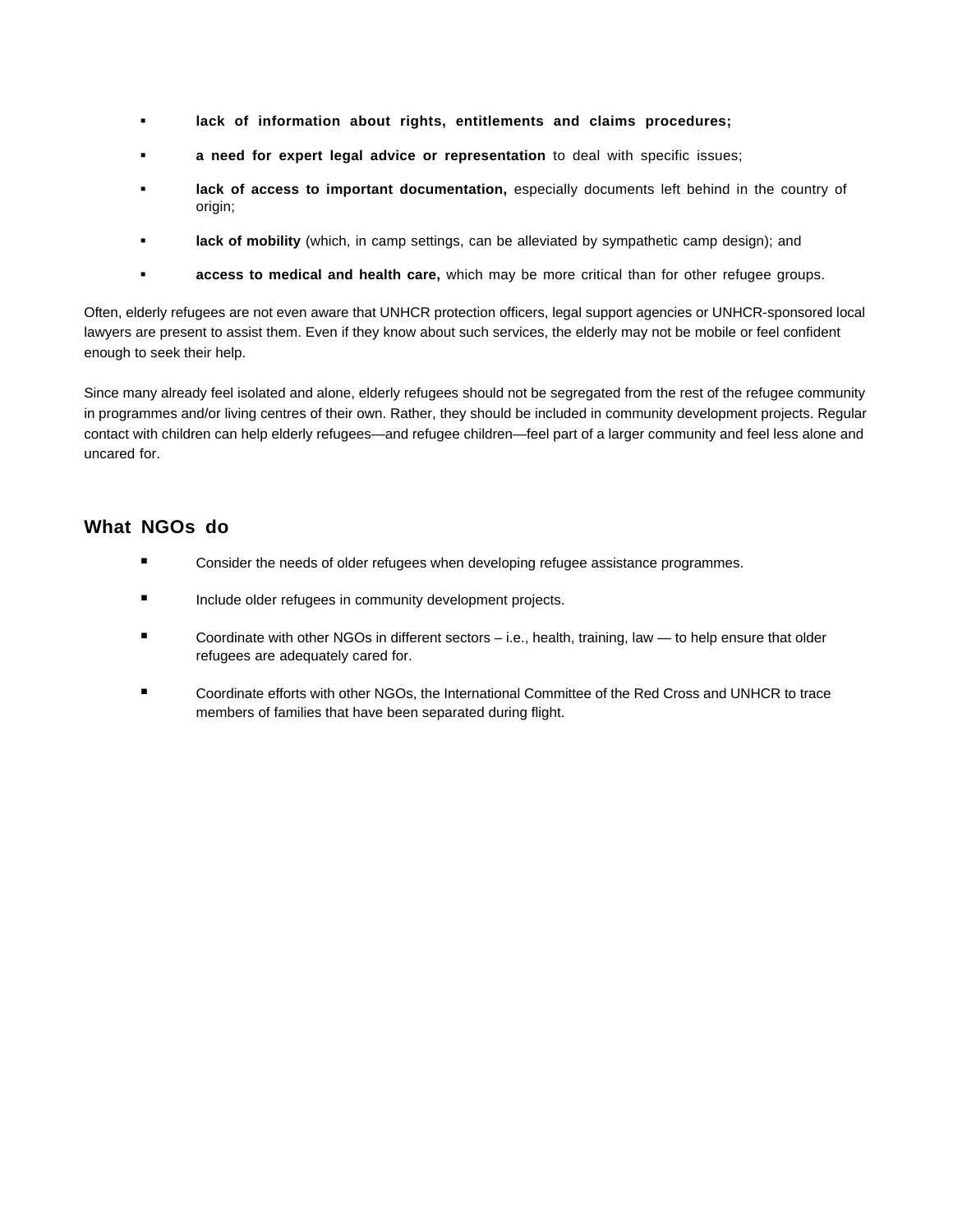- **lack of information about rights, entitlements and claims procedures;**
- **a need for expert legal advice or representation** to deal with specific issues;
- **lack of access to important documentation,** especially documents left behind in the country of origin;
- **lack of mobility** (which, in camp settings, can be alleviated by sympathetic camp design); and
- **access to medical and health care,** which may be more critical than for other refugee groups.

Often, elderly refugees are not even aware that UNHCR protection officers, legal support agencies or UNHCR-sponsored local lawyers are present to assist them. Even if they know about such services, the elderly may not be mobile or feel confident enough to seek their help.

Since many already feel isolated and alone, elderly refugees should not be segregated from the rest of the refugee community in programmes and/or living centres of their own. Rather, they should be included in community development projects. Regular contact with children can help elderly refugees—and refugee children—feel part of a larger community and feel less alone and uncared for.

## What NGOs do

- Consider the needs of older refugees when developing refugee assistance programmes.
- Include older refugees in community development projects.
- Coordinate with other NGOs in different sectors – i.e., health, training, law — to help ensure that older refugees are adequately cared for.
- Coordinate efforts with other NGOs, the International Committee of the Red Cross and UNHCR to trace members of families that have been separated during flight.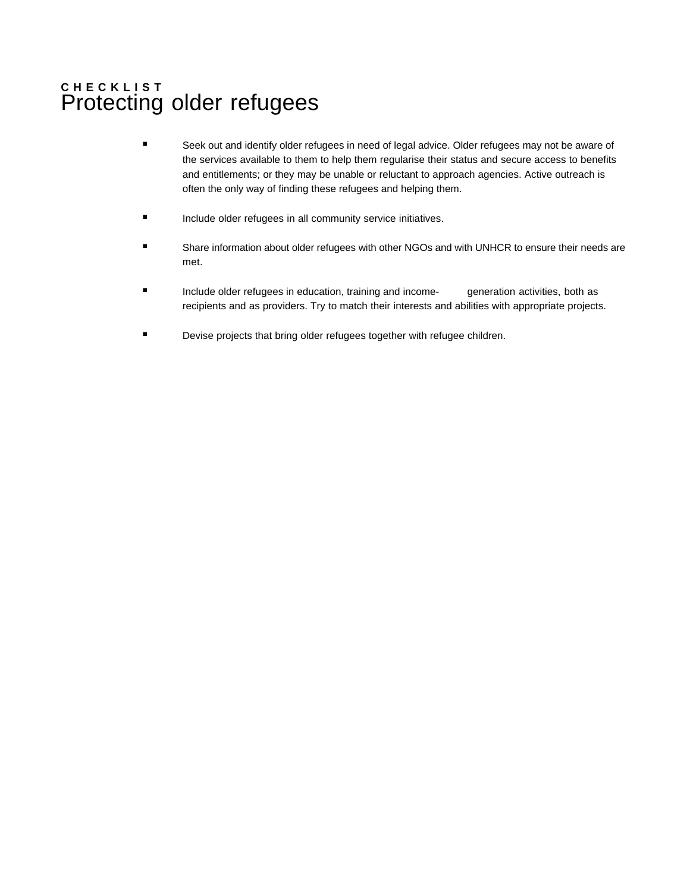CHECKLIST

# Protecting older refugees

- Seek out and identify older refugees in need of legal advice. Older refugees may not be aware of the services available to them to help them regularise their status and secure access to benefits and entitlements; or they may be unable or reluctant to approach agencies. Active outreach is often the only way of finding these refugees and helping them.

- Include older refugees in all community service initiatives.

- Share information about older refugees with other NGOs and with UNHCR to ensure their needs are met.

- Include older refugees in education, training and income-generation activities, both as recipients and as providers. Try to match their interests and abilities with appropriate projects.

- Devise projects that bring older refugees together with refugee children.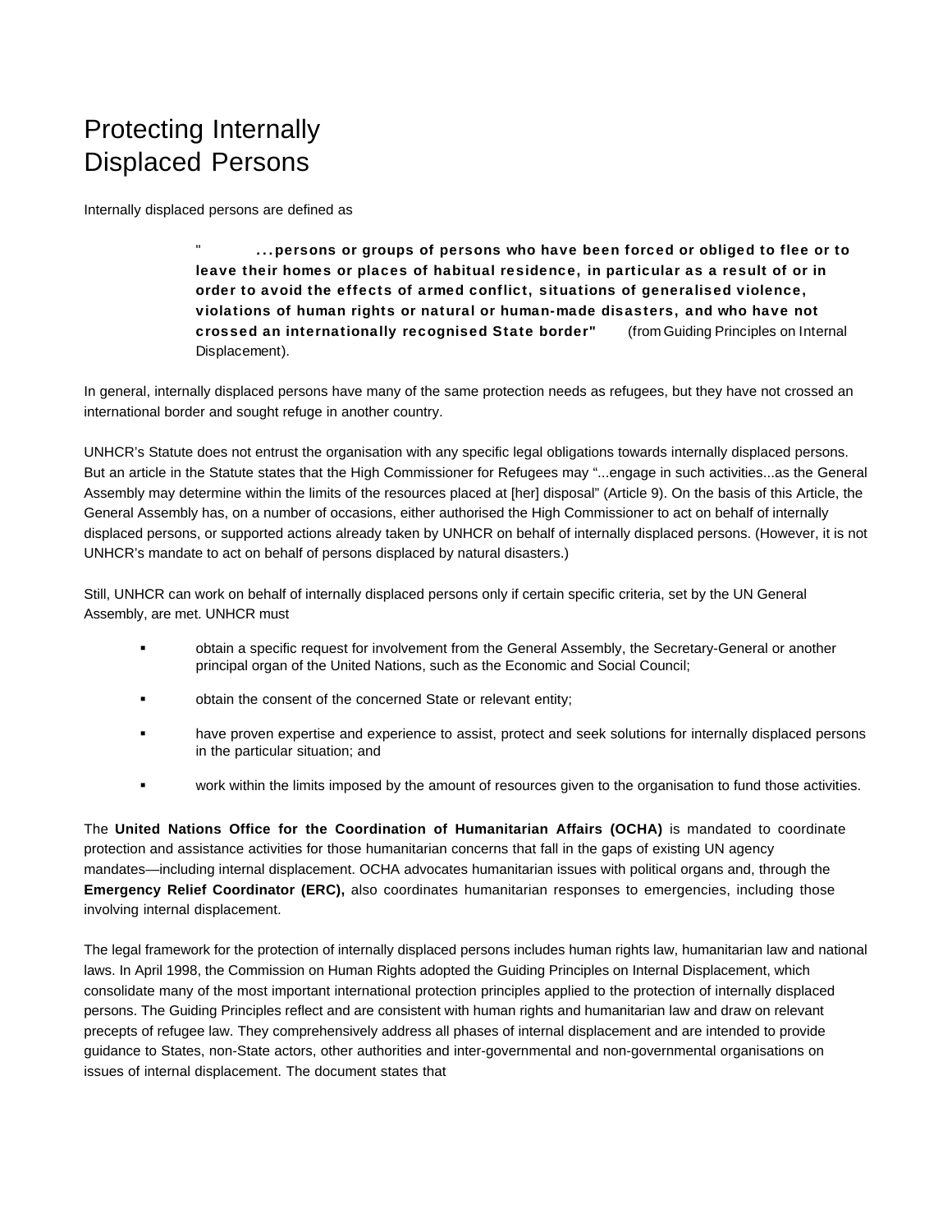# Protecting Internally Displaced Persons

Internally displaced persons are defined as

> " **...persons or groups of persons who have been forced or obliged to flee or to leave their homes or places of habitual residence, in particular as a result of or in order to avoid the effects of armed conflict, situations of generalised violence, violations of human rights or natural or human-made disasters, and who have not crossed an internationally recognised State border"** (from Guiding Principles on Internal Displacement).

In general, internally displaced persons have many of the same protection needs as refugees, but they have not crossed an international border and sought refuge in another country.

UNHCR's Statute does not entrust the organisation with any specific legal obligations towards internally displaced persons. But an article in the Statute states that the High Commissioner for Refugees may "...engage in such activities...as the General Assembly may determine within the limits of the resources placed at [her] disposal" (Article 9). On the basis of this Article, the General Assembly has, on a number of occasions, either authorised the High Commissioner to act on behalf of internally displaced persons, or supported actions already taken by UNHCR on behalf of internally displaced persons. (However, it is not UNHCR's mandate to act on behalf of persons displaced by natural disasters.)

Still, UNHCR can work on behalf of internally displaced persons only if certain specific criteria, set by the UN General Assembly, are met. UNHCR must

- obtain a specific request for involvement from the General Assembly, the Secretary-General or another principal organ of the United Nations, such as the Economic and Social Council;
- obtain the consent of the concerned State or relevant entity;
- have proven expertise and experience to assist, protect and seek solutions for internally displaced persons in the particular situation; and
- work within the limits imposed by the amount of resources given to the organisation to fund those activities.

The **United Nations Office for the Coordination of Humanitarian Affairs (OCHA)** is mandated to coordinate protection and assistance activities for those humanitarian concerns that fall in the gaps of existing UN agency mandates—including internal displacement. OCHA advocates humanitarian issues with political organs and, through the **Emergency Relief Coordinator (ERC),** also coordinates humanitarian responses to emergencies, including those involving internal displacement.

The legal framework for the protection of internally displaced persons includes human rights law, humanitarian law and national laws. In April 1998, the Commission on Human Rights adopted the Guiding Principles on Internal Displacement, which consolidate many of the most important international protection principles applied to the protection of internally displaced persons. The Guiding Principles reflect and are consistent with human rights and humanitarian law and draw on relevant precepts of refugee law. They comprehensively address all phases of internal displacement and are intended to provide guidance to States, non-State actors, other authorities and inter-governmental and non-governmental organisations on issues of internal displacement. The document states that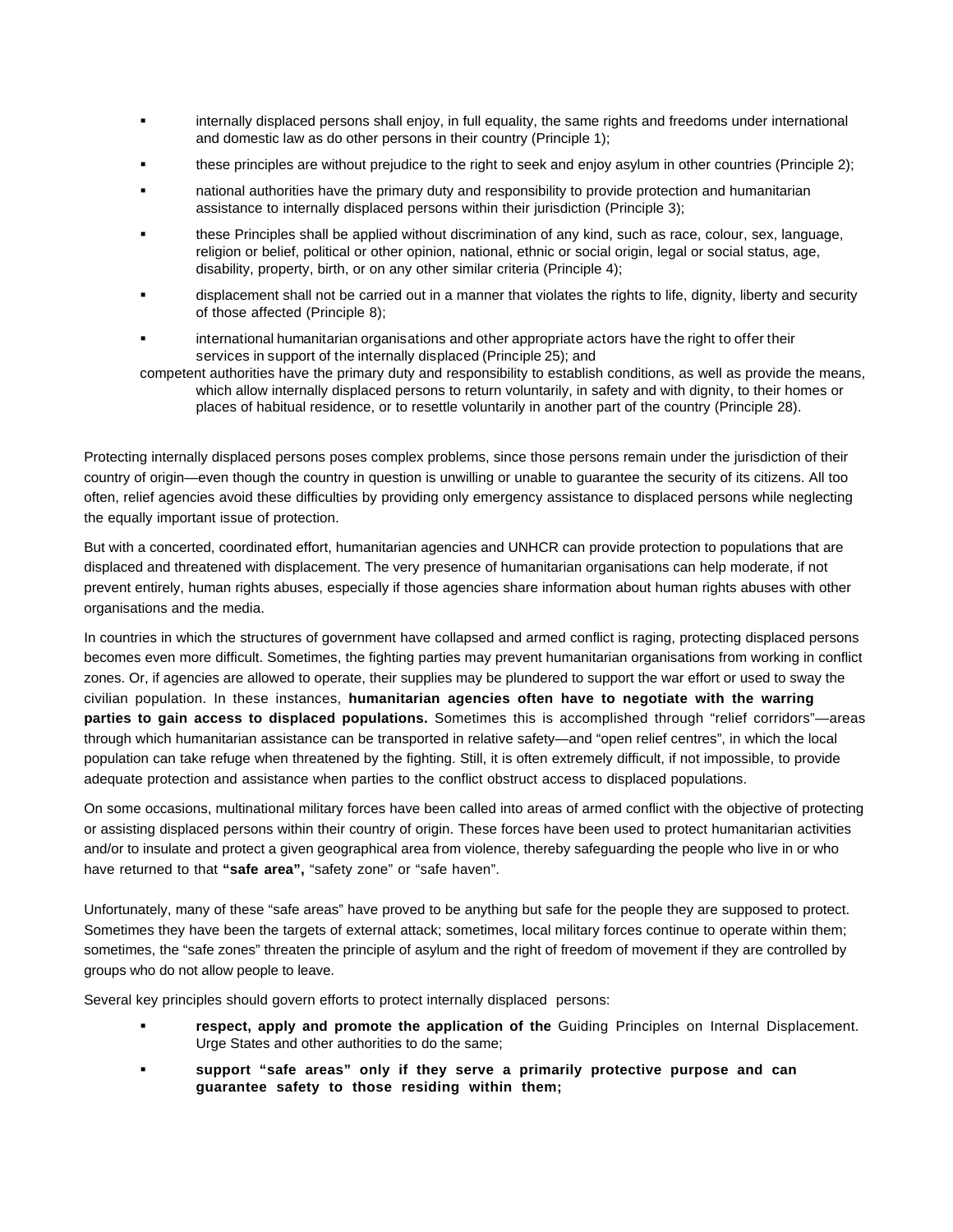- internally displaced persons shall enjoy, in full equality, the same rights and freedoms under international and domestic law as do other persons in their country (Principle 1);
- these principles are without prejudice to the right to seek and enjoy asylum in other countries (Principle 2);
- national authorities have the primary duty and responsibility to provide protection and humanitarian assistance to internally displaced persons within their jurisdiction (Principle 3);
- these Principles shall be applied without discrimination of any kind, such as race, colour, sex, language, religion or belief, political or other opinion, national, ethnic or social origin, legal or social status, age, disability, property, birth, or on any other similar criteria (Principle 4);
- displacement shall not be carried out in a manner that violates the rights to life, dignity, liberty and security of those affected (Principle 8);
- international humanitarian organisations and other appropriate actors have the right to offer their services in support of the internally displaced (Principle 25); and

competent authorities have the primary duty and responsibility to establish conditions, as well as provide the means, which allow internally displaced persons to return voluntarily, in safety and with dignity, to their homes or places of habitual residence, or to resettle voluntarily in another part of the country (Principle 28).

Protecting internally displaced persons poses complex problems, since those persons remain under the jurisdiction of their country of origin—even though the country in question is unwilling or unable to guarantee the security of its citizens. All too often, relief agencies avoid these difficulties by providing only emergency assistance to displaced persons while neglecting the equally important issue of protection.

But with a concerted, coordinated effort, humanitarian agencies and UNHCR can provide protection to populations that are displaced and threatened with displacement. The very presence of humanitarian organisations can help moderate, if not prevent entirely, human rights abuses, especially if those agencies share information about human rights abuses with other organisations and the media.

In countries in which the structures of government have collapsed and armed conflict is raging, protecting displaced persons becomes even more difficult. Sometimes, the fighting parties may prevent humanitarian organisations from working in conflict zones. Or, if agencies are allowed to operate, their supplies may be plundered to support the war effort or used to sway the civilian population. In these instances, **humanitarian agencies often have to negotiate with the warring parties to gain access to displaced populations.** Sometimes this is accomplished through "relief corridors"—areas through which humanitarian assistance can be transported in relative safety—and "open relief centres", in which the local population can take refuge when threatened by the fighting. Still, it is often extremely difficult, if not impossible, to provide adequate protection and assistance when parties to the conflict obstruct access to displaced populations.

On some occasions, multinational military forces have been called into areas of armed conflict with the objective of protecting or assisting displaced persons within their country of origin. These forces have been used to protect humanitarian activities and/or to insulate and protect a given geographical area from violence, thereby safeguarding the people who live in or who have returned to that **"safe area",** "safety zone" or "safe haven".

Unfortunately, many of these "safe areas" have proved to be anything but safe for the people they are supposed to protect. Sometimes they have been the targets of external attack; sometimes, local military forces continue to operate within them; sometimes, the "safe zones" threaten the principle of asylum and the right of freedom of movement if they are controlled by groups who do not allow people to leave.

Several key principles should govern efforts to protect internally displaced persons:

- **respect, apply and promote the application of the** Guiding Principles on Internal Displacement. Urge States and other authorities to do the same;
- **support "safe areas" only if they serve a primarily protective purpose and can guarantee safety to those residing within them;**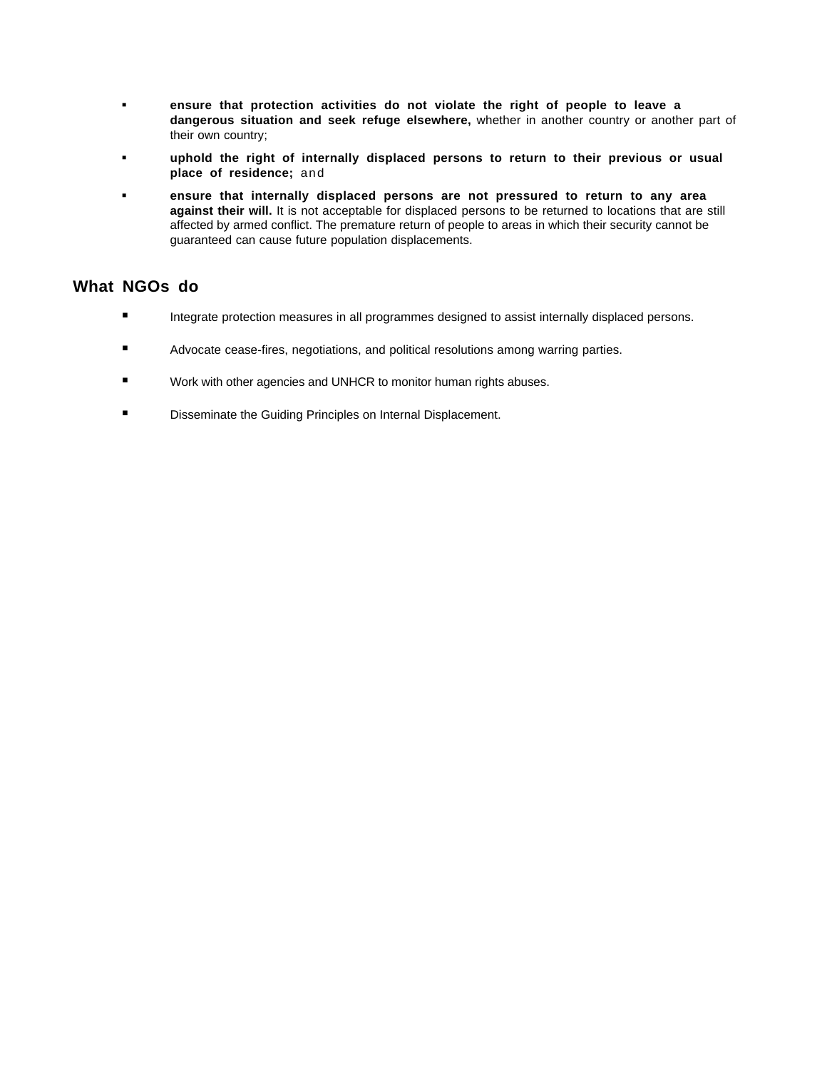- **ensure that protection activities do not violate the right of people to leave a dangerous situation and seek refuge elsewhere,** whether in another country or another part of their own country;
- **uphold the right of internally displaced persons to return to their previous or usual place of residence;** and
- **ensure that internally displaced persons are not pressured to return to any area against their will.** It is not acceptable for displaced persons to be returned to locations that are still affected by armed conflict. The premature return of people to areas in which their security cannot be guaranteed can cause future population displacements.

## What NGOs do

- Integrate protection measures in all programmes designed to assist internally displaced persons.
- Advocate cease-fires, negotiations, and political resolutions among warring parties.
- Work with other agencies and UNHCR to monitor human rights abuses.
- Disseminate the Guiding Principles on Internal Displacement.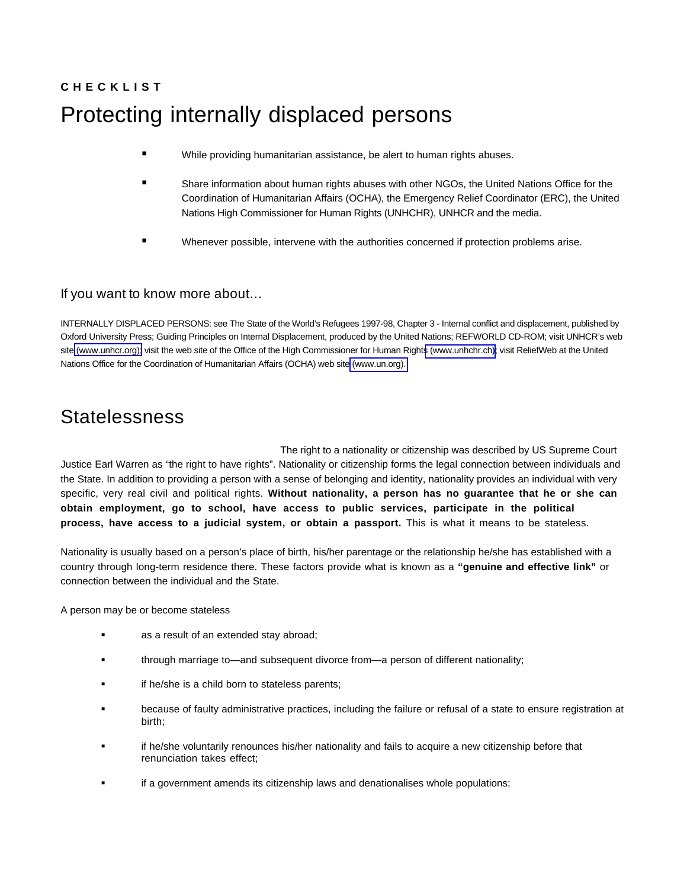CHECKLIST

# Protecting internally displaced persons

- While providing humanitarian assistance, be alert to human rights abuses.
- Share information about human rights abuses with other NGOs, the United Nations Office for the Coordination of Humanitarian Affairs (OCHA), the Emergency Relief Coordinator (ERC), the United Nations High Commissioner for Human Rights (UNHCHR), UNHCR and the media.
- Whenever possible, intervene with the authorities concerned if protection problems arise.

### If you want to know more about…

INTERNALLY DISPLACED PERSONS: see The State of the World's Refugees 1997-98, Chapter 3 - Internal conflict and displacement, published by Oxford University Press; Guiding Principles on Internal Displacement, produced by the United Nations; REFWORLD CD-ROM; visit UNHCR's web site (www.unhcr.org); visit the web site of the Office of the High Commissioner for Human Rights (www.unhchr.ch); visit ReliefWeb at the United Nations Office for the Coordination of Humanitarian Affairs (OCHA) web site (www.un.org).

## Statelessness

The right to a nationality or citizenship was described by US Supreme Court Justice Earl Warren as "the right to have rights". Nationality or citizenship forms the legal connection between individuals and the State. In addition to providing a person with a sense of belonging and identity, nationality provides an individual with very specific, very real civil and political rights. **Without nationality, a person has no guarantee that he or she can obtain employment, go to school, have access to public services, participate in the political process, have access to a judicial system, or obtain a passport.** This is what it means to be stateless.

Nationality is usually based on a person's place of birth, his/her parentage or the relationship he/she has established with a country through long-term residence there. These factors provide what is known as a **"genuine and effective link"** or connection between the individual and the State.

A person may be or become stateless

- as a result of an extended stay abroad;
- through marriage to—and subsequent divorce from—a person of different nationality;
- if he/she is a child born to stateless parents;
- because of faulty administrative practices, including the failure or refusal of a state to ensure registration at birth;
- if he/she voluntarily renounces his/her nationality and fails to acquire a new citizenship before that renunciation takes effect;
- if a government amends its citizenship laws and denationalises whole populations;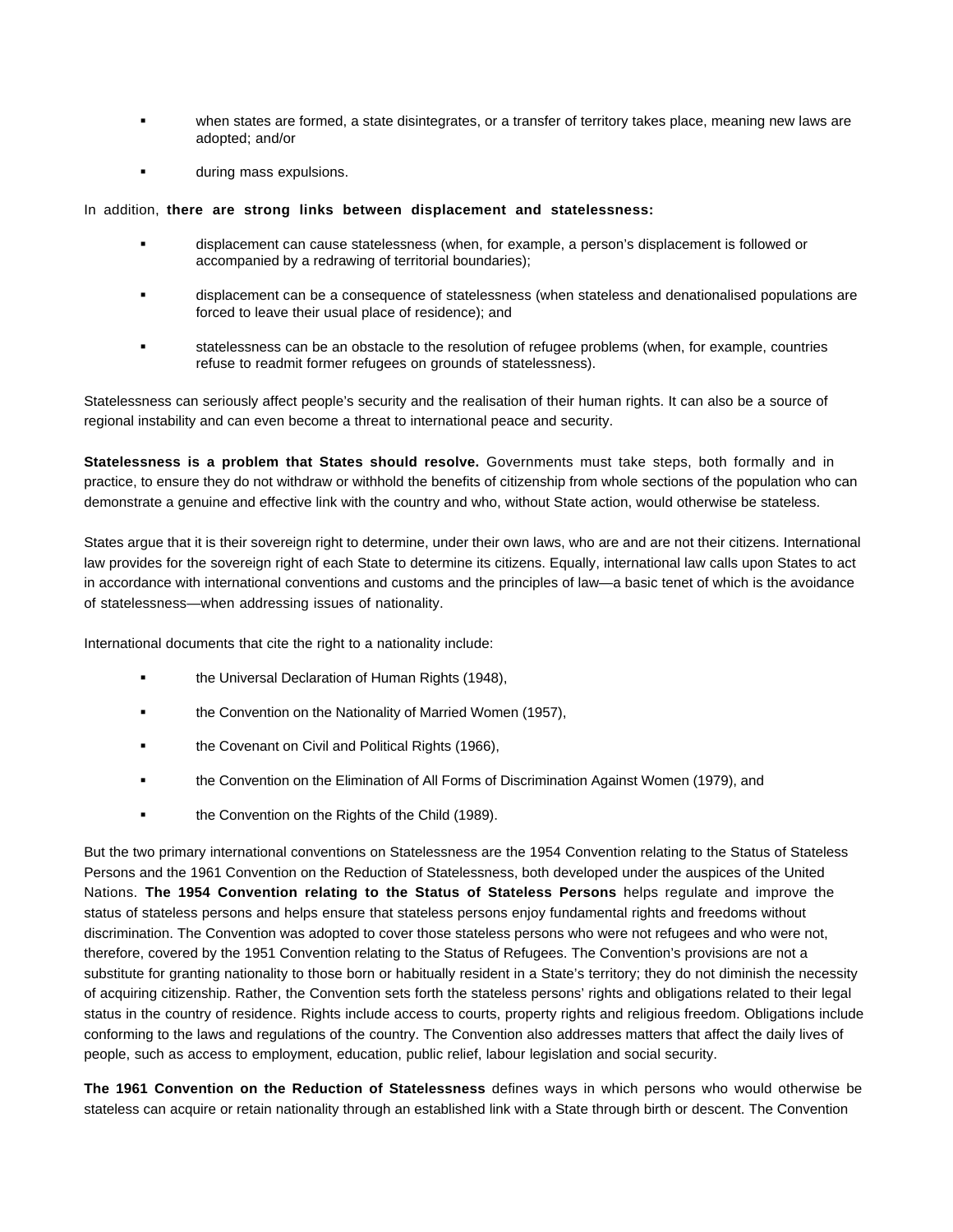- when states are formed, a state disintegrates, or a transfer of territory takes place, meaning new laws are adopted; and/or
- during mass expulsions.

In addition, **there are strong links between displacement and statelessness:**

- displacement can cause statelessness (when, for example, a person's displacement is followed or accompanied by a redrawing of territorial boundaries);
- displacement can be a consequence of statelessness (when stateless and denationalised populations are forced to leave their usual place of residence); and
- statelessness can be an obstacle to the resolution of refugee problems (when, for example, countries refuse to readmit former refugees on grounds of statelessness).

Statelessness can seriously affect people's security and the realisation of their human rights. It can also be a source of regional instability and can even become a threat to international peace and security.

**Statelessness is a problem that States should resolve.** Governments must take steps, both formally and in practice, to ensure they do not withdraw or withhold the benefits of citizenship from whole sections of the population who can demonstrate a genuine and effective link with the country and who, without State action, would otherwise be stateless.

States argue that it is their sovereign right to determine, under their own laws, who are and are not their citizens. International law provides for the sovereign right of each State to determine its citizens. Equally, international law calls upon States to act in accordance with international conventions and customs and the principles of law—a basic tenet of which is the avoidance of statelessness—when addressing issues of nationality.

International documents that cite the right to a nationality include:

- the Universal Declaration of Human Rights (1948),
- the Convention on the Nationality of Married Women (1957),
- the Covenant on Civil and Political Rights (1966),
- the Convention on the Elimination of All Forms of Discrimination Against Women (1979), and
- the Convention on the Rights of the Child (1989).

But the two primary international conventions on Statelessness are the 1954 Convention relating to the Status of Stateless Persons and the 1961 Convention on the Reduction of Statelessness, both developed under the auspices of the United Nations. **The 1954 Convention relating to the Status of Stateless Persons** helps regulate and improve the status of stateless persons and helps ensure that stateless persons enjoy fundamental rights and freedoms without discrimination. The Convention was adopted to cover those stateless persons who were not refugees and who were not, therefore, covered by the 1951 Convention relating to the Status of Refugees. The Convention's provisions are not a substitute for granting nationality to those born or habitually resident in a State's territory; they do not diminish the necessity of acquiring citizenship. Rather, the Convention sets forth the stateless persons' rights and obligations related to their legal status in the country of residence. Rights include access to courts, property rights and religious freedom. Obligations include conforming to the laws and regulations of the country. The Convention also addresses matters that affect the daily lives of people, such as access to employment, education, public relief, labour legislation and social security.

**The 1961 Convention on the Reduction of Statelessness** defines ways in which persons who would otherwise be stateless can acquire or retain nationality through an established link with a State through birth or descent. The Convention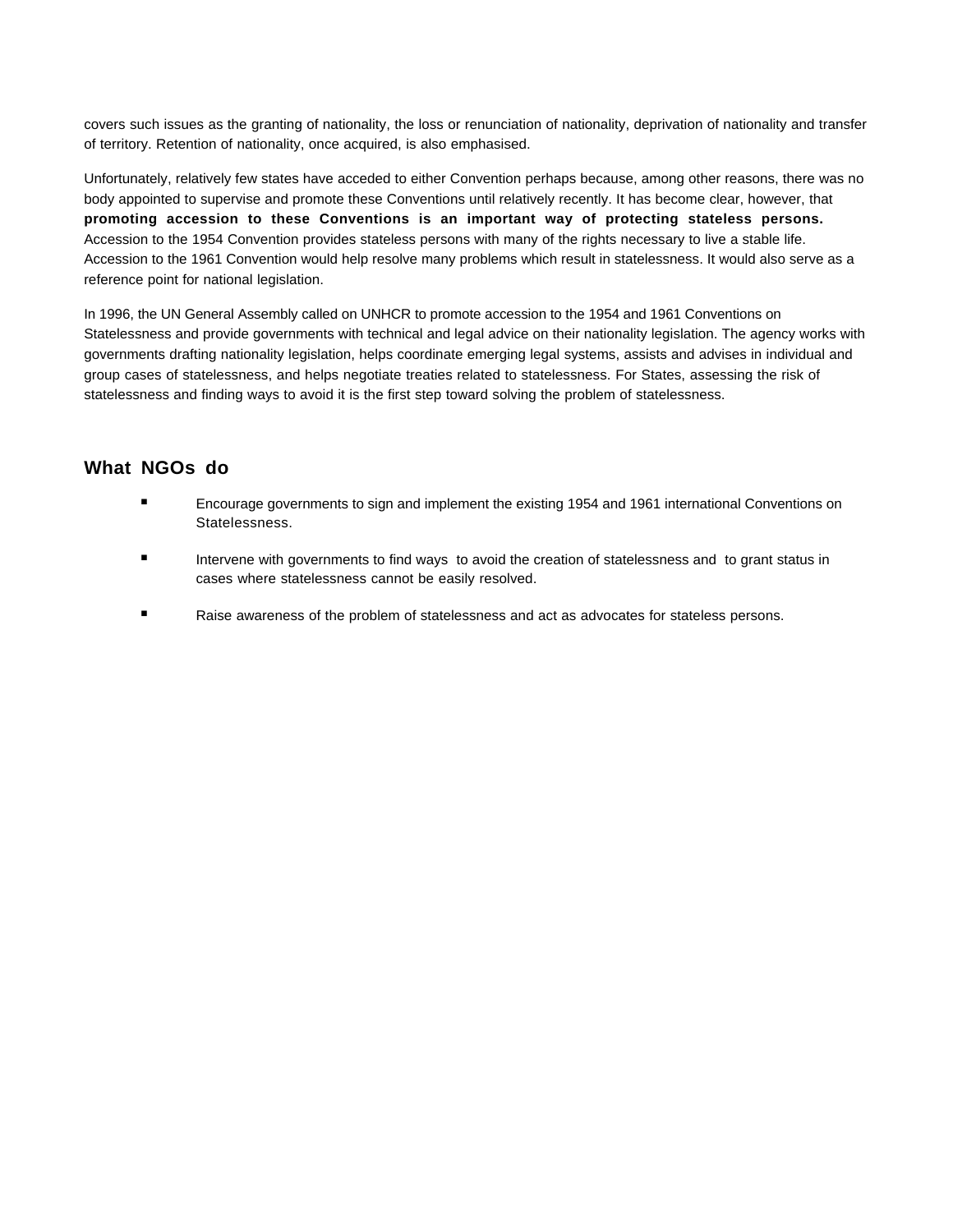covers such issues as the granting of nationality, the loss or renunciation of nationality, deprivation of nationality and transfer of territory. Retention of nationality, once acquired, is also emphasised.

Unfortunately, relatively few states have acceded to either Convention perhaps because, among other reasons, there was no body appointed to supervise and promote these Conventions until relatively recently. It has become clear, however, that **promoting accession to these Conventions is an important way of protecting stateless persons.** Accession to the 1954 Convention provides stateless persons with many of the rights necessary to live a stable life. Accession to the 1961 Convention would help resolve many problems which result in statelessness. It would also serve as a reference point for national legislation.

In 1996, the UN General Assembly called on UNHCR to promote accession to the 1954 and 1961 Conventions on Statelessness and provide governments with technical and legal advice on their nationality legislation. The agency works with governments drafting nationality legislation, helps coordinate emerging legal systems, assists and advises in individual and group cases of statelessness, and helps negotiate treaties related to statelessness. For States, assessing the risk of statelessness and finding ways to avoid it is the first step toward solving the problem of statelessness.

## What NGOs do

- Encourage governments to sign and implement the existing 1954 and 1961 international Conventions on Statelessness.
- Intervene with governments to find ways to avoid the creation of statelessness and to grant status in cases where statelessness cannot be easily resolved.
- Raise awareness of the problem of statelessness and act as advocates for stateless persons.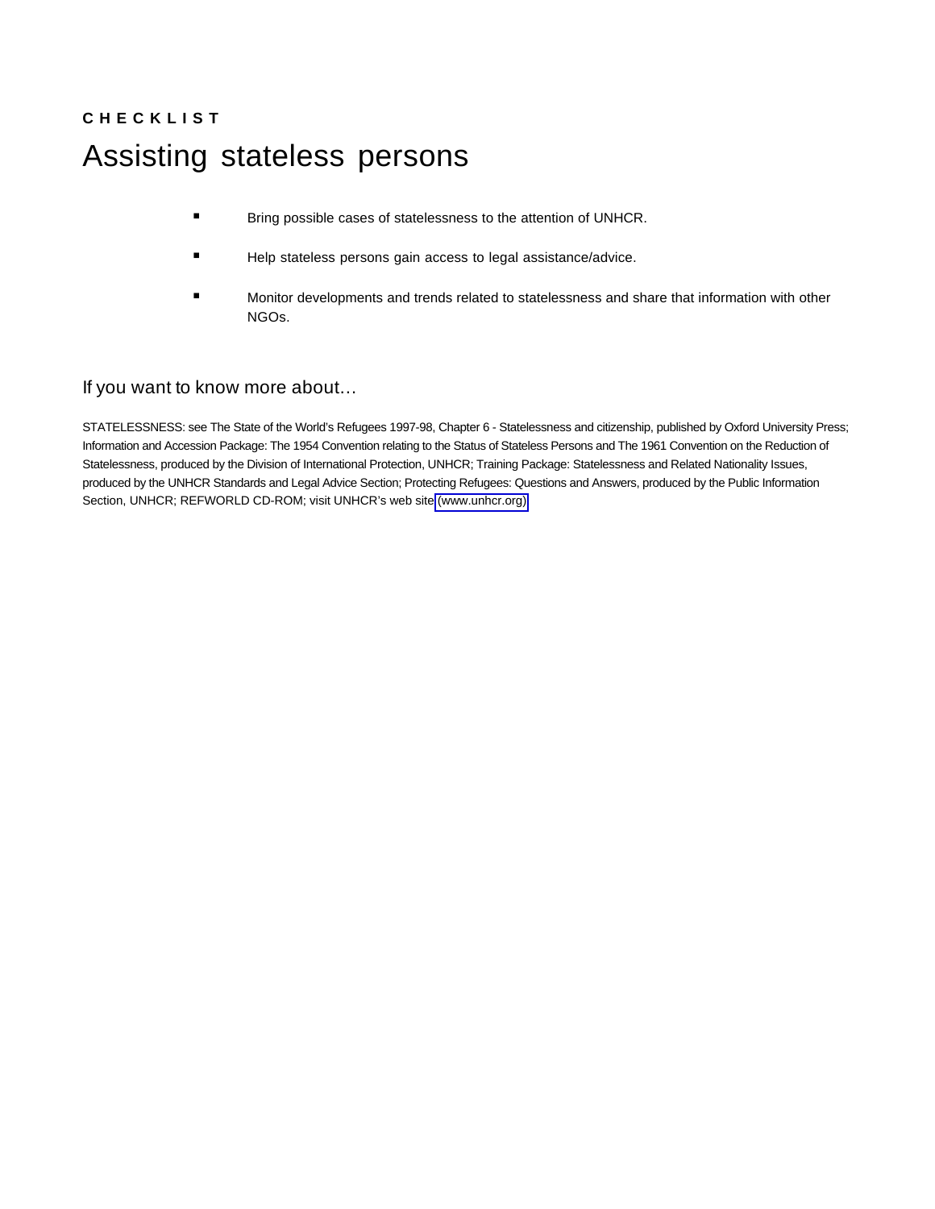**C H E C K L I S T**

# Assisting stateless persons

- Bring possible cases of statelessness to the attention of UNHCR.
- Help stateless persons gain access to legal assistance/advice.
- Monitor developments and trends related to statelessness and share that information with other NGOs.

## If you want to know more about…

STATELESSNESS: see The State of the World's Refugees 1997-98, Chapter 6 - Statelessness and citizenship, published by Oxford University Press; Information and Accession Package: The 1954 Convention relating to the Status of Stateless Persons and The 1961 Convention on the Reduction of Statelessness, produced by the Division of International Protection, UNHCR; Training Package: Statelessness and Related Nationality Issues, produced by the UNHCR Standards and Legal Advice Section; Protecting Refugees: Questions and Answers, produced by the Public Information Section, UNHCR; REFWORLD CD-ROM; visit UNHCR's web site (www.unhcr.org)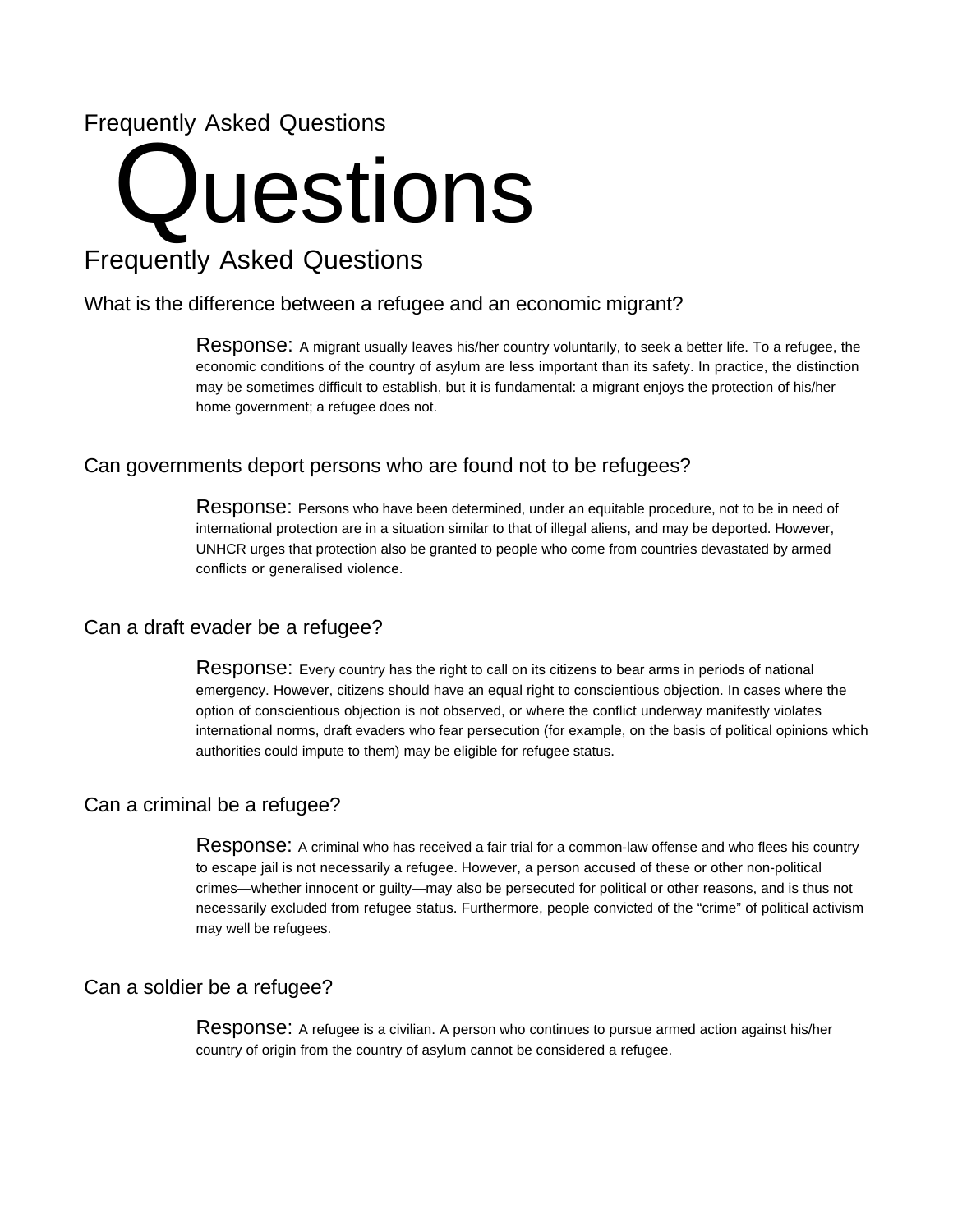Frequently Asked Questions

# Questions

## Frequently Asked Questions

### What is the difference between a refugee and an economic migrant?

Response: A migrant usually leaves his/her country voluntarily, to seek a better life. To a refugee, the economic conditions of the country of asylum are less important than its safety. In practice, the distinction may be sometimes difficult to establish, but it is fundamental: a migrant enjoys the protection of his/her home government; a refugee does not.

### Can governments deport persons who are found not to be refugees?

Response: Persons who have been determined, under an equitable procedure, not to be in need of international protection are in a situation similar to that of illegal aliens, and may be deported. However, UNHCR urges that protection also be granted to people who come from countries devastated by armed conflicts or generalised violence.

### Can a draft evader be a refugee?

Response: Every country has the right to call on its citizens to bear arms in periods of national emergency. However, citizens should have an equal right to conscientious objection. In cases where the option of conscientious objection is not observed, or where the conflict underway manifestly violates international norms, draft evaders who fear persecution (for example, on the basis of political opinions which authorities could impute to them) may be eligible for refugee status.

### Can a criminal be a refugee?

Response: A criminal who has received a fair trial for a common-law offense and who flees his country to escape jail is not necessarily a refugee. However, a person accused of these or other non-political crimes—whether innocent or guilty—may also be persecuted for political or other reasons, and is thus not necessarily excluded from refugee status. Furthermore, people convicted of the “crime” of political activism may well be refugees.

### Can a soldier be a refugee?

Response: A refugee is a civilian. A person who continues to pursue armed action against his/her country of origin from the country of asylum cannot be considered a refugee.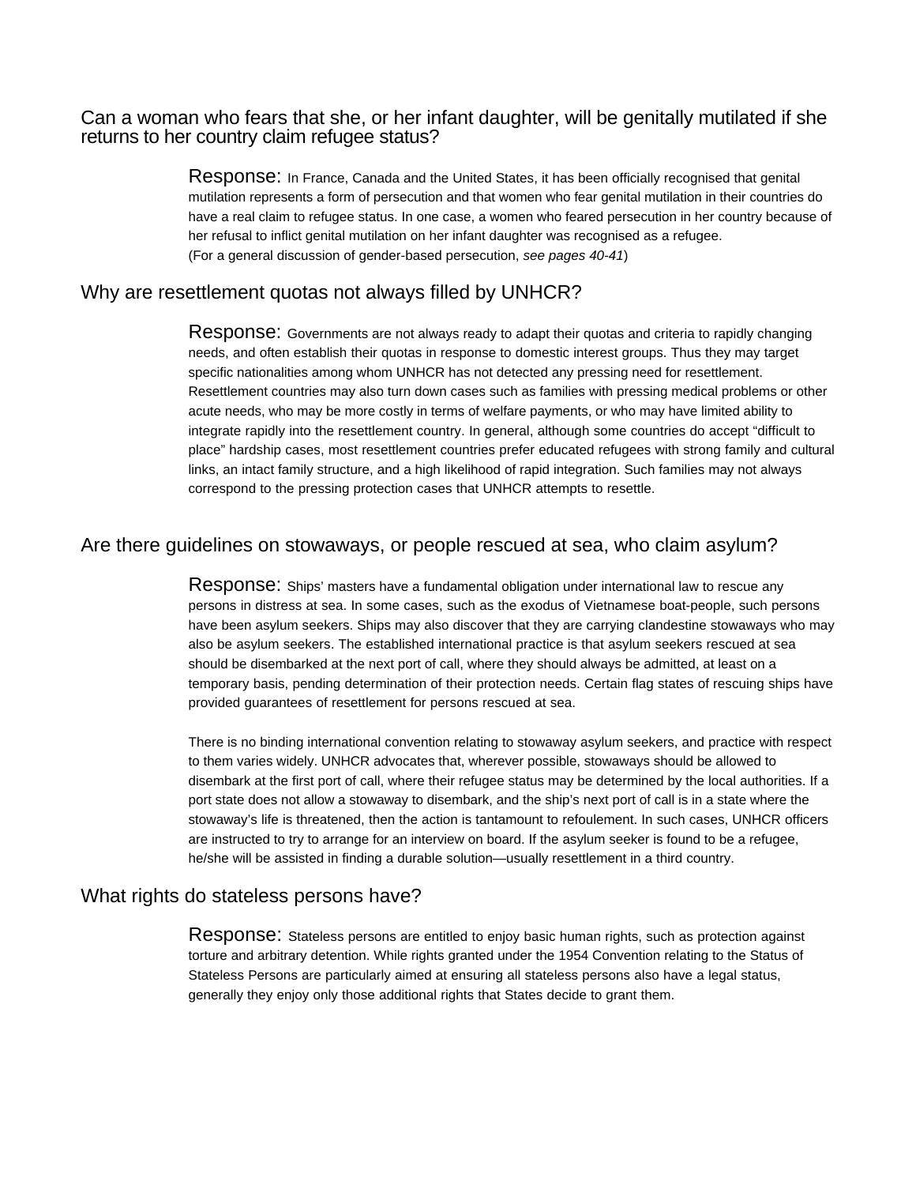## Can a woman who fears that she, or her infant daughter, will be genitally mutilated if she returns to her country claim refugee status?

Response: In France, Canada and the United States, it has been officially recognised that genital mutilation represents a form of persecution and that women who fear genital mutilation in their countries do have a real claim to refugee status. In one case, a women who feared persecution in her country because of her refusal to inflict genital mutilation on her infant daughter was recognised as a refugee.
(For a general discussion of gender-based persecution, *see pages 40-41*)

## Why are resettlement quotas not always filled by UNHCR?

Response: Governments are not always ready to adapt their quotas and criteria to rapidly changing needs, and often establish their quotas in response to domestic interest groups. Thus they may target specific nationalities among whom UNHCR has not detected any pressing need for resettlement. Resettlement countries may also turn down cases such as families with pressing medical problems or other acute needs, who may be more costly in terms of welfare payments, or who may have limited ability to integrate rapidly into the resettlement country. In general, although some countries do accept "difficult to place" hardship cases, most resettlement countries prefer educated refugees with strong family and cultural links, an intact family structure, and a high likelihood of rapid integration. Such families may not always correspond to the pressing protection cases that UNHCR attempts to resettle.

## Are there guidelines on stowaways, or people rescued at sea, who claim asylum?

Response: Ships' masters have a fundamental obligation under international law to rescue any persons in distress at sea. In some cases, such as the exodus of Vietnamese boat-people, such persons have been asylum seekers. Ships may also discover that they are carrying clandestine stowaways who may also be asylum seekers. The established international practice is that asylum seekers rescued at sea should be disembarked at the next port of call, where they should always be admitted, at least on a temporary basis, pending determination of their protection needs. Certain flag states of rescuing ships have provided guarantees of resettlement for persons rescued at sea.

There is no binding international convention relating to stowaway asylum seekers, and practice with respect to them varies widely. UNHCR advocates that, wherever possible, stowaways should be allowed to disembark at the first port of call, where their refugee status may be determined by the local authorities. If a port state does not allow a stowaway to disembark, and the ship's next port of call is in a state where the stowaway's life is threatened, then the action is tantamount to refoulement. In such cases, UNHCR officers are instructed to try to arrange for an interview on board. If the asylum seeker is found to be a refugee, he/she will be assisted in finding a durable solution—usually resettlement in a third country.

## What rights do stateless persons have?

Response: Stateless persons are entitled to enjoy basic human rights, such as protection against torture and arbitrary detention. While rights granted under the 1954 Convention relating to the Status of Stateless Persons are particularly aimed at ensuring all stateless persons also have a legal status, generally they enjoy only those additional rights that States decide to grant them.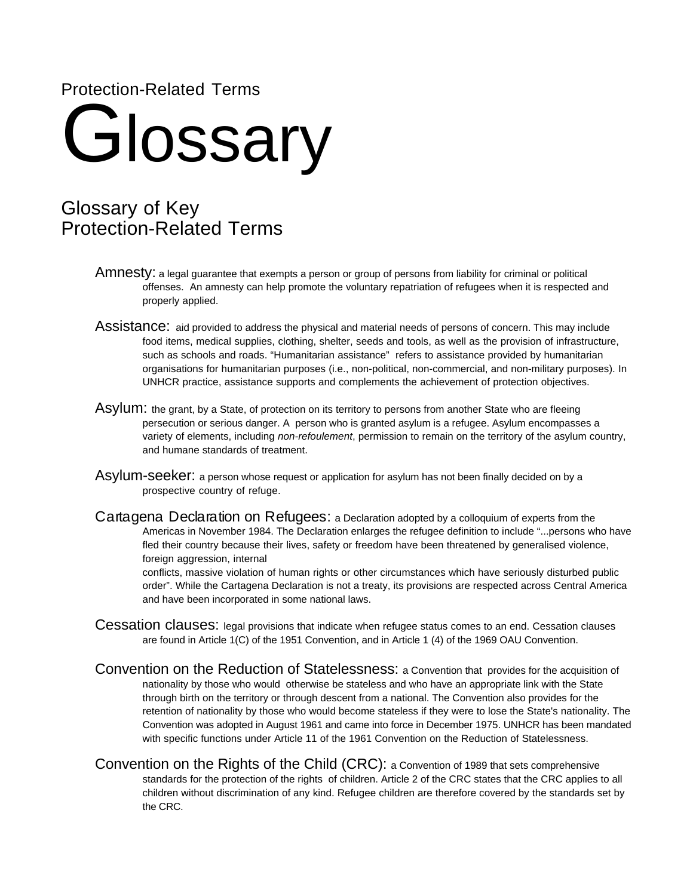Protection-Related Terms

# Glossary

## Glossary of Key Protection-Related Terms

**Amnesty:** a legal guarantee that exempts a person or group of persons from liability for criminal or political offenses. An amnesty can help promote the voluntary repatriation of refugees when it is respected and properly applied.

**Assistance:** aid provided to address the physical and material needs of persons of concern. This may include food items, medical supplies, clothing, shelter, seeds and tools, as well as the provision of infrastructure, such as schools and roads. "Humanitarian assistance" refers to assistance provided by humanitarian organisations for humanitarian purposes (i.e., non-political, non-commercial, and non-military purposes). In UNHCR practice, assistance supports and complements the achievement of protection objectives.

**Asylum:** the grant, by a State, of protection on its territory to persons from another State who are fleeing persecution or serious danger. A person who is granted asylum is a refugee. Asylum encompasses a variety of elements, including *non-refoulement*, permission to remain on the territory of the asylum country, and humane standards of treatment.

**Asylum-seeker:** a person whose request or application for asylum has not been finally decided on by a prospective country of refuge.

**Cartagena Declaration on Refugees:** a Declaration adopted by a colloquium of experts from the Americas in November 1984. The Declaration enlarges the refugee definition to include "...persons who have fled their country because their lives, safety or freedom have been threatened by generalised violence, foreign aggression, internal conflicts, massive violation of human rights or other circumstances which have seriously disturbed public order". While the Cartagena Declaration is not a treaty, its provisions are respected across Central America and have been incorporated in some national laws.

**Cessation clauses:** legal provisions that indicate when refugee status comes to an end. Cessation clauses are found in Article 1(C) of the 1951 Convention, and in Article 1 (4) of the 1969 OAU Convention.

**Convention on the Reduction of Statelessness:** a Convention that provides for the acquisition of nationality by those who would otherwise be stateless and who have an appropriate link with the State through birth on the territory or through descent from a national. The Convention also provides for the retention of nationality by those who would become stateless if they were to lose the State's nationality. The Convention was adopted in August 1961 and came into force in December 1975. UNHCR has been mandated with specific functions under Article 11 of the 1961 Convention on the Reduction of Statelessness.

**Convention on the Rights of the Child (CRC):** a Convention of 1989 that sets comprehensive standards for the protection of the rights of children. Article 2 of the CRC states that the CRC applies to all children without discrimination of any kind. Refugee children are therefore covered by the standards set by the CRC.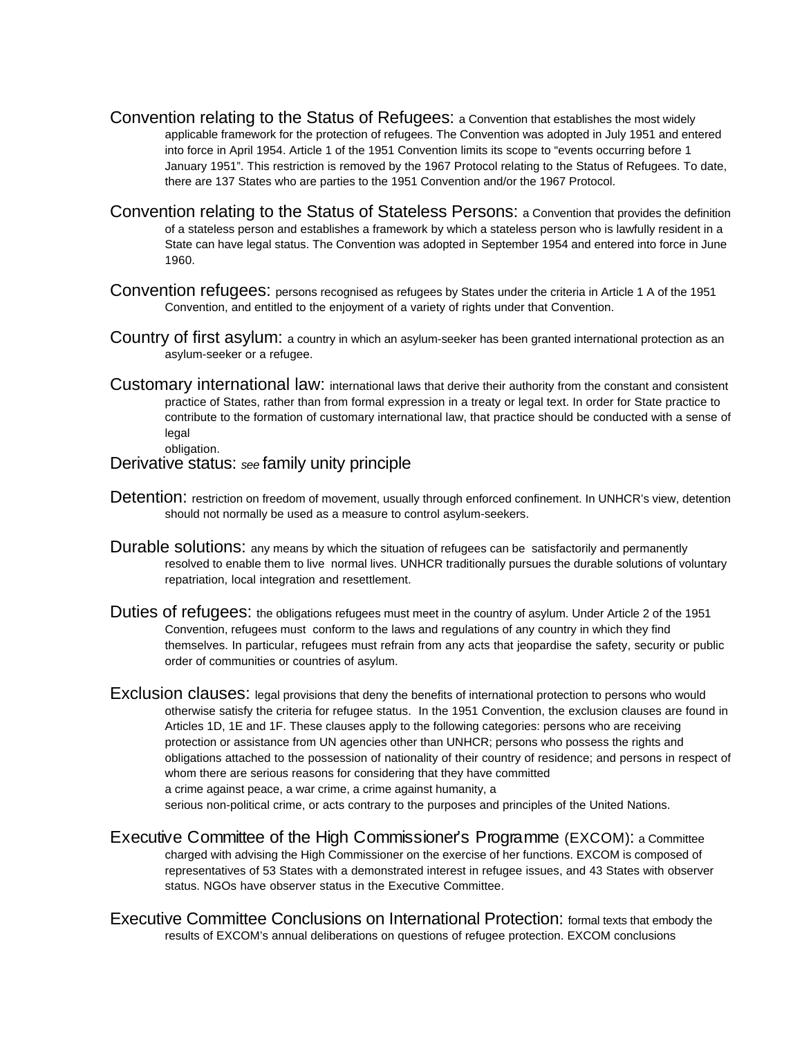**Convention relating to the Status of Refugees:** a Convention that establishes the most widely applicable framework for the protection of refugees. The Convention was adopted in July 1951 and entered into force in April 1954. Article 1 of the 1951 Convention limits its scope to "events occurring before 1 January 1951". This restriction is removed by the 1967 Protocol relating to the Status of Refugees. To date, there are 137 States who are parties to the 1951 Convention and/or the 1967 Protocol.

**Convention relating to the Status of Stateless Persons:** a Convention that provides the definition of a stateless person and establishes a framework by which a stateless person who is lawfully resident in a State can have legal status. The Convention was adopted in September 1954 and entered into force in June 1960.

**Convention refugees:** persons recognised as refugees by States under the criteria in Article 1 A of the 1951 Convention, and entitled to the enjoyment of a variety of rights under that Convention.

**Country of first asylum:** a country in which an asylum-seeker has been granted international protection as an asylum-seeker or a refugee.

**Customary international law:** international laws that derive their authority from the constant and consistent practice of States, rather than from formal expression in a treaty or legal text. In order for State practice to contribute to the formation of customary international law, that practice should be conducted with a sense of legal obligation.

**Derivative status:** *see* family unity principle

**Detention:** restriction on freedom of movement, usually through enforced confinement. In UNHCR's view, detention should not normally be used as a measure to control asylum-seekers.

**Durable solutions:** any means by which the situation of refugees can be satisfactorily and permanently resolved to enable them to live normal lives. UNHCR traditionally pursues the durable solutions of voluntary repatriation, local integration and resettlement.

**Duties of refugees:** the obligations refugees must meet in the country of asylum. Under Article 2 of the 1951 Convention, refugees must conform to the laws and regulations of any country in which they find themselves. In particular, refugees must refrain from any acts that jeopardise the safety, security or public order of communities or countries of asylum.

**Exclusion clauses:** legal provisions that deny the benefits of international protection to persons who would otherwise satisfy the criteria for refugee status. In the 1951 Convention, the exclusion clauses are found in Articles 1D, 1E and 1F. These clauses apply to the following categories: persons who are receiving protection or assistance from UN agencies other than UNHCR; persons who possess the rights and obligations attached to the possession of nationality of their country of residence; and persons in respect of whom there are serious reasons for considering that they have committed a crime against peace, a war crime, a crime against humanity, a serious non-political crime, or acts contrary to the purposes and principles of the United Nations.

**Executive Committee of the High Commissioner's Programme (EXCOM):** a Committee charged with advising the High Commissioner on the exercise of her functions. EXCOM is composed of representatives of 53 States with a demonstrated interest in refugee issues, and 43 States with observer status. NGOs have observer status in the Executive Committee.

**Executive Committee Conclusions on International Protection:** formal texts that embody the results of EXCOM's annual deliberations on questions of refugee protection. EXCOM conclusions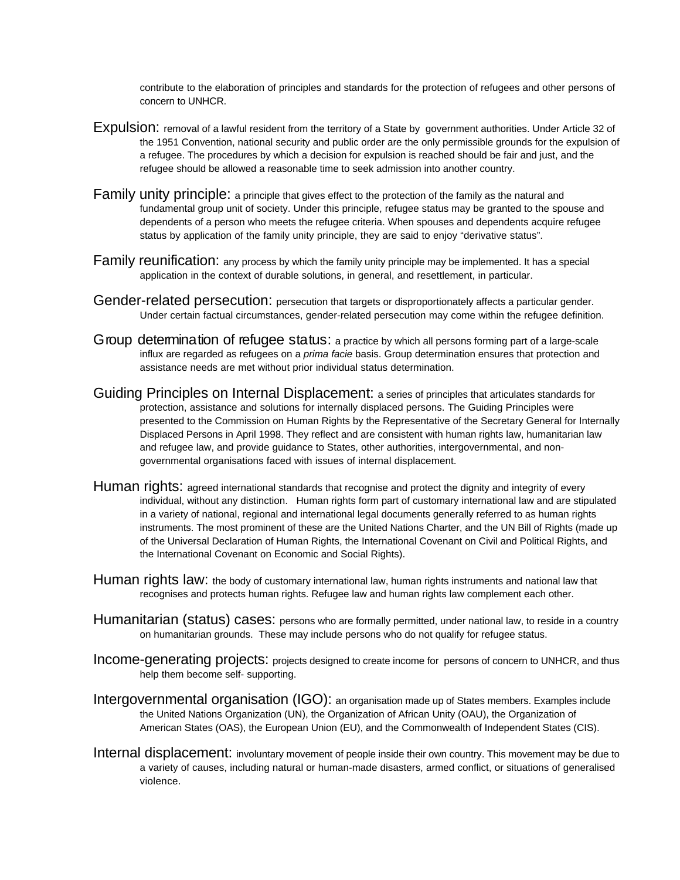contribute to the elaboration of principles and standards for the protection of refugees and other persons of concern to UNHCR.

**Expulsion:** removal of a lawful resident from the territory of a State by government authorities. Under Article 32 of the 1951 Convention, national security and public order are the only permissible grounds for the expulsion of a refugee. The procedures by which a decision for expulsion is reached should be fair and just, and the refugee should be allowed a reasonable time to seek admission into another country.

**Family unity principle:** a principle that gives effect to the protection of the family as the natural and fundamental group unit of society. Under this principle, refugee status may be granted to the spouse and dependents of a person who meets the refugee criteria. When spouses and dependents acquire refugee status by application of the family unity principle, they are said to enjoy "derivative status".

**Family reunification:** any process by which the family unity principle may be implemented. It has a special application in the context of durable solutions, in general, and resettlement, in particular.

**Gender-related persecution:** persecution that targets or disproportionately affects a particular gender. Under certain factual circumstances, gender-related persecution may come within the refugee definition.

**Group determination of refugee status:** a practice by which all persons forming part of a large-scale influx are regarded as refugees on a *prima facie* basis. Group determination ensures that protection and assistance needs are met without prior individual status determination.

**Guiding Principles on Internal Displacement:** a series of principles that articulates standards for protection, assistance and solutions for internally displaced persons. The Guiding Principles were presented to the Commission on Human Rights by the Representative of the Secretary General for Internally Displaced Persons in April 1998. They reflect and are consistent with human rights law, humanitarian law and refugee law, and provide guidance to States, other authorities, intergovernmental, and non-governmental organisations faced with issues of internal displacement.

**Human rights:** agreed international standards that recognise and protect the dignity and integrity of every individual, without any distinction. Human rights form part of customary international law and are stipulated in a variety of national, regional and international legal documents generally referred to as human rights instruments. The most prominent of these are the United Nations Charter, and the UN Bill of Rights (made up of the Universal Declaration of Human Rights, the International Covenant on Civil and Political Rights, and the International Covenant on Economic and Social Rights).

**Human rights law:** the body of customary international law, human rights instruments and national law that recognises and protects human rights. Refugee law and human rights law complement each other.

**Humanitarian (status) cases:** persons who are formally permitted, under national law, to reside in a country on humanitarian grounds. These may include persons who do not qualify for refugee status.

**Income-generating projects:** projects designed to create income for persons of concern to UNHCR, and thus help them become self- supporting.

**Intergovernmental organisation (IGO):** an organisation made up of States members. Examples include the United Nations Organization (UN), the Organization of African Unity (OAU), the Organization of American States (OAS), the European Union (EU), and the Commonwealth of Independent States (CIS).

**Internal displacement:** involuntary movement of people inside their own country. This movement may be due to a variety of causes, including natural or human-made disasters, armed conflict, or situations of generalised violence.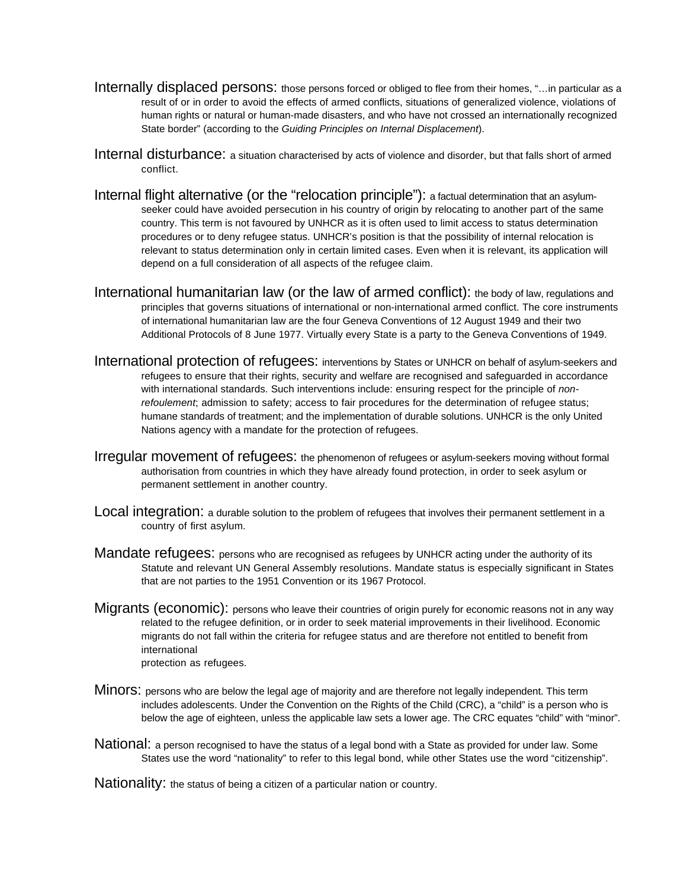Internally displaced persons: those persons forced or obliged to flee from their homes, "…in particular as a result of or in order to avoid the effects of armed conflicts, situations of generalized violence, violations of human rights or natural or human-made disasters, and who have not crossed an internationally recognized State border" (according to the *Guiding Principles on Internal Displacement*).

Internal disturbance: a situation characterised by acts of violence and disorder, but that falls short of armed conflict.

Internal flight alternative (or the "relocation principle"): a factual determination that an asylum-seeker could have avoided persecution in his country of origin by relocating to another part of the same country. This term is not favoured by UNHCR as it is often used to limit access to status determination procedures or to deny refugee status. UNHCR's position is that the possibility of internal relocation is relevant to status determination only in certain limited cases. Even when it is relevant, its application will depend on a full consideration of all aspects of the refugee claim.

International humanitarian law (or the law of armed conflict): the body of law, regulations and principles that governs situations of international or non-international armed conflict. The core instruments of international humanitarian law are the four Geneva Conventions of 12 August 1949 and their two Additional Protocols of 8 June 1977. Virtually every State is a party to the Geneva Conventions of 1949.

International protection of refugees: interventions by States or UNHCR on behalf of asylum-seekers and refugees to ensure that their rights, security and welfare are recognised and safeguarded in accordance with international standards. Such interventions include: ensuring respect for the principle of *non-refoulement*; admission to safety; access to fair procedures for the determination of refugee status; humane standards of treatment; and the implementation of durable solutions. UNHCR is the only United Nations agency with a mandate for the protection of refugees.

Irregular movement of refugees: the phenomenon of refugees or asylum-seekers moving without formal authorisation from countries in which they have already found protection, in order to seek asylum or permanent settlement in another country.

Local integration: a durable solution to the problem of refugees that involves their permanent settlement in a country of first asylum.

Mandate refugees: persons who are recognised as refugees by UNHCR acting under the authority of its Statute and relevant UN General Assembly resolutions. Mandate status is especially significant in States that are not parties to the 1951 Convention or its 1967 Protocol.

Migrants (economic): persons who leave their countries of origin purely for economic reasons not in any way related to the refugee definition, or in order to seek material improvements in their livelihood. Economic migrants do not fall within the criteria for refugee status and are therefore not entitled to benefit from international protection as refugees.

Minors: persons who are below the legal age of majority and are therefore not legally independent. This term includes adolescents. Under the Convention on the Rights of the Child (CRC), a "child" is a person who is below the age of eighteen, unless the applicable law sets a lower age. The CRC equates "child" with "minor".

National: a person recognised to have the status of a legal bond with a State as provided for under law. Some States use the word "nationality" to refer to this legal bond, while other States use the word "citizenship".

Nationality: the status of being a citizen of a particular nation or country.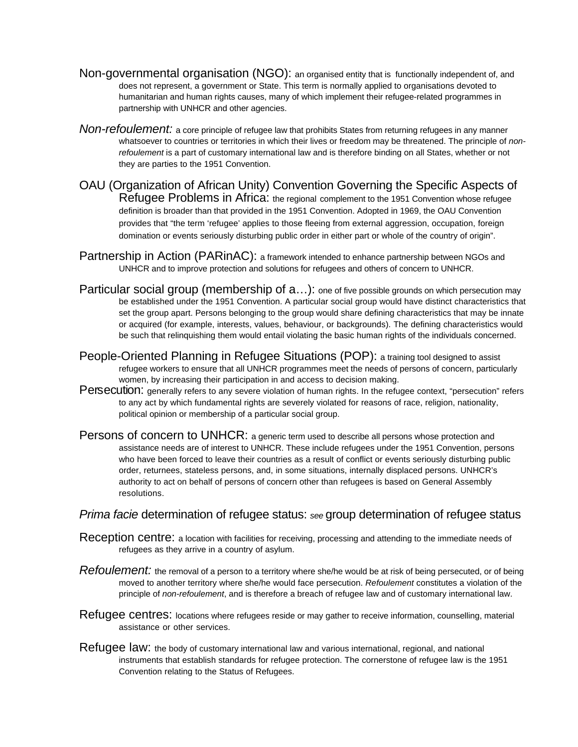Non-governmental organisation (NGO): an organised entity that is functionally independent of, and does not represent, a government or State. This term is normally applied to organisations devoted to humanitarian and human rights causes, many of which implement their refugee-related programmes in partnership with UNHCR and other agencies.

*Non-refoulement:* a core principle of refugee law that prohibits States from returning refugees in any manner whatsoever to countries or territories in which their lives or freedom may be threatened. The principle of *non-refoulement* is a part of customary international law and is therefore binding on all States, whether or not they are parties to the 1951 Convention.

OAU (Organization of African Unity) Convention Governing the Specific Aspects of Refugee Problems in Africa: the regional complement to the 1951 Convention whose refugee definition is broader than that provided in the 1951 Convention. Adopted in 1969, the OAU Convention provides that "the term 'refugee' applies to those fleeing from external aggression, occupation, foreign domination or events seriously disturbing public order in either part or whole of the country of origin".

Partnership in Action (PARinAC): a framework intended to enhance partnership between NGOs and UNHCR and to improve protection and solutions for refugees and others of concern to UNHCR.

Particular social group (membership of a…): one of five possible grounds on which persecution may be established under the 1951 Convention. A particular social group would have distinct characteristics that set the group apart. Persons belonging to the group would share defining characteristics that may be innate or acquired (for example, interests, values, behaviour, or backgrounds). The defining characteristics would be such that relinquishing them would entail violating the basic human rights of the individuals concerned.

People-Oriented Planning in Refugee Situations (POP): a training tool designed to assist refugee workers to ensure that all UNHCR programmes meet the needs of persons of concern, particularly women, by increasing their participation in and access to decision making.

Persecution: generally refers to any severe violation of human rights. In the refugee context, "persecution" refers to any act by which fundamental rights are severely violated for reasons of race, religion, nationality, political opinion or membership of a particular social group.

Persons of concern to UNHCR: a generic term used to describe all persons whose protection and assistance needs are of interest to UNHCR. These include refugees under the 1951 Convention, persons who have been forced to leave their countries as a result of conflict or events seriously disturbing public order, returnees, stateless persons, and, in some situations, internally displaced persons. UNHCR's authority to act on behalf of persons of concern other than refugees is based on General Assembly resolutions.

*Prima facie* determination of refugee status: *see* group determination of refugee status

Reception centre: a location with facilities for receiving, processing and attending to the immediate needs of refugees as they arrive in a country of asylum.

*Refoulement:* the removal of a person to a territory where she/he would be at risk of being persecuted, or of being moved to another territory where she/he would face persecution. *Refoulement* constitutes a violation of the principle of *non-refoulement*, and is therefore a breach of refugee law and of customary international law.

Refugee centres: locations where refugees reside or may gather to receive information, counselling, material assistance or other services.

Refugee law: the body of customary international law and various international, regional, and national instruments that establish standards for refugee protection. The cornerstone of refugee law is the 1951 Convention relating to the Status of Refugees.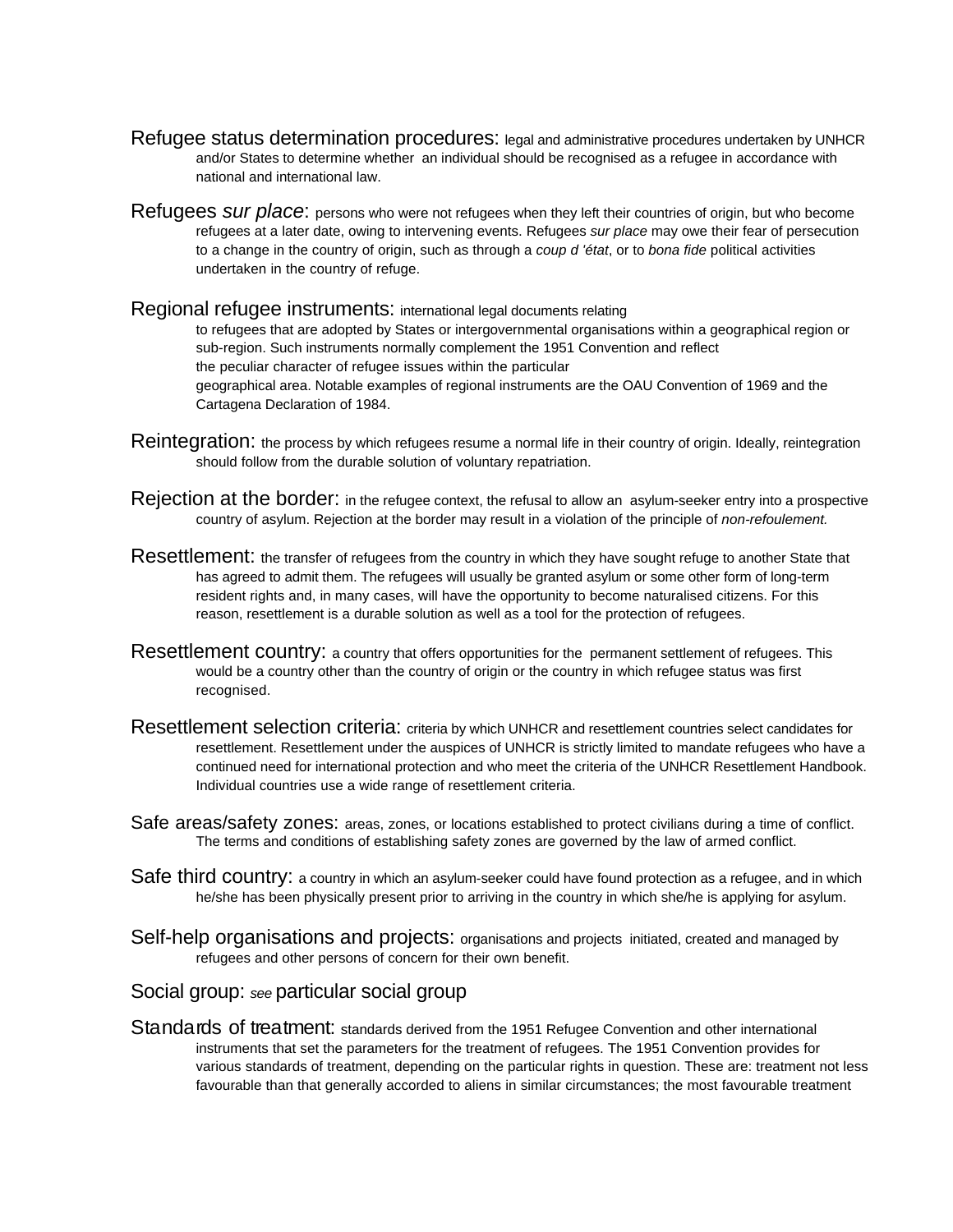Refugee status determination procedures: legal and administrative procedures undertaken by UNHCR and/or States to determine whether an individual should be recognised as a refugee in accordance with national and international law.

Refugees *sur place*: persons who were not refugees when they left their countries of origin, but who become refugees at a later date, owing to intervening events. Refugees *sur place* may owe their fear of persecution to a change in the country of origin, such as through a *coup d 'état*, or to *bona fide* political activities undertaken in the country of refuge.

Regional refugee instruments: international legal documents relating to refugees that are adopted by States or intergovernmental organisations within a geographical region or sub-region. Such instruments normally complement the 1951 Convention and reflect the peculiar character of refugee issues within the particular geographical area. Notable examples of regional instruments are the OAU Convention of 1969 and the Cartagena Declaration of 1984.

Reintegration: the process by which refugees resume a normal life in their country of origin. Ideally, reintegration should follow from the durable solution of voluntary repatriation.

Rejection at the border: in the refugee context, the refusal to allow an asylum-seeker entry into a prospective country of asylum. Rejection at the border may result in a violation of the principle of *non-refoulement.*

Resettlement: the transfer of refugees from the country in which they have sought refuge to another State that has agreed to admit them. The refugees will usually be granted asylum or some other form of long-term resident rights and, in many cases, will have the opportunity to become naturalised citizens. For this reason, resettlement is a durable solution as well as a tool for the protection of refugees.

Resettlement country: a country that offers opportunities for the permanent settlement of refugees. This would be a country other than the country of origin or the country in which refugee status was first recognised.

Resettlement selection criteria: criteria by which UNHCR and resettlement countries select candidates for resettlement. Resettlement under the auspices of UNHCR is strictly limited to mandate refugees who have a continued need for international protection and who meet the criteria of the UNHCR Resettlement Handbook. Individual countries use a wide range of resettlement criteria.

Safe areas/safety zones: areas, zones, or locations established to protect civilians during a time of conflict. The terms and conditions of establishing safety zones are governed by the law of armed conflict.

Safe third country: a country in which an asylum-seeker could have found protection as a refugee, and in which he/she has been physically present prior to arriving in the country in which she/he is applying for asylum.

Self-help organisations and projects: organisations and projects initiated, created and managed by refugees and other persons of concern for their own benefit.

Social group: *see* particular social group

Standards of treatment: standards derived from the 1951 Refugee Convention and other international instruments that set the parameters for the treatment of refugees. The 1951 Convention provides for various standards of treatment, depending on the particular rights in question. These are: treatment not less favourable than that generally accorded to aliens in similar circumstances; the most favourable treatment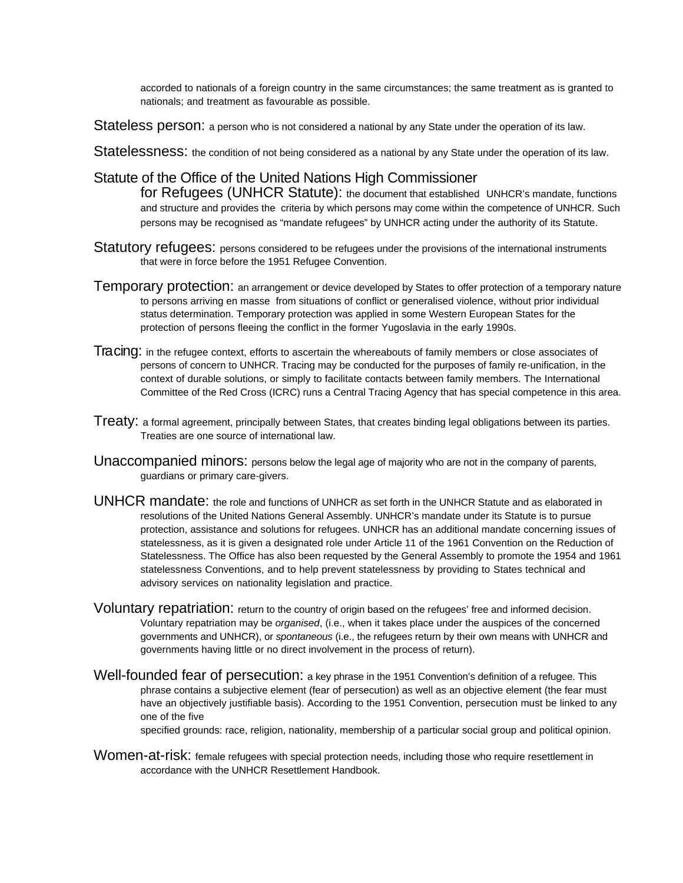accorded to nationals of a foreign country in the same circumstances; the same treatment as is granted to nationals; and treatment as favourable as possible.

Stateless person: a person who is not considered a national by any State under the operation of its law.

Statelessness: the condition of not being considered as a national by any State under the operation of its law.

Statute of the Office of the United Nations High Commissioner for Refugees (UNHCR Statute): the document that established UNHCR's mandate, functions and structure and provides the criteria by which persons may come within the competence of UNHCR. Such persons may be recognised as "mandate refugees" by UNHCR acting under the authority of its Statute.

Statutory refugees: persons considered to be refugees under the provisions of the international instruments that were in force before the 1951 Refugee Convention.

Temporary protection: an arrangement or device developed by States to offer protection of a temporary nature to persons arriving en masse from situations of conflict or generalised violence, without prior individual status determination. Temporary protection was applied in some Western European States for the protection of persons fleeing the conflict in the former Yugoslavia in the early 1990s.

Tracing: in the refugee context, efforts to ascertain the whereabouts of family members or close associates of persons of concern to UNHCR. Tracing may be conducted for the purposes of family re-unification, in the context of durable solutions, or simply to facilitate contacts between family members. The International Committee of the Red Cross (ICRC) runs a Central Tracing Agency that has special competence in this area.

Treaty: a formal agreement, principally between States, that creates binding legal obligations between its parties. Treaties are one source of international law.

Unaccompanied minors: persons below the legal age of majority who are not in the company of parents, guardians or primary care-givers.

UNHCR mandate: the role and functions of UNHCR as set forth in the UNHCR Statute and as elaborated in resolutions of the United Nations General Assembly. UNHCR's mandate under its Statute is to pursue protection, assistance and solutions for refugees. UNHCR has an additional mandate concerning issues of statelessness, as it is given a designated role under Article 11 of the 1961 Convention on the Reduction of Statelessness. The Office has also been requested by the General Assembly to promote the 1954 and 1961 statelessness Conventions, and to help prevent statelessness by providing to States technical and advisory services on nationality legislation and practice.

Voluntary repatriation: return to the country of origin based on the refugees' free and informed decision. Voluntary repatriation may be *organised*, (i.e., when it takes place under the auspices of the concerned governments and UNHCR), or *spontaneous* (i.e., the refugees return by their own means with UNHCR and governments having little or no direct involvement in the process of return).

Well-founded fear of persecution: a key phrase in the 1951 Convention's definition of a refugee. This phrase contains a subjective element (fear of persecution) as well as an objective element (the fear must have an objectively justifiable basis). According to the 1951 Convention, persecution must be linked to any one of the five specified grounds: race, religion, nationality, membership of a particular social group and political opinion.

Women-at-risk: female refugees with special protection needs, including those who require resettlement in accordance with the UNHCR Resettlement Handbook.